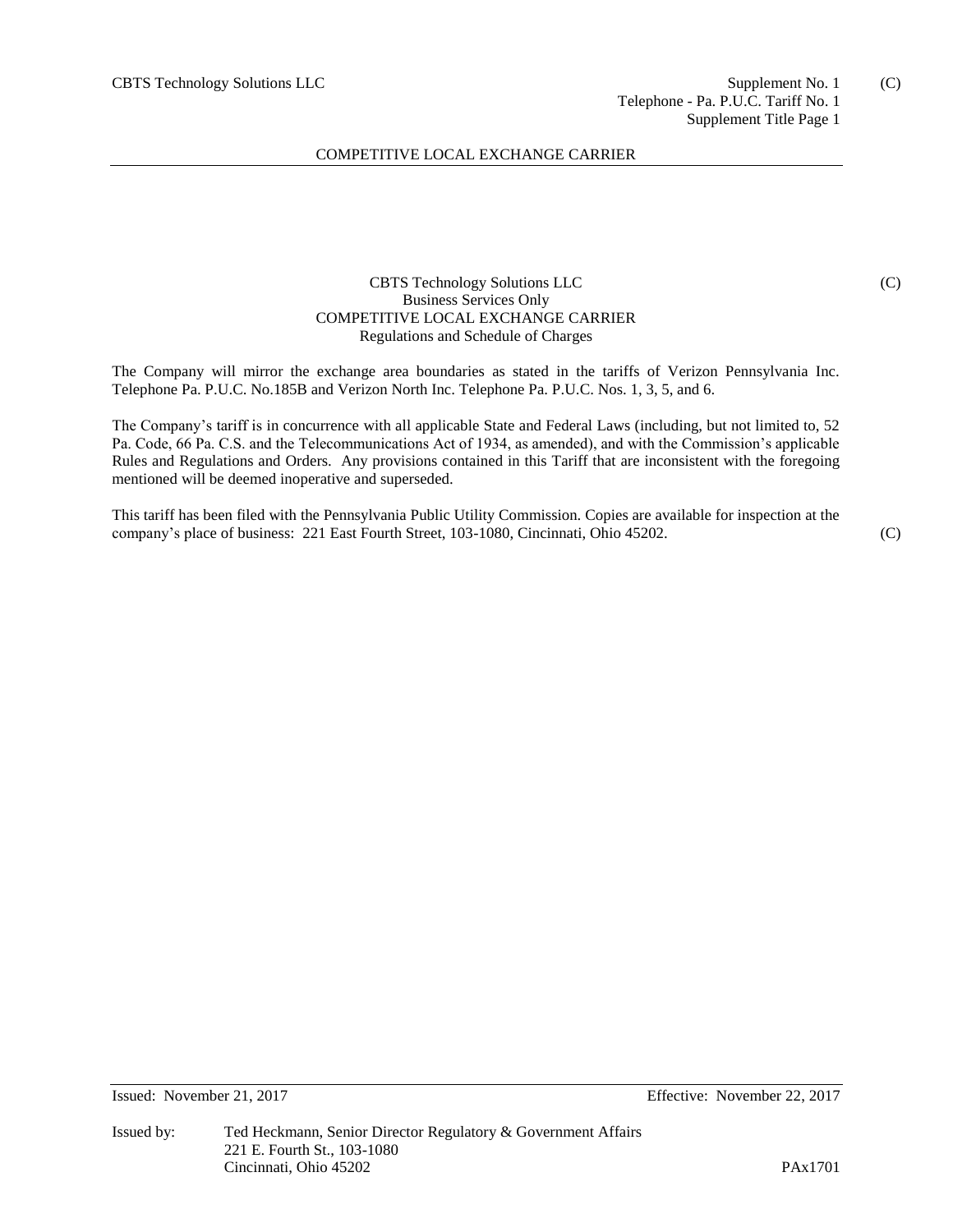CBTS Technology Solutions LLC
Business Services Only
COMPETITIVE LOCAL EXCHANGE CARRIER
Regulations and Schedule of Charges

(C)

The Company will mirror the exchange area boundaries as stated in the tariffs of Verizon Pennsylvania Inc. Telephone Pa. P.U.C. No.185B and Verizon North Inc. Telephone Pa. P.U.C. Nos. 1, 3, 5, and 6.

The Company's tariff is in concurrence with all applicable State and Federal Laws (including, but not limited to, 52 Pa. Code, 66 Pa. C.S. and the Telecommunications Act of 1934, as amended), and with the Commission's applicable Rules and Regulations and Orders. Any provisions contained in this Tariff that are inconsistent with the foregoing mentioned will be deemed inoperative and superseded.

This tariff has been filed with the Pennsylvania Public Utility Commission. Copies are available for inspection at the company's place of business: 221 East Fourth Street, 103-1080, Cincinnati, Ohio 45202. (C)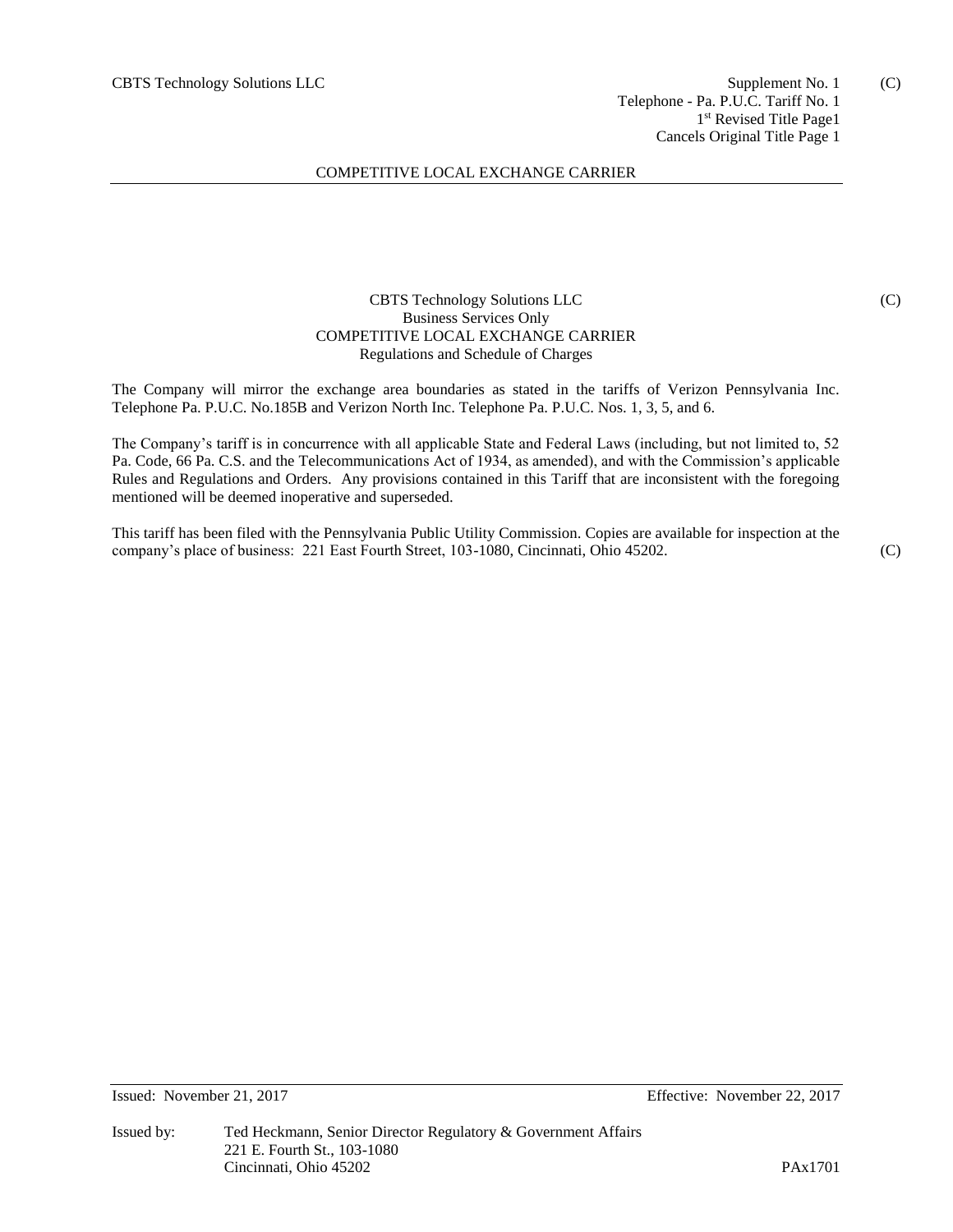CBTS Technology Solutions LLC

Supplement No. 1 (C)
Telephone - Pa. P.U.C. Tariff No. 1
1st Revised Title Page1
Cancels Original Title Page 1

COMPETITIVE LOCAL EXCHANGE CARRIER

CBTS Technology Solutions LLC (C)
Business Services Only
COMPETITIVE LOCAL EXCHANGE CARRIER
Regulations and Schedule of Charges

The Company will mirror the exchange area boundaries as stated in the tariffs of Verizon Pennsylvania Inc. Telephone Pa. P.U.C. No.185B and Verizon North Inc. Telephone Pa. P.U.C. Nos. 1, 3, 5, and 6.

The Company's tariff is in concurrence with all applicable State and Federal Laws (including, but not limited to, 52 Pa. Code, 66 Pa. C.S. and the Telecommunications Act of 1934, as amended), and with the Commission's applicable Rules and Regulations and Orders. Any provisions contained in this Tariff that are inconsistent with the foregoing mentioned will be deemed inoperative and superseded.

This tariff has been filed with the Pennsylvania Public Utility Commission. Copies are available for inspection at the company's place of business: 221 East Fourth Street, 103-1080, Cincinnati, Ohio 45202. (C)

Issued: November 21, 2017 Effective: November 22, 2017

Issued by: Ted Heckmann, Senior Director Regulatory & Government Affairs
221 E. Fourth St., 103-1080
Cincinnati, Ohio 45202

PAx1701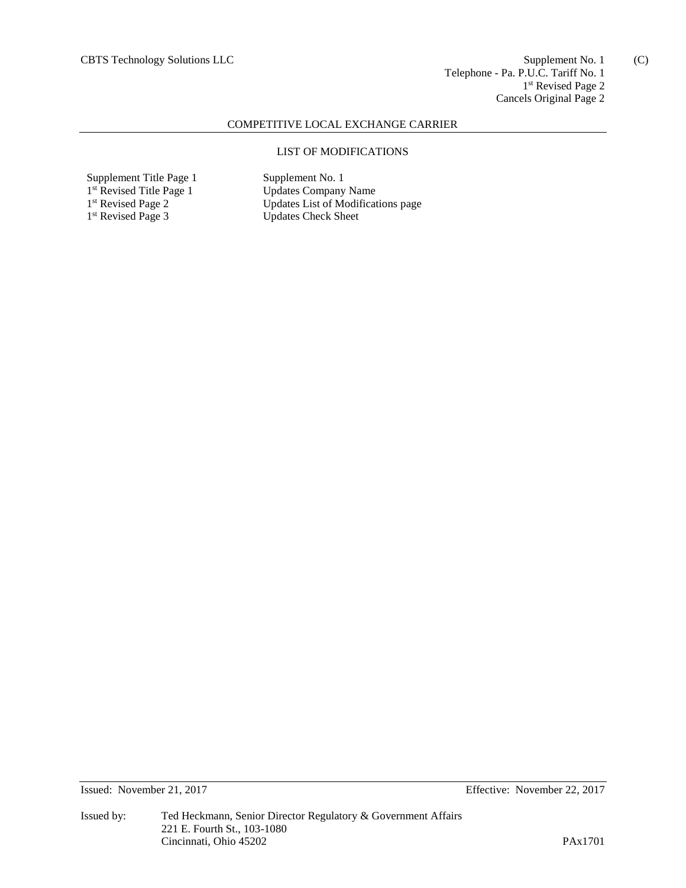COMPETITIVE LOCAL EXCHANGE CARRIER

## LIST OF MODIFICATIONS

| | |
|---|---|
| Supplement Title Page 1 | Supplement No. 1 |
| 1st Revised Title Page 1 | Updates Company Name |
| 1st Revised Page 2 | Updates List of Modifications page |
| 1st Revised Page 3 | Updates Check Sheet |

Issued: November 21, 2017 Effective: November 22, 2017

Issued by: Ted Heckmann, Senior Director Regulatory & Government Affairs
221 E. Fourth St., 103-1080
Cincinnati, Ohio 45202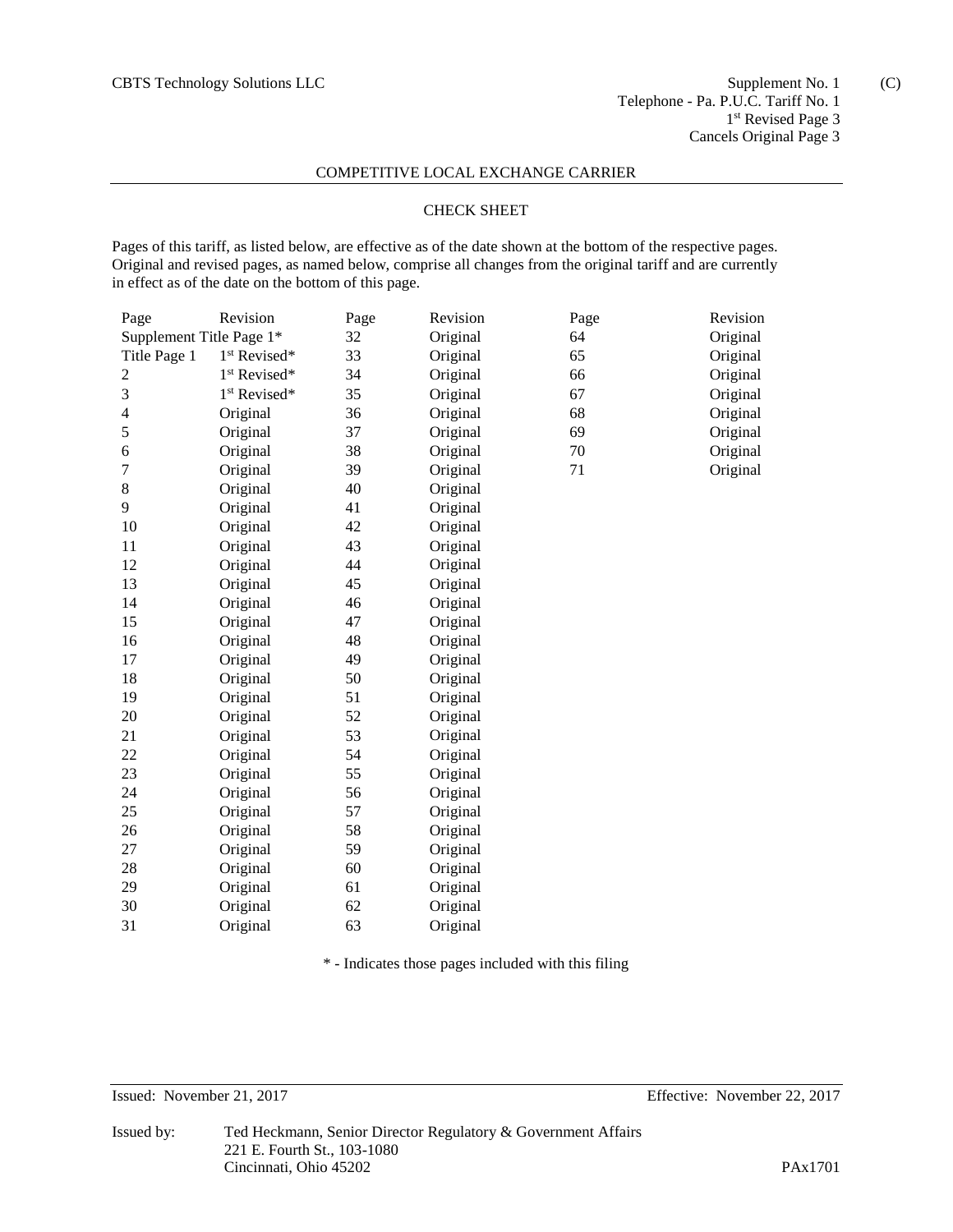CBTS Technology Solutions LLC

Supplement No. 1 (C)
Telephone - Pa. P.U.C. Tariff No. 1
1st Revised Page 3
Cancels Original Page 3

COMPETITIVE LOCAL EXCHANGE CARRIER

CHECK SHEET

Pages of this tariff, as listed below, are effective as of the date shown at the bottom of the respective pages. Original and revised pages, as named below, comprise all changes from the original tariff and are currently in effect as of the date on the bottom of this page.

| Page | Revision | Page | Revision | Page | Revision |
|---|---|---|---|---|---|
| Supplement Title Page 1* | | 32 | Original | 64 | Original |
| Title Page 1 | 1st Revised* | 33 | Original | 65 | Original |
| 2 | 1st Revised* | 34 | Original | 66 | Original |
| 3 | 1st Revised* | 35 | Original | 67 | Original |
| 4 | Original | 36 | Original | 68 | Original |
| 5 | Original | 37 | Original | 69 | Original |
| 6 | Original | 38 | Original | 70 | Original |
| 7 | Original | 39 | Original | 71 | Original |
| 8 | Original | 40 | Original | | |
| 9 | Original | 41 | Original | | |
| 10 | Original | 42 | Original | | |
| 11 | Original | 43 | Original | | |
| 12 | Original | 44 | Original | | |
| 13 | Original | 45 | Original | | |
| 14 | Original | 46 | Original | | |
| 15 | Original | 47 | Original | | |
| 16 | Original | 48 | Original | | |
| 17 | Original | 49 | Original | | |
| 18 | Original | 50 | Original | | |
| 19 | Original | 51 | Original | | |
| 20 | Original | 52 | Original | | |
| 21 | Original | 53 | Original | | |
| 22 | Original | 54 | Original | | |
| 23 | Original | 55 | Original | | |
| 24 | Original | 56 | Original | | |
| 25 | Original | 57 | Original | | |
| 26 | Original | 58 | Original | | |
| 27 | Original | 59 | Original | | |
| 28 | Original | 60 | Original | | |
| 29 | Original | 61 | Original | | |
| 30 | Original | 62 | Original | | |
| 31 | Original | 63 | Original | | |

\* - Indicates those pages included with this filing

Issued: November 21, 2017 Effective: November 22, 2017

Issued by: Ted Heckmann, Senior Director Regulatory & Government Affairs
221 E. Fourth St., 103-1080
Cincinnati, Ohio 45202

PAx1701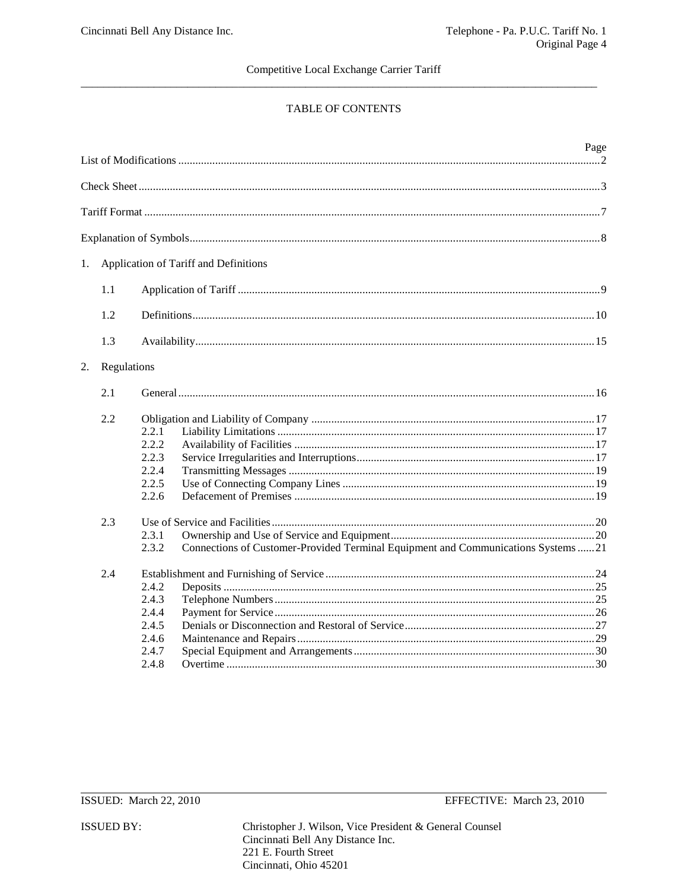Competitive Local Exchange Carrier Tariff

# TABLE OF CONTENTS

| | Page |
|---|---|
| List of Modifications | 2 |
| Check Sheet | 3 |
| Tariff Format | 7 |
| Explanation of Symbols | 8 |
| 1. Application of Tariff and Definitions | |
| 1.1 Application of Tariff | 9 |
| 1.2 Definitions | 10 |
| 1.3 Availability | 15 |
| 2. Regulations | |
| 2.1 General | 16 |
| 2.2 Obligation and Liability of Company | 17 |
| 2.2.1 Liability Limitations | 17 |
| 2.2.2 Availability of Facilities | 17 |
| 2.2.3 Service Irregularities and Interruptions | 17 |
| 2.2.4 Transmitting Messages | 19 |
| 2.2.5 Use of Connecting Company Lines | 19 |
| 2.2.6 Defacement of Premises | 19 |
| 2.3 Use of Service and Facilities | 20 |
| 2.3.1 Ownership and Use of Service and Equipment | 20 |
| 2.3.2 Connections of Customer-Provided Terminal Equipment and Communications Systems | 21 |
| 2.4 Establishment and Furnishing of Service | 24 |
| 2.4.2 Deposits | 25 |
| 2.4.3 Telephone Numbers | 25 |
| 2.4.4 Payment for Service | 26 |
| 2.4.5 Denials or Disconnection and Restoral of Service | 27 |
| 2.4.6 Maintenance and Repairs | 29 |
| 2.4.7 Special Equipment and Arrangements | 30 |
| 2.4.8 Overtime | 30 |

ISSUED: March 22, 2010 EFFECTIVE: March 23, 2010

ISSUED BY: Christopher J. Wilson, Vice President & General Counsel
Cincinnati Bell Any Distance Inc.
221 E. Fourth Street
Cincinnati, Ohio 45201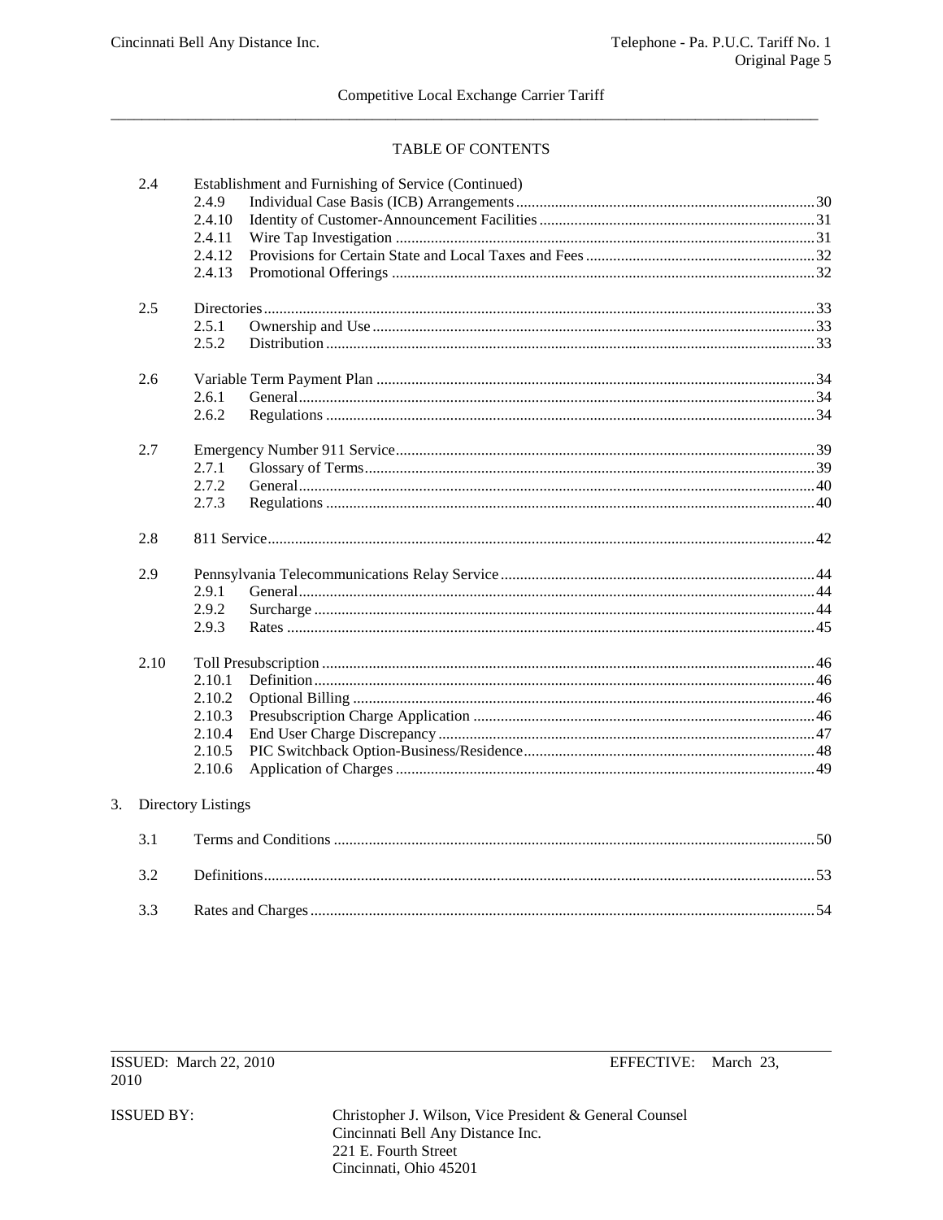# TABLE OF CONTENTS

| | | Page |
|---|---|---|
| 2.4 | Establishment and Furnishing of Service (Continued) | |
| | 2.4.9 Individual Case Basis (ICB) Arrangements | 30 |
| | 2.4.10 Identity of Customer-Announcement Facilities | 31 |
| | 2.4.11 Wire Tap Investigation | 31 |
| | 2.4.12 Provisions for Certain State and Local Taxes and Fees | 32 |
| | 2.4.13 Promotional Offerings | 32 |
| 2.5 | Directories | 33 |
| | 2.5.1 Ownership and Use | 33 |
| | 2.5.2 Distribution | 33 |
| 2.6 | Variable Term Payment Plan | 34 |
| | 2.6.1 General | 34 |
| | 2.6.2 Regulations | 34 |
| 2.7 | Emergency Number 911 Service | 39 |
| | 2.7.1 Glossary of Terms | 39 |
| | 2.7.2 General | 40 |
| | 2.7.3 Regulations | 40 |
| 2.8 | 811 Service | 42 |
| 2.9 | Pennsylvania Telecommunications Relay Service | 44 |
| | 2.9.1 General | 44 |
| | 2.9.2 Surcharge | 44 |
| | 2.9.3 Rates | 45 |
| 2.10 | Toll Presubscription | 46 |
| | 2.10.1 Definition | 46 |
| | 2.10.2 Optional Billing | 46 |
| | 2.10.3 Presubscription Charge Application | 46 |
| | 2.10.4 End User Charge Discrepancy | 47 |
| | 2.10.5 PIC Switchback Option-Business/Residence | 48 |
| | 2.10.6 Application of Charges | 49 |

3. Directory Listings

| | | Page |
|---|---|---|
| 3.1 | Terms and Conditions | 50 |
| 3.2 | Definitions | 53 |
| 3.3 | Rates and Charges | 54 |

ISSUED: March 22, 2010 EFFECTIVE: March 23, 2010

ISSUED BY: Christopher J. Wilson, Vice President & General Counsel
Cincinnati Bell Any Distance Inc.
221 E. Fourth Street
Cincinnati, Ohio 45201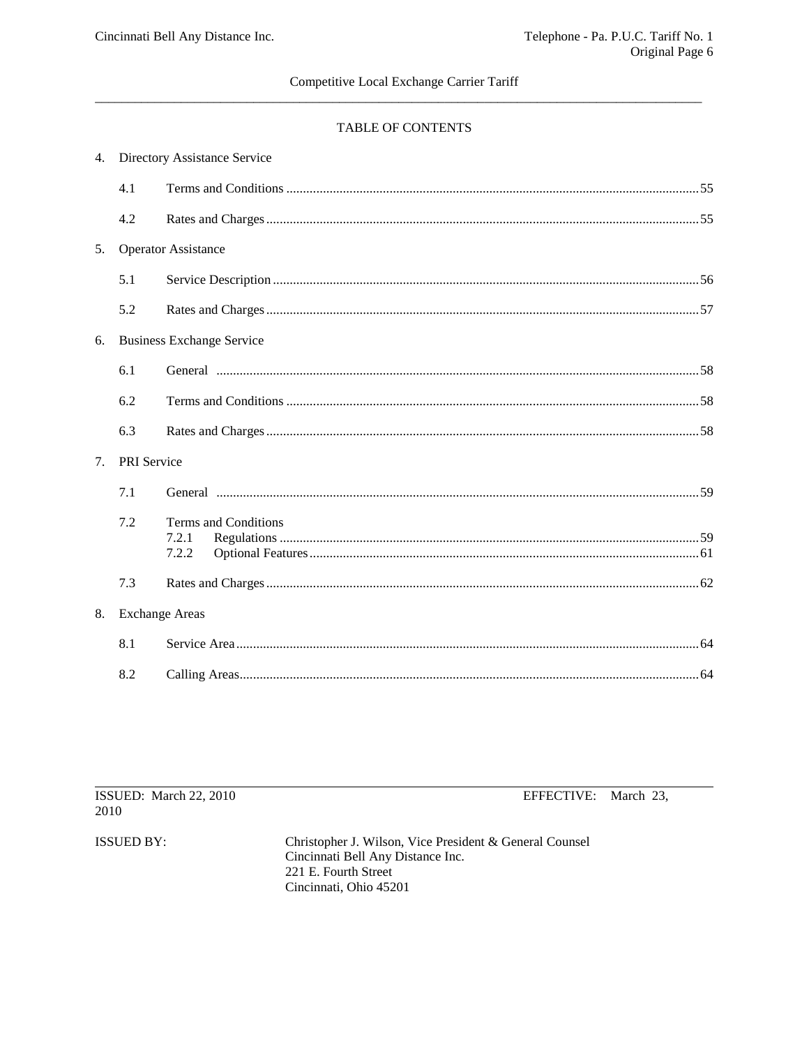Competitive Local Exchange Carrier Tariff

TABLE OF CONTENTS

4. Directory Assistance Service

| | | |
|---|---|---|
| 4.1 | Terms and Conditions | 55 |
| 4.2 | Rates and Charges | 55 |

5. Operator Assistance

| | | |
|---|---|---|
| 5.1 | Service Description | 56 |
| 5.2 | Rates and Charges | 57 |

6. Business Exchange Service

| | | |
|---|---|---|
| 6.1 | General | 58 |
| 6.2 | Terms and Conditions | 58 |
| 6.3 | Rates and Charges | 58 |

7. PRI Service

| | | |
|---|---|---|
| 7.1 | General | 59 |
| 7.2 | Terms and Conditions | |
| | 7.2.1 Regulations | 59 |
| | 7.2.2 Optional Features | 61 |
| 7.3 | Rates and Charges | 62 |

8. Exchange Areas

| | | |
|---|---|---|
| 8.1 | Service Area | 64 |
| 8.2 | Calling Areas | 64 |

ISSUED: March 22, 2010 EFFECTIVE: March 23, 2010

ISSUED BY: Christopher J. Wilson, Vice President & General Counsel
Cincinnati Bell Any Distance Inc.
221 E. Fourth Street
Cincinnati, Ohio 45201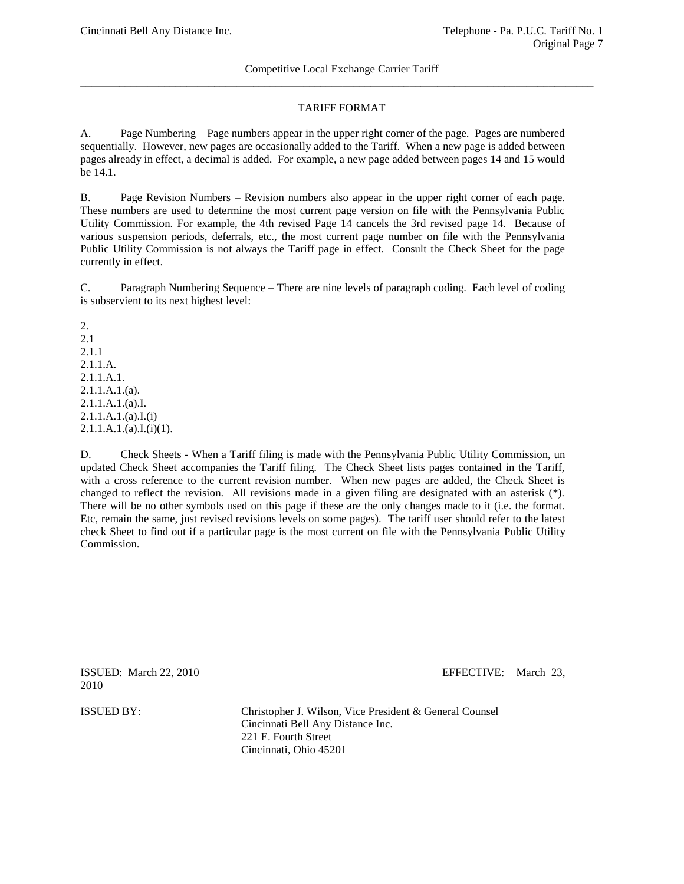# TARIFF FORMAT

A. Page Numbering – Page numbers appear in the upper right corner of the page. Pages are numbered sequentially. However, new pages are occasionally added to the Tariff. When a new page is added between pages already in effect, a decimal is added. For example, a new page added between pages 14 and 15 would be 14.1.

B. Page Revision Numbers – Revision numbers also appear in the upper right corner of each page. These numbers are used to determine the most current page version on file with the Pennsylvania Public Utility Commission. For example, the 4th revised Page 14 cancels the 3rd revised page 14. Because of various suspension periods, deferrals, etc., the most current page number on file with the Pennsylvania Public Utility Commission is not always the Tariff page in effect. Consult the Check Sheet for the page currently in effect.

C. Paragraph Numbering Sequence – There are nine levels of paragraph coding. Each level of coding is subservient to its next highest level:

2.
2.1
2.1.1
2.1.1.A.
2.1.1.A.1.
2.1.1.A.1.(a).
2.1.1.A.1.(a).I.
2.1.1.A.1.(a).I.(i)
2.1.1.A.1.(a).I.(i)(1).

D. Check Sheets - When a Tariff filing is made with the Pennsylvania Public Utility Commission, un updated Check Sheet accompanies the Tariff filing. The Check Sheet lists pages contained in the Tariff, with a cross reference to the current revision number. When new pages are added, the Check Sheet is changed to reflect the revision. All revisions made in a given filing are designated with an asterisk (*). There will be no other symbols used on this page if these are the only changes made to it (i.e. the format. Etc, remain the same, just revised revisions levels on some pages). The tariff user should refer to the latest check Sheet to find out if a particular page is the most current on file with the Pennsylvania Public Utility Commission.

ISSUED: March 22, 2010 EFFECTIVE: March 23, 2010

ISSUED BY: Christopher J. Wilson, Vice President & General Counsel
Cincinnati Bell Any Distance Inc.
221 E. Fourth Street
Cincinnati, Ohio 45201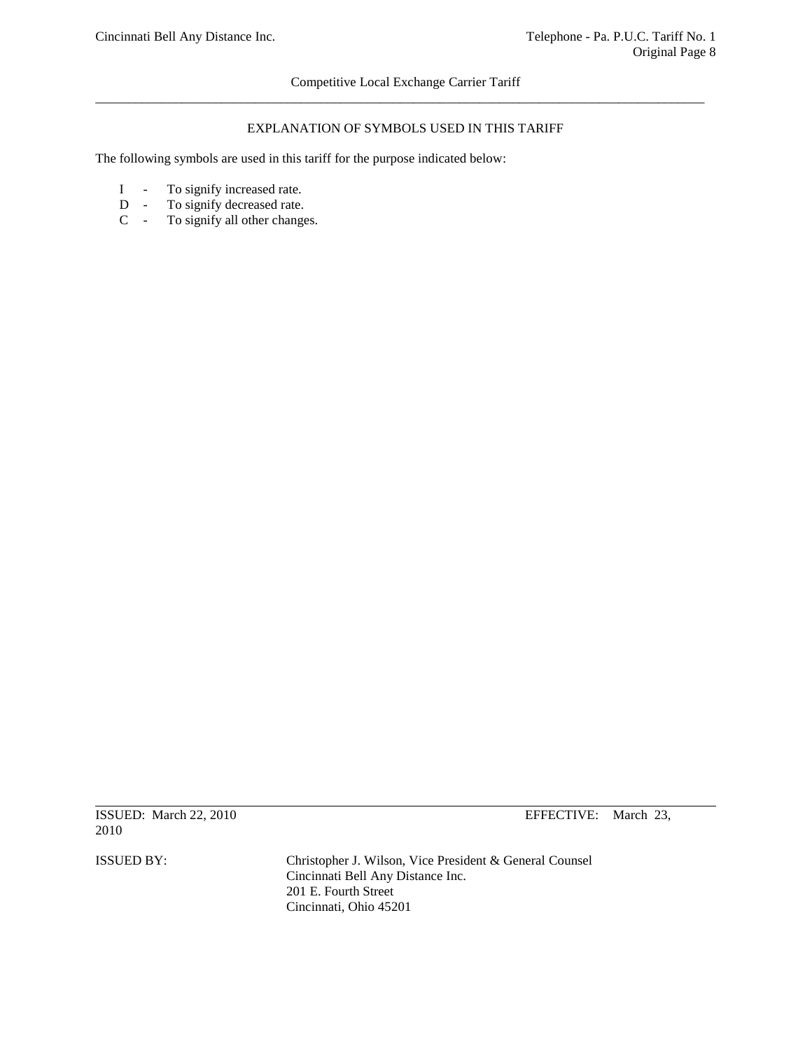## EXPLANATION OF SYMBOLS USED IN THIS TARIFF

The following symbols are used in this tariff for the purpose indicated below:

- I - To signify increased rate.
- D - To signify decreased rate.
- C - To signify all other changes.

ISSUED: March 22, 2010 EFFECTIVE: March 23, 2010

ISSUED BY: Christopher J. Wilson, Vice President & General Counsel
Cincinnati Bell Any Distance Inc.
201 E. Fourth Street
Cincinnati, Ohio 45201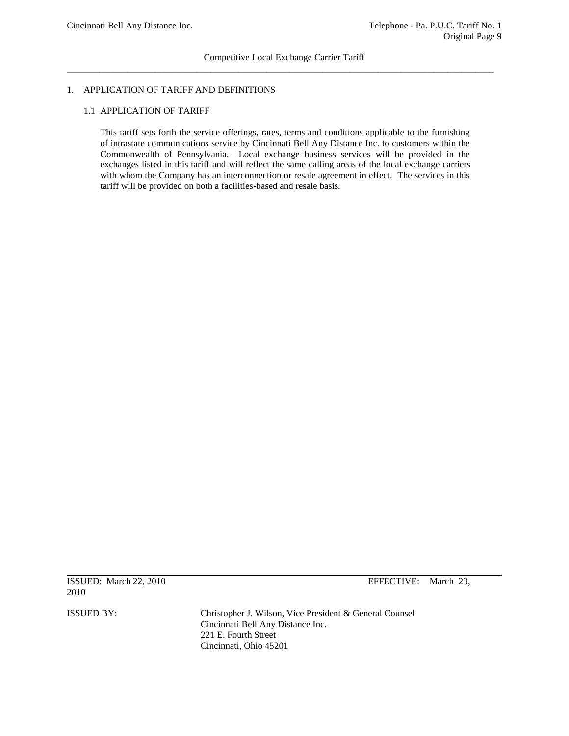# 1. APPLICATION OF TARIFF AND DEFINITIONS

## 1.1 APPLICATION OF TARIFF

This tariff sets forth the service offerings, rates, terms and conditions applicable to the furnishing of intrastate communications service by Cincinnati Bell Any Distance Inc. to customers within the Commonwealth of Pennsylvania. Local exchange business services will be provided in the exchanges listed in this tariff and will reflect the same calling areas of the local exchange carriers with whom the Company has an interconnection or resale agreement in effect. The services in this tariff will be provided on both a facilities-based and resale basis.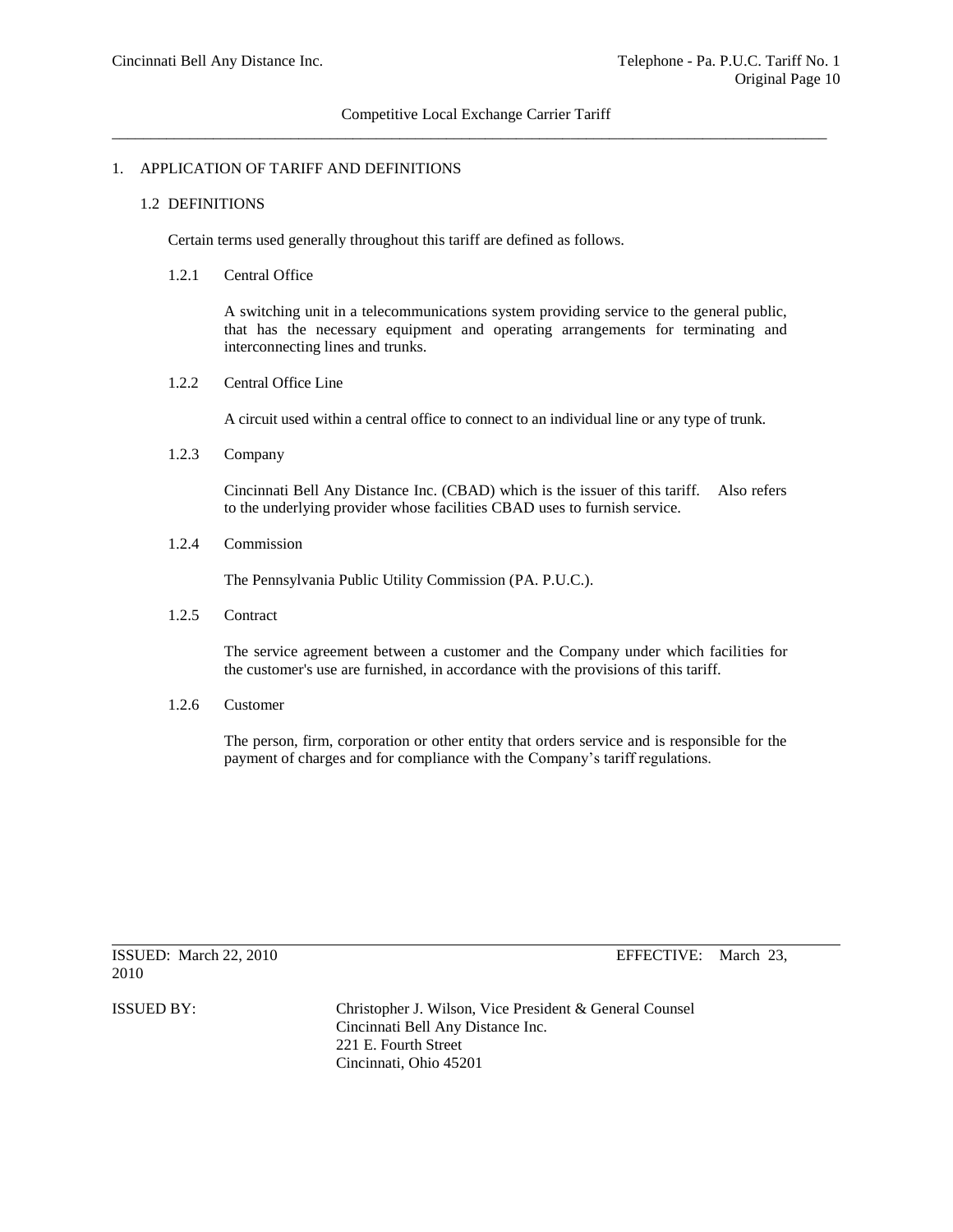# 1. APPLICATION OF TARIFF AND DEFINITIONS

## 1.2 DEFINITIONS

Certain terms used generally throughout this tariff are defined as follows.

### 1.2.1 Central Office

A switching unit in a telecommunications system providing service to the general public, that has the necessary equipment and operating arrangements for terminating and interconnecting lines and trunks.

### 1.2.2 Central Office Line

A circuit used within a central office to connect to an individual line or any type of trunk.

### 1.2.3 Company

Cincinnati Bell Any Distance Inc. (CBAD) which is the issuer of this tariff. Also refers to the underlying provider whose facilities CBAD uses to furnish service.

### 1.2.4 Commission

The Pennsylvania Public Utility Commission (PA. P.U.C.).

### 1.2.5 Contract

The service agreement between a customer and the Company under which facilities for the customer's use are furnished, in accordance with the provisions of this tariff.

### 1.2.6 Customer

The person, firm, corporation or other entity that orders service and is responsible for the payment of charges and for compliance with the Company's tariff regulations.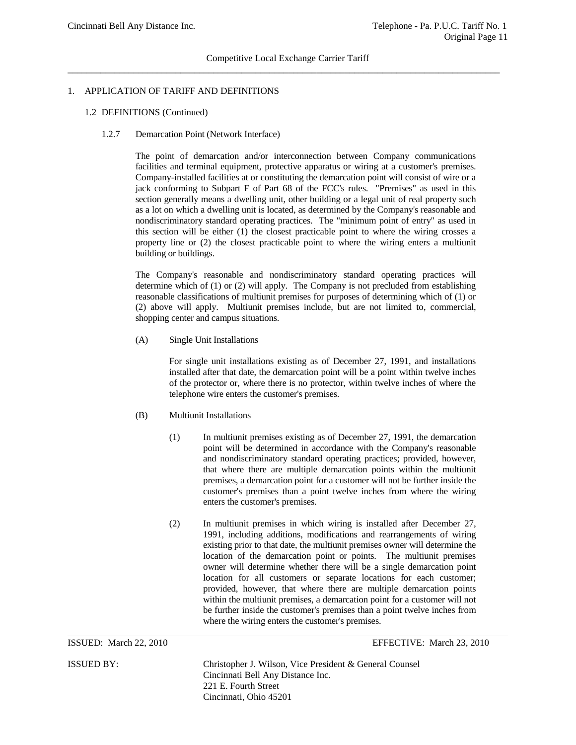## 1. APPLICATION OF TARIFF AND DEFINITIONS

### 1.2 DEFINITIONS (Continued)

#### 1.2.7 Demarcation Point (Network Interface)

The point of demarcation and/or interconnection between Company communications facilities and terminal equipment, protective apparatus or wiring at a customer's premises. Company-installed facilities at or constituting the demarcation point will consist of wire or a jack conforming to Subpart F of Part 68 of the FCC's rules. "Premises" as used in this section generally means a dwelling unit, other building or a legal unit of real property such as a lot on which a dwelling unit is located, as determined by the Company's reasonable and nondiscriminatory standard operating practices. The "minimum point of entry" as used in this section will be either (1) the closest practicable point to where the wiring crosses a property line or (2) the closest practicable point to where the wiring enters a multiunit building or buildings.

The Company's reasonable and nondiscriminatory standard operating practices will determine which of (1) or (2) will apply. The Company is not precluded from establishing reasonable classifications of multiunit premises for purposes of determining which of (1) or (2) above will apply. Multiunit premises include, but are not limited to, commercial, shopping center and campus situations.

(A) Single Unit Installations

For single unit installations existing as of December 27, 1991, and installations installed after that date, the demarcation point will be a point within twelve inches of the protector or, where there is no protector, within twelve inches of where the telephone wire enters the customer's premises.

(B) Multiunit Installations

(1) In multiunit premises existing as of December 27, 1991, the demarcation point will be determined in accordance with the Company's reasonable and nondiscriminatory standard operating practices; provided, however, that where there are multiple demarcation points within the multiunit premises, a demarcation point for a customer will not be further inside the customer's premises than a point twelve inches from where the wiring enters the customer's premises.

(2) In multiunit premises in which wiring is installed after December 27, 1991, including additions, modifications and rearrangements of wiring existing prior to that date, the multiunit premises owner will determine the location of the demarcation point or points. The multiunit premises owner will determine whether there will be a single demarcation point location for all customers or separate locations for each customer; provided, however, that where there are multiple demarcation points within the multiunit premises, a demarcation point for a customer will not be further inside the customer's premises than a point twelve inches from where the wiring enters the customer's premises.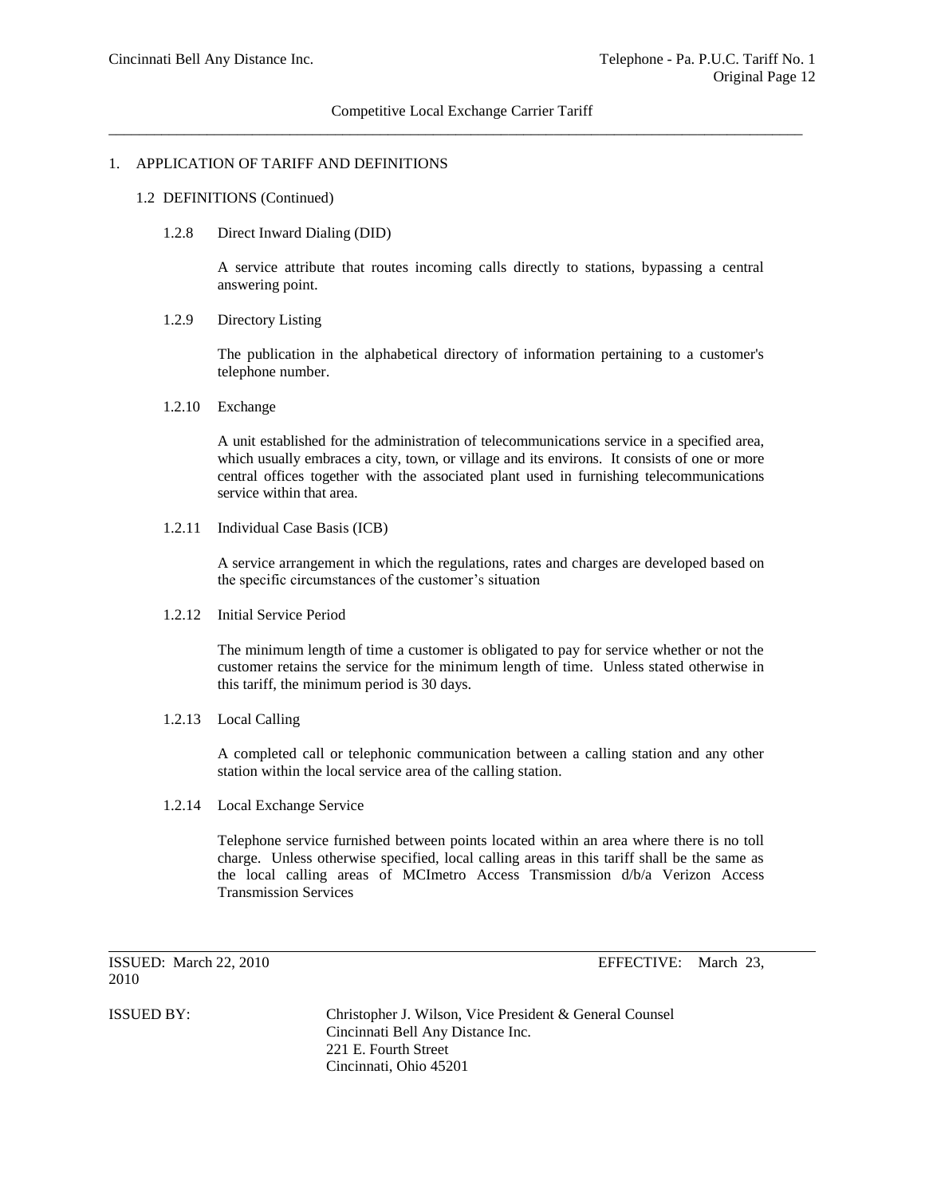# 1. APPLICATION OF TARIFF AND DEFINITIONS

## 1.2 DEFINITIONS (Continued)

### 1.2.8 Direct Inward Dialing (DID)

A service attribute that routes incoming calls directly to stations, bypassing a central answering point.

### 1.2.9 Directory Listing

The publication in the alphabetical directory of information pertaining to a customer's telephone number.

### 1.2.10 Exchange

A unit established for the administration of telecommunications service in a specified area, which usually embraces a city, town, or village and its environs. It consists of one or more central offices together with the associated plant used in furnishing telecommunications service within that area.

### 1.2.11 Individual Case Basis (ICB)

A service arrangement in which the regulations, rates and charges are developed based on the specific circumstances of the customer's situation

### 1.2.12 Initial Service Period

The minimum length of time a customer is obligated to pay for service whether or not the customer retains the service for the minimum length of time. Unless stated otherwise in this tariff, the minimum period is 30 days.

### 1.2.13 Local Calling

A completed call or telephonic communication between a calling station and any other station within the local service area of the calling station.

### 1.2.14 Local Exchange Service

Telephone service furnished between points located within an area where there is no toll charge. Unless otherwise specified, local calling areas in this tariff shall be the same as the local calling areas of MCImetro Access Transmission d/b/a Verizon Access Transmission Services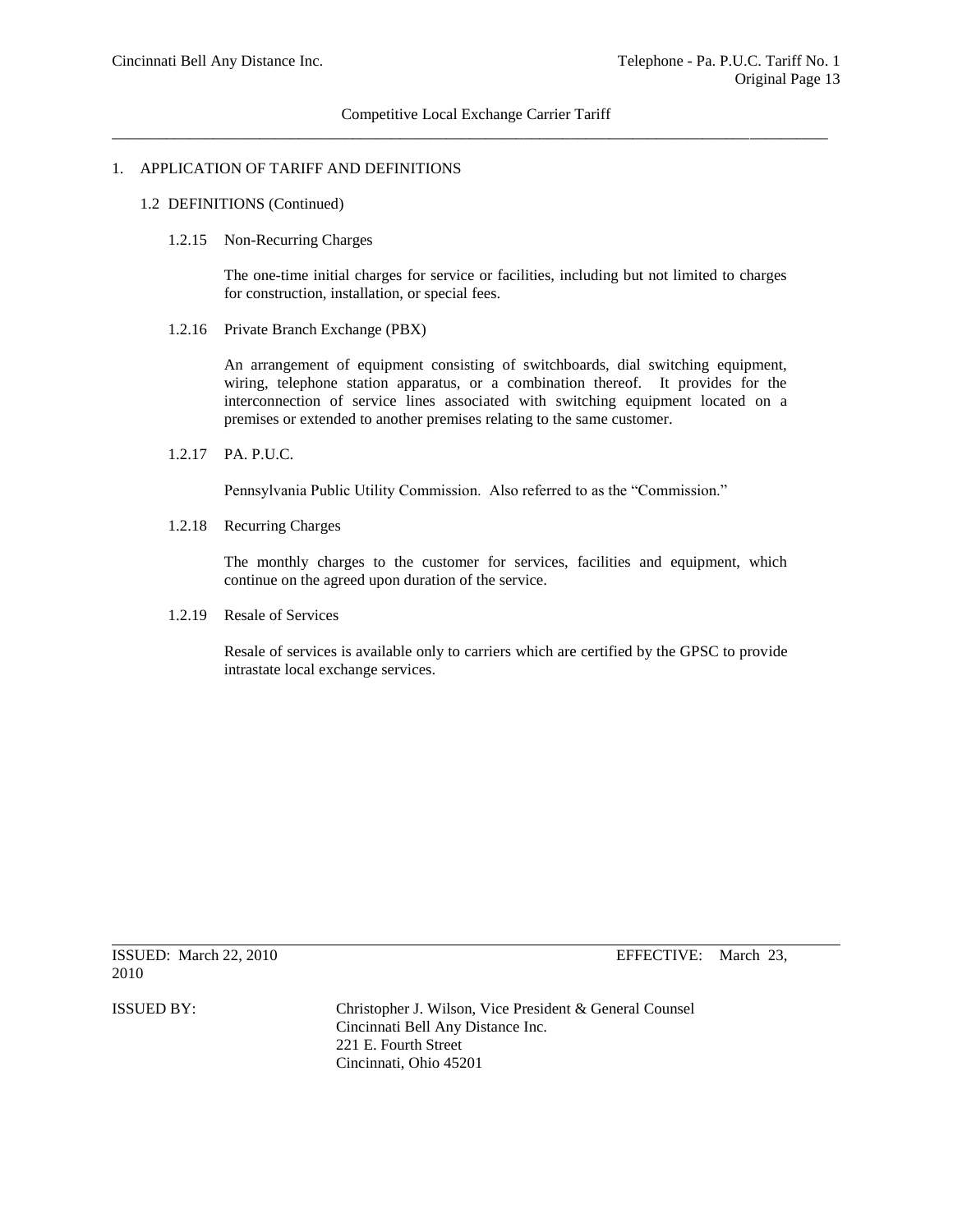## 1. APPLICATION OF TARIFF AND DEFINITIONS

### 1.2 DEFINITIONS (Continued)

#### 1.2.15 Non-Recurring Charges

The one-time initial charges for service or facilities, including but not limited to charges for construction, installation, or special fees.

#### 1.2.16 Private Branch Exchange (PBX)

An arrangement of equipment consisting of switchboards, dial switching equipment, wiring, telephone station apparatus, or a combination thereof. It provides for the interconnection of service lines associated with switching equipment located on a premises or extended to another premises relating to the same customer.

#### 1.2.17 PA. P.U.C.

Pennsylvania Public Utility Commission. Also referred to as the "Commission."

#### 1.2.18 Recurring Charges

The monthly charges to the customer for services, facilities and equipment, which continue on the agreed upon duration of the service.

#### 1.2.19 Resale of Services

Resale of services is available only to carriers which are certified by the GPSC to provide intrastate local exchange services.

ISSUED: March 22, 2010 EFFECTIVE: March 23, 2010

ISSUED BY: Christopher J. Wilson, Vice President & General Counsel
Cincinnati Bell Any Distance Inc.
221 E. Fourth Street
Cincinnati, Ohio 45201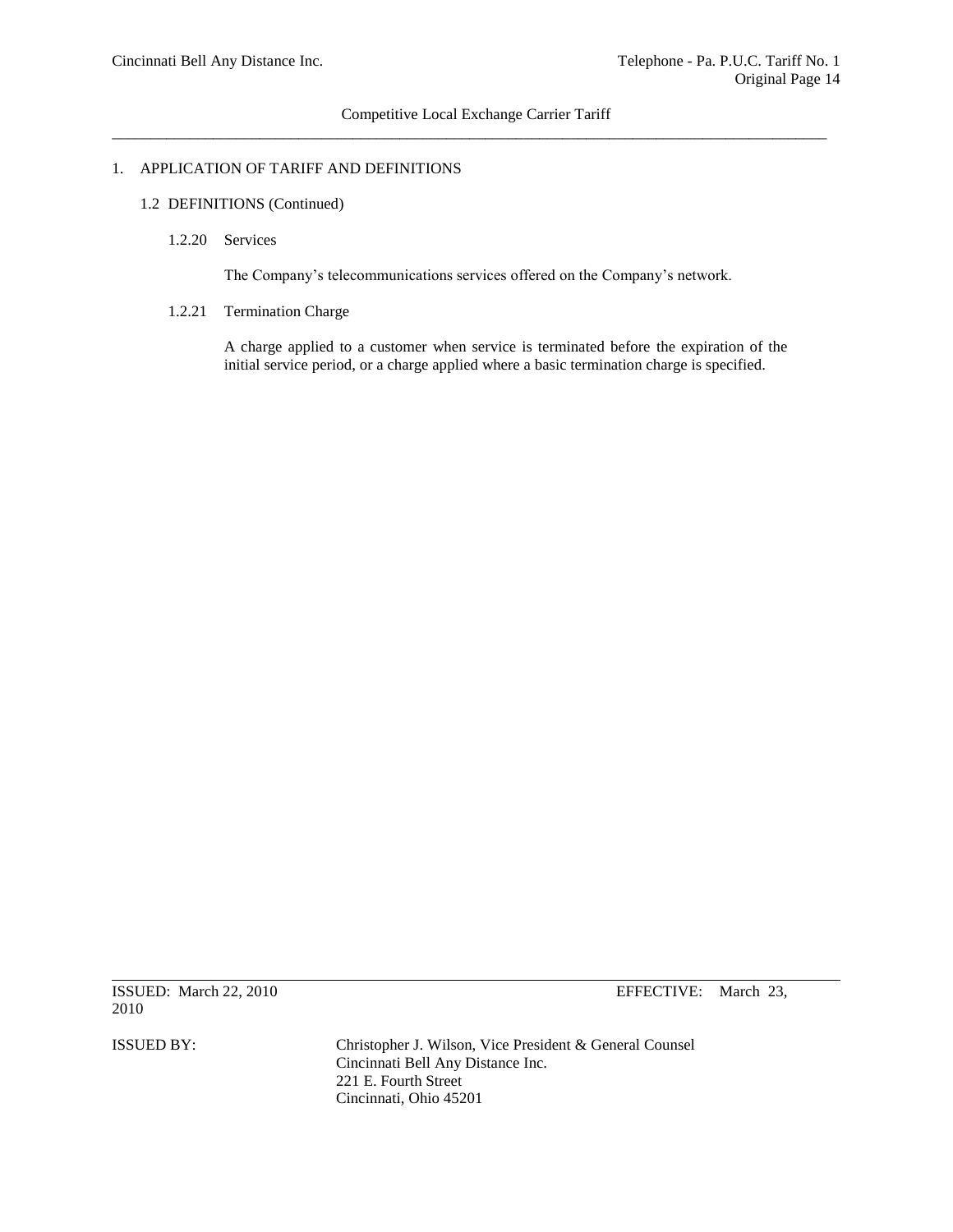## 1. APPLICATION OF TARIFF AND DEFINITIONS

### 1.2 DEFINITIONS (Continued)

1.2.20 Services

The Company's telecommunications services offered on the Company's network.

1.2.21 Termination Charge

A charge applied to a customer when service is terminated before the expiration of the initial service period, or a charge applied where a basic termination charge is specified.

ISSUED: March 22, 2010 EFFECTIVE: March 23, 2010

ISSUED BY: Christopher J. Wilson, Vice President & General Counsel
Cincinnati Bell Any Distance Inc.
221 E. Fourth Street
Cincinnati, Ohio 45201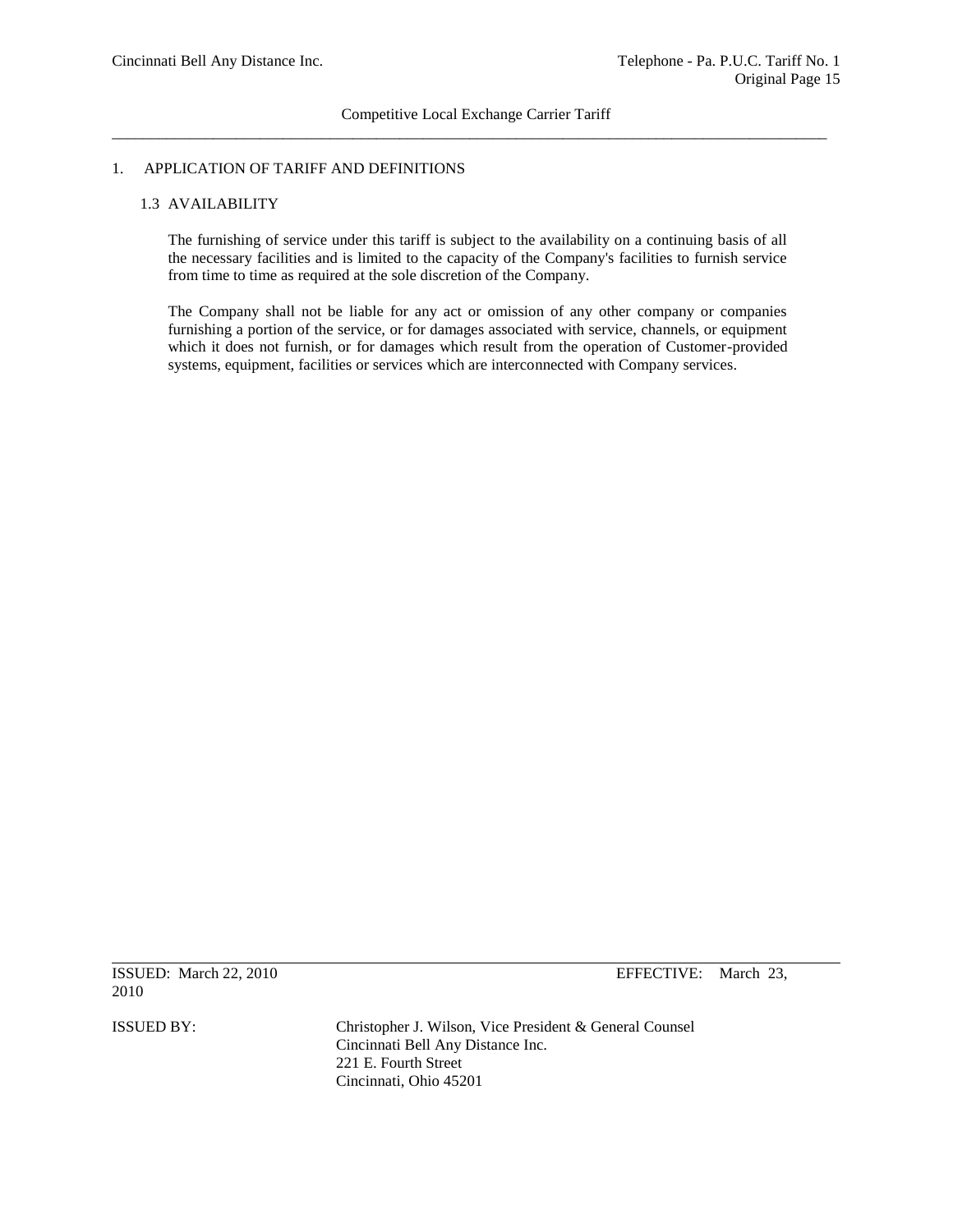# 1. APPLICATION OF TARIFF AND DEFINITIONS

## 1.3 AVAILABILITY

The furnishing of service under this tariff is subject to the availability on a continuing basis of all the necessary facilities and is limited to the capacity of the Company's facilities to furnish service from time to time as required at the sole discretion of the Company.

The Company shall not be liable for any act or omission of any other company or companies furnishing a portion of the service, or for damages associated with service, channels, or equipment which it does not furnish, or for damages which result from the operation of Customer-provided systems, equipment, facilities or services which are interconnected with Company services.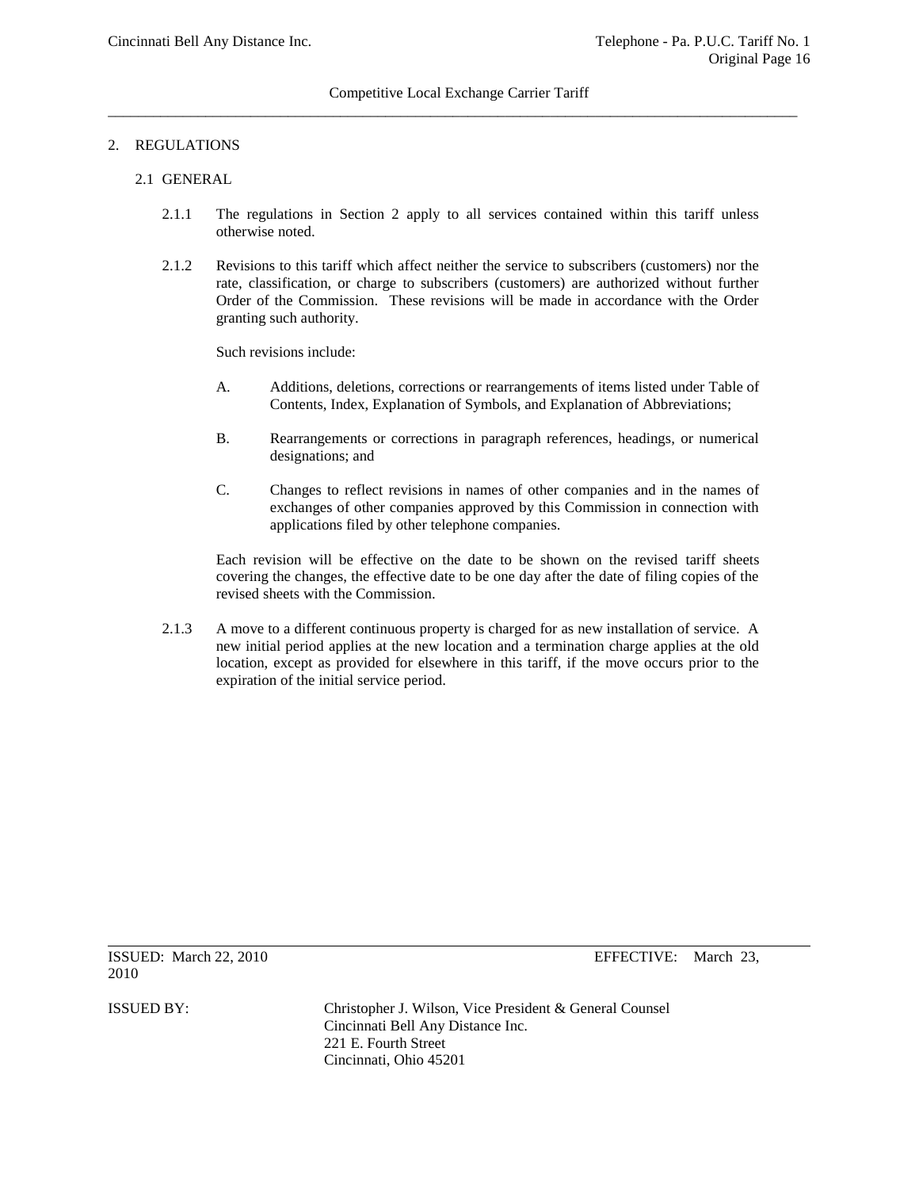## 2. REGULATIONS

### 2.1 GENERAL

2.1.1 The regulations in Section 2 apply to all services contained within this tariff unless otherwise noted.

2.1.2 Revisions to this tariff which affect neither the service to subscribers (customers) nor the rate, classification, or charge to subscribers (customers) are authorized without further Order of the Commission. These revisions will be made in accordance with the Order granting such authority.

Such revisions include:

A. Additions, deletions, corrections or rearrangements of items listed under Table of Contents, Index, Explanation of Symbols, and Explanation of Abbreviations;

B. Rearrangements or corrections in paragraph references, headings, or numerical designations; and

C. Changes to reflect revisions in names of other companies and in the names of exchanges of other companies approved by this Commission in connection with applications filed by other telephone companies.

Each revision will be effective on the date to be shown on the revised tariff sheets covering the changes, the effective date to be one day after the date of filing copies of the revised sheets with the Commission.

2.1.3 A move to a different continuous property is charged for as new installation of service. A new initial period applies at the new location and a termination charge applies at the old location, except as provided for elsewhere in this tariff, if the move occurs prior to the expiration of the initial service period.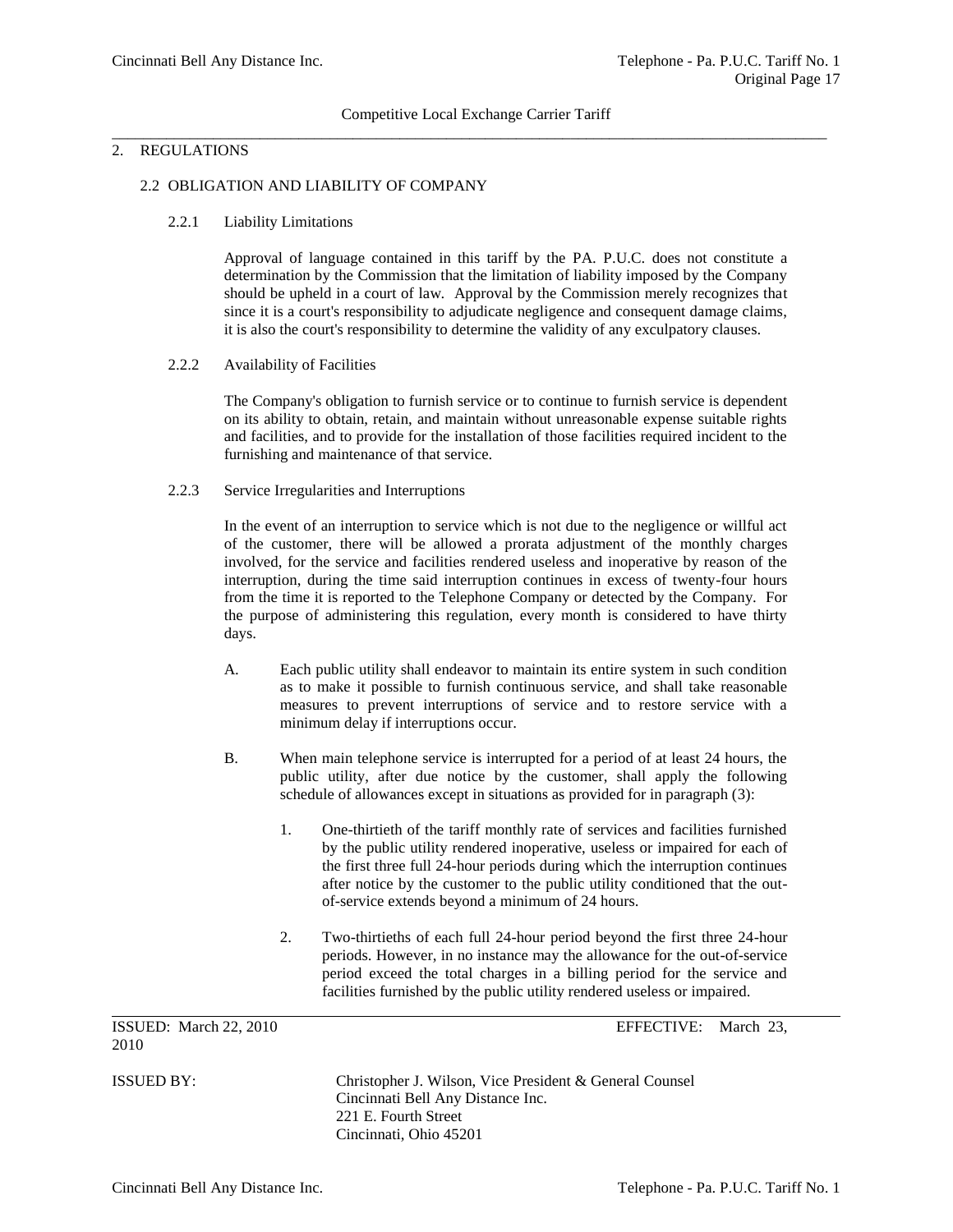## 2. REGULATIONS

### 2.2 OBLIGATION AND LIABILITY OF COMPANY

#### 2.2.1 Liability Limitations

Approval of language contained in this tariff by the PA. P.U.C. does not constitute a determination by the Commission that the limitation of liability imposed by the Company should be upheld in a court of law. Approval by the Commission merely recognizes that since it is a court's responsibility to adjudicate negligence and consequent damage claims, it is also the court's responsibility to determine the validity of any exculpatory clauses.

#### 2.2.2 Availability of Facilities

The Company's obligation to furnish service or to continue to furnish service is dependent on its ability to obtain, retain, and maintain without unreasonable expense suitable rights and facilities, and to provide for the installation of those facilities required incident to the furnishing and maintenance of that service.

#### 2.2.3 Service Irregularities and Interruptions

In the event of an interruption to service which is not due to the negligence or willful act of the customer, there will be allowed a prorata adjustment of the monthly charges involved, for the service and facilities rendered useless and inoperative by reason of the interruption, during the time said interruption continues in excess of twenty-four hours from the time it is reported to the Telephone Company or detected by the Company. For the purpose of administering this regulation, every month is considered to have thirty days.

A. Each public utility shall endeavor to maintain its entire system in such condition as to make it possible to furnish continuous service, and shall take reasonable measures to prevent interruptions of service and to restore service with a minimum delay if interruptions occur.

B. When main telephone service is interrupted for a period of at least 24 hours, the public utility, after due notice by the customer, shall apply the following schedule of allowances except in situations as provided for in paragraph (3):

1. One-thirtieth of the tariff monthly rate of services and facilities furnished by the public utility rendered inoperative, useless or impaired for each of the first three full 24-hour periods during which the interruption continues after notice by the customer to the public utility conditioned that the out-of-service extends beyond a minimum of 24 hours.

2. Two-thirtieths of each full 24-hour period beyond the first three 24-hour periods. However, in no instance may the allowance for the out-of-service period exceed the total charges in a billing period for the service and facilities furnished by the public utility rendered useless or impaired.

ISSUED: March 22, 2010 EFFECTIVE: March 23, 2010

ISSUED BY: Christopher J. Wilson, Vice President & General Counsel
Cincinnati Bell Any Distance Inc.
221 E. Fourth Street
Cincinnati, Ohio 45201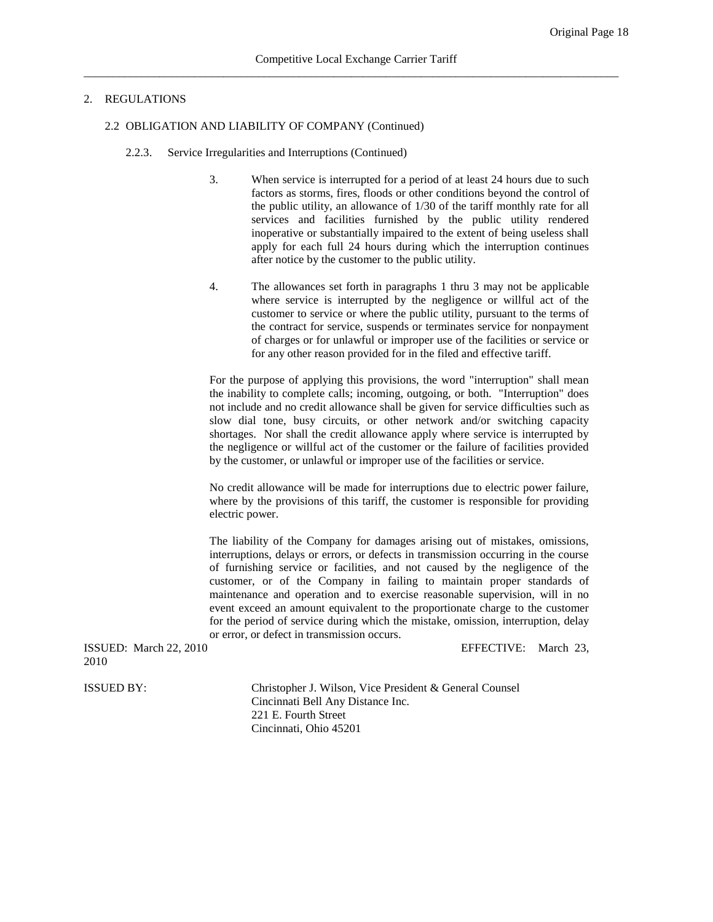## 2. REGULATIONS

### 2.2 OBLIGATION AND LIABILITY OF COMPANY (Continued)

#### 2.2.3. Service Irregularities and Interruptions (Continued)

3. When service is interrupted for a period of at least 24 hours due to such factors as storms, fires, floods or other conditions beyond the control of the public utility, an allowance of 1/30 of the tariff monthly rate for all services and facilities furnished by the public utility rendered inoperative or substantially impaired to the extent of being useless shall apply for each full 24 hours during which the interruption continues after notice by the customer to the public utility.

4. The allowances set forth in paragraphs 1 thru 3 may not be applicable where service is interrupted by the negligence or willful act of the customer to service or where the public utility, pursuant to the terms of the contract for service, suspends or terminates service for nonpayment of charges or for unlawful or improper use of the facilities or service or for any other reason provided for in the filed and effective tariff.

For the purpose of applying this provisions, the word "interruption" shall mean the inability to complete calls; incoming, outgoing, or both. "Interruption" does not include and no credit allowance shall be given for service difficulties such as slow dial tone, busy circuits, or other network and/or switching capacity shortages. Nor shall the credit allowance apply where service is interrupted by the negligence or willful act of the customer or the failure of facilities provided by the customer, or unlawful or improper use of the facilities or service.

No credit allowance will be made for interruptions due to electric power failure, where by the provisions of this tariff, the customer is responsible for providing electric power.

The liability of the Company for damages arising out of mistakes, omissions, interruptions, delays or errors, or defects in transmission occurring in the course of furnishing service or facilities, and not caused by the negligence of the customer, or of the Company in failing to maintain proper standards of maintenance and operation and to exercise reasonable supervision, will in no event exceed an amount equivalent to the proportionate charge to the customer for the period of service during which the mistake, omission, interruption, delay or error, or defect in transmission occurs.

ISSUED: March 22, 2010 EFFECTIVE: March 23, 2010

ISSUED BY: Christopher J. Wilson, Vice President & General Counsel
Cincinnati Bell Any Distance Inc.
221 E. Fourth Street
Cincinnati, Ohio 45201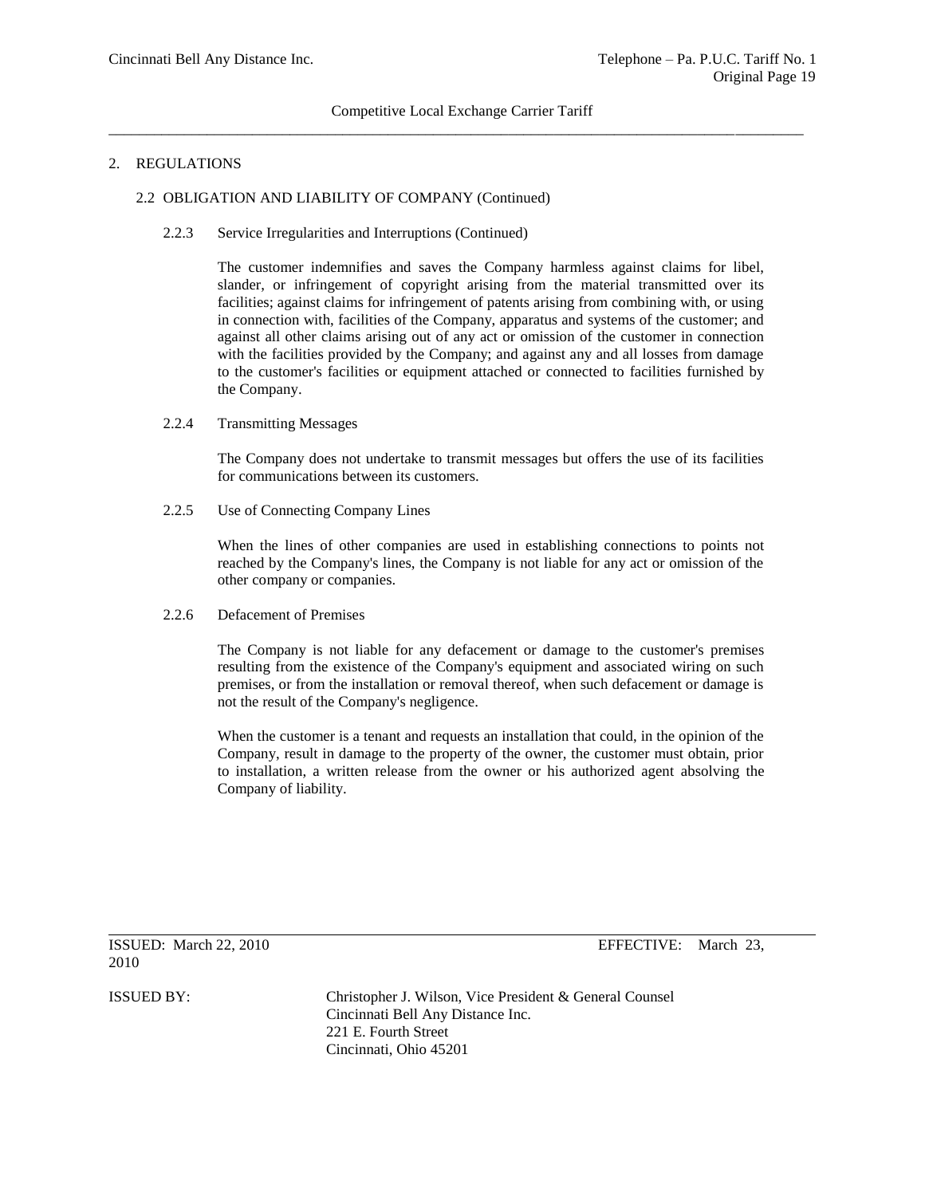## 2. REGULATIONS

### 2.2 OBLIGATION AND LIABILITY OF COMPANY (Continued)

#### 2.2.3 Service Irregularities and Interruptions (Continued)

The customer indemnifies and saves the Company harmless against claims for libel, slander, or infringement of copyright arising from the material transmitted over its facilities; against claims for infringement of patents arising from combining with, or using in connection with, facilities of the Company, apparatus and systems of the customer; and against all other claims arising out of any act or omission of the customer in connection with the facilities provided by the Company; and against any and all losses from damage to the customer's facilities or equipment attached or connected to facilities furnished by the Company.

#### 2.2.4 Transmitting Messages

The Company does not undertake to transmit messages but offers the use of its facilities for communications between its customers.

#### 2.2.5 Use of Connecting Company Lines

When the lines of other companies are used in establishing connections to points not reached by the Company's lines, the Company is not liable for any act or omission of the other company or companies.

#### 2.2.6 Defacement of Premises

The Company is not liable for any defacement or damage to the customer's premises resulting from the existence of the Company's equipment and associated wiring on such premises, or from the installation or removal thereof, when such defacement or damage is not the result of the Company's negligence.

When the customer is a tenant and requests an installation that could, in the opinion of the Company, result in damage to the property of the owner, the customer must obtain, prior to installation, a written release from the owner or his authorized agent absolving the Company of liability.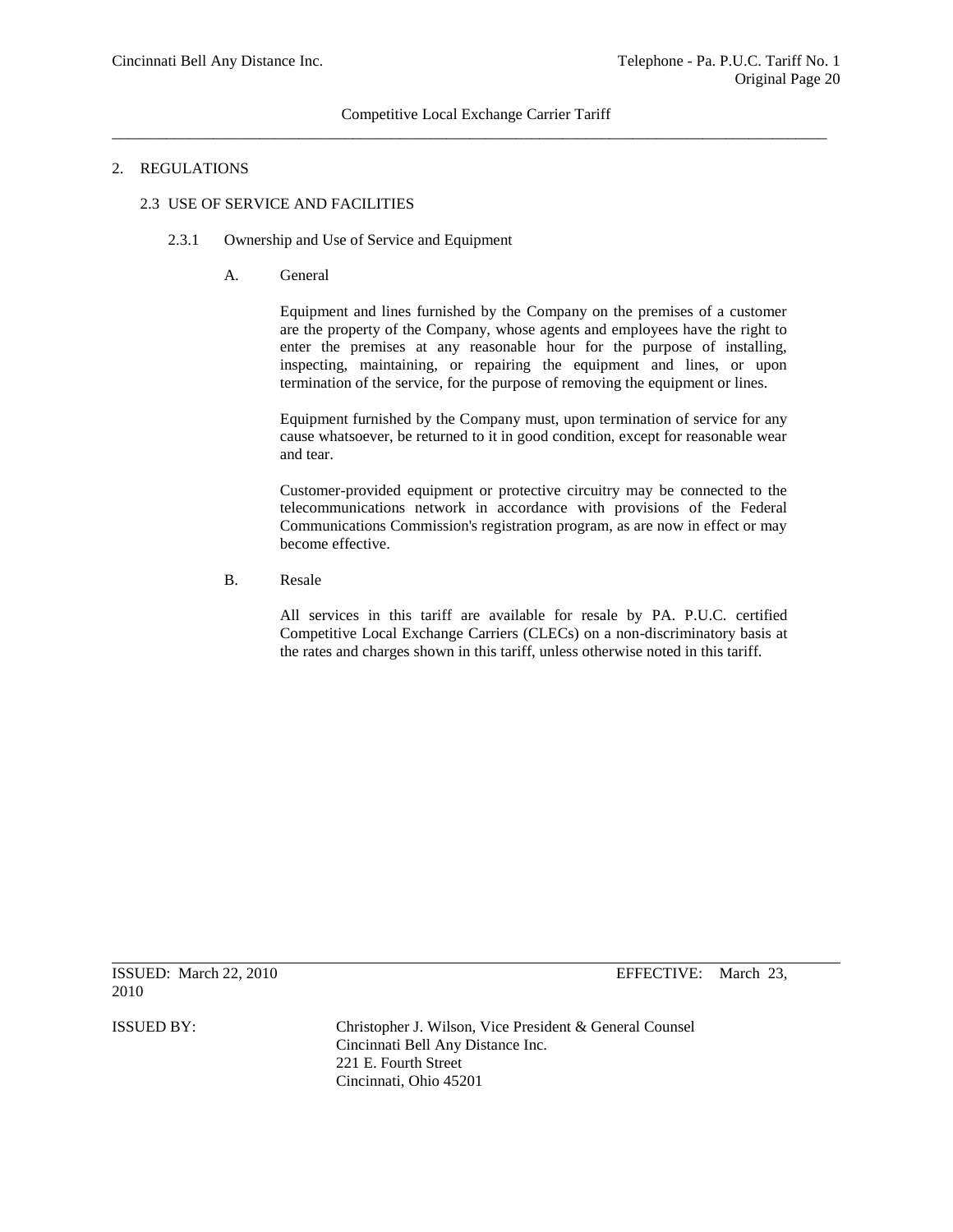## 2. REGULATIONS

### 2.3 USE OF SERVICE AND FACILITIES

#### 2.3.1 Ownership and Use of Service and Equipment

A. General

Equipment and lines furnished by the Company on the premises of a customer are the property of the Company, whose agents and employees have the right to enter the premises at any reasonable hour for the purpose of installing, inspecting, maintaining, or repairing the equipment and lines, or upon termination of the service, for the purpose of removing the equipment or lines.

Equipment furnished by the Company must, upon termination of service for any cause whatsoever, be returned to it in good condition, except for reasonable wear and tear.

Customer-provided equipment or protective circuitry may be connected to the telecommunications network in accordance with provisions of the Federal Communications Commission's registration program, as are now in effect or may become effective.

B. Resale

All services in this tariff are available for resale by PA. P.U.C. certified Competitive Local Exchange Carriers (CLECs) on a non-discriminatory basis at the rates and charges shown in this tariff, unless otherwise noted in this tariff.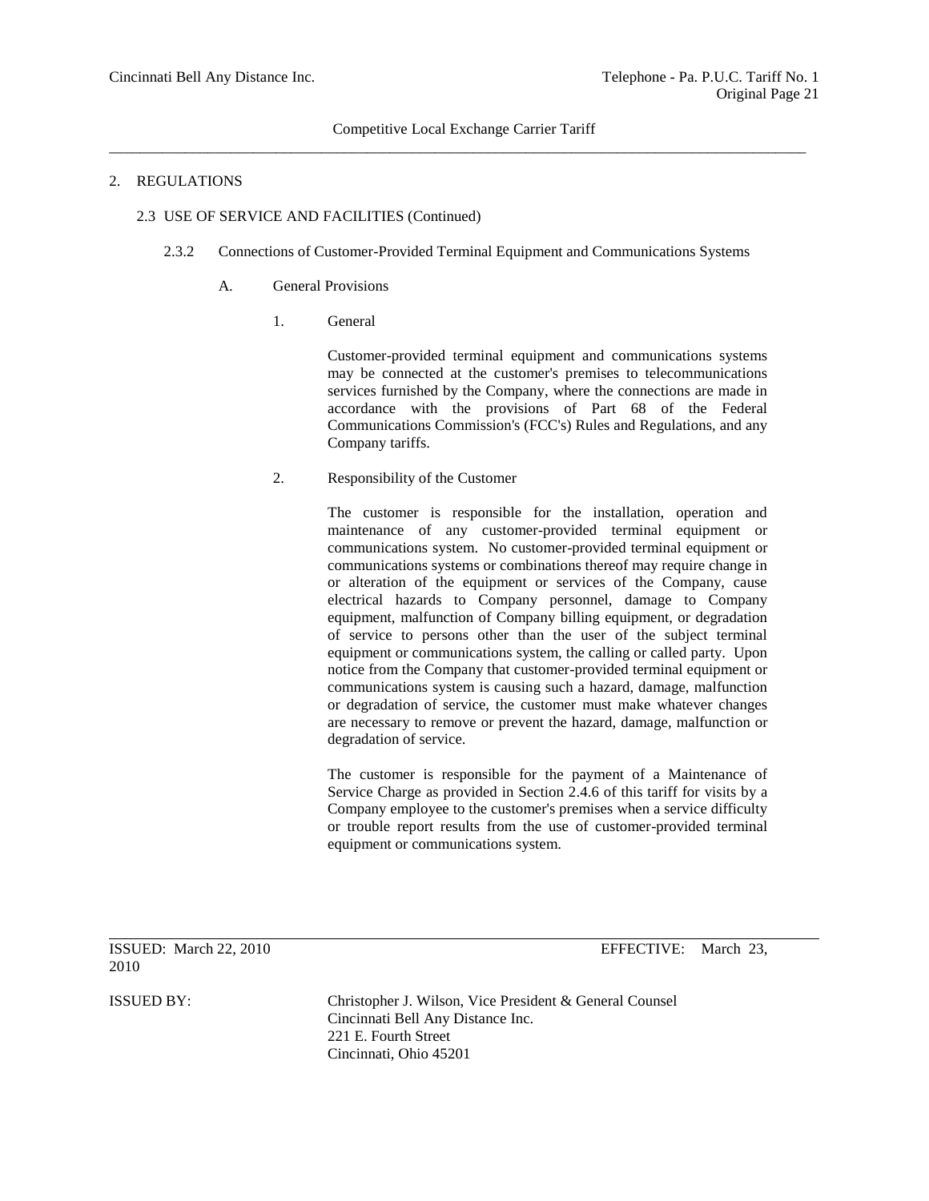## 2. REGULATIONS

### 2.3 USE OF SERVICE AND FACILITIES (Continued)

#### 2.3.2 Connections of Customer-Provided Terminal Equipment and Communications Systems

A. General Provisions

1. General

Customer-provided terminal equipment and communications systems may be connected at the customer's premises to telecommunications services furnished by the Company, where the connections are made in accordance with the provisions of Part 68 of the Federal Communications Commission's (FCC's) Rules and Regulations, and any Company tariffs.

2. Responsibility of the Customer

The customer is responsible for the installation, operation and maintenance of any customer-provided terminal equipment or communications system. No customer-provided terminal equipment or communications systems or combinations thereof may require change in or alteration of the equipment or services of the Company, cause electrical hazards to Company personnel, damage to Company equipment, malfunction of Company billing equipment, or degradation of service to persons other than the user of the subject terminal equipment or communications system, the calling or called party. Upon notice from the Company that customer-provided terminal equipment or communications system is causing such a hazard, damage, malfunction or degradation of service, the customer must make whatever changes are necessary to remove or prevent the hazard, damage, malfunction or degradation of service.

The customer is responsible for the payment of a Maintenance of Service Charge as provided in Section 2.4.6 of this tariff for visits by a Company employee to the customer's premises when a service difficulty or trouble report results from the use of customer-provided terminal equipment or communications system.

ISSUED: March 22, 2010 EFFECTIVE: March 23, 2010

ISSUED BY: Christopher J. Wilson, Vice President & General Counsel
Cincinnati Bell Any Distance Inc.
221 E. Fourth Street
Cincinnati, Ohio 45201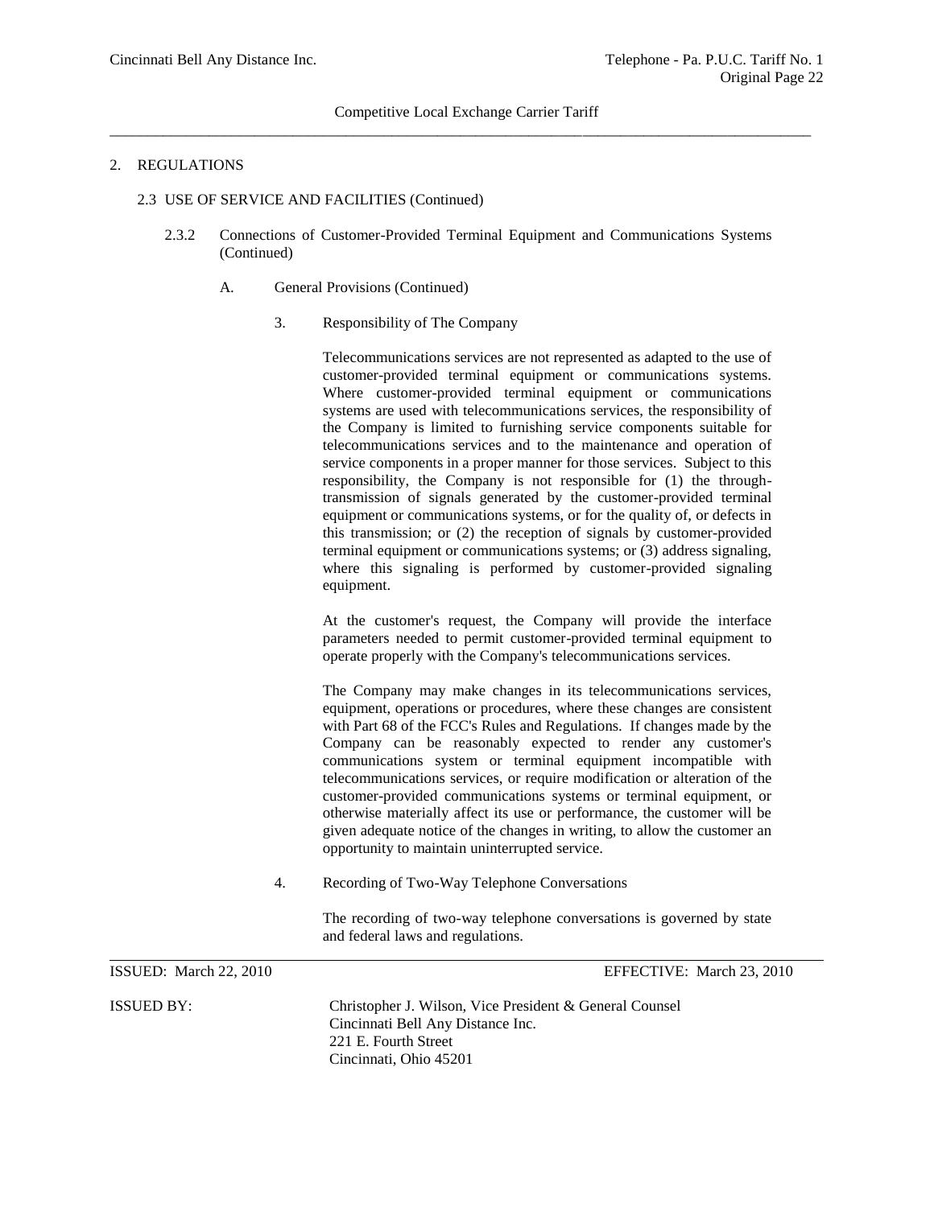## 2. REGULATIONS

### 2.3 USE OF SERVICE AND FACILITIES (Continued)

#### 2.3.2 Connections of Customer-Provided Terminal Equipment and Communications Systems (Continued)

A. General Provisions (Continued)

3. Responsibility of The Company

Telecommunications services are not represented as adapted to the use of customer-provided terminal equipment or communications systems. Where customer-provided terminal equipment or communications systems are used with telecommunications services, the responsibility of the Company is limited to furnishing service components suitable for telecommunications services and to the maintenance and operation of service components in a proper manner for those services. Subject to this responsibility, the Company is not responsible for (1) the through-transmission of signals generated by the customer-provided terminal equipment or communications systems, or for the quality of, or defects in this transmission; or (2) the reception of signals by customer-provided terminal equipment or communications systems; or (3) address signaling, where this signaling is performed by customer-provided signaling equipment.

At the customer's request, the Company will provide the interface parameters needed to permit customer-provided terminal equipment to operate properly with the Company's telecommunications services.

The Company may make changes in its telecommunications services, equipment, operations or procedures, where these changes are consistent with Part 68 of the FCC's Rules and Regulations. If changes made by the Company can be reasonably expected to render any customer's communications system or terminal equipment incompatible with telecommunications services, or require modification or alteration of the customer-provided communications systems or terminal equipment, or otherwise materially affect its use or performance, the customer will be given adequate notice of the changes in writing, to allow the customer an opportunity to maintain uninterrupted service.

4. Recording of Two-Way Telephone Conversations

The recording of two-way telephone conversations is governed by state and federal laws and regulations.

ISSUED: March 22, 2010 EFFECTIVE: March 23, 2010

ISSUED BY: Christopher J. Wilson, Vice President & General Counsel
Cincinnati Bell Any Distance Inc.
221 E. Fourth Street
Cincinnati, Ohio 45201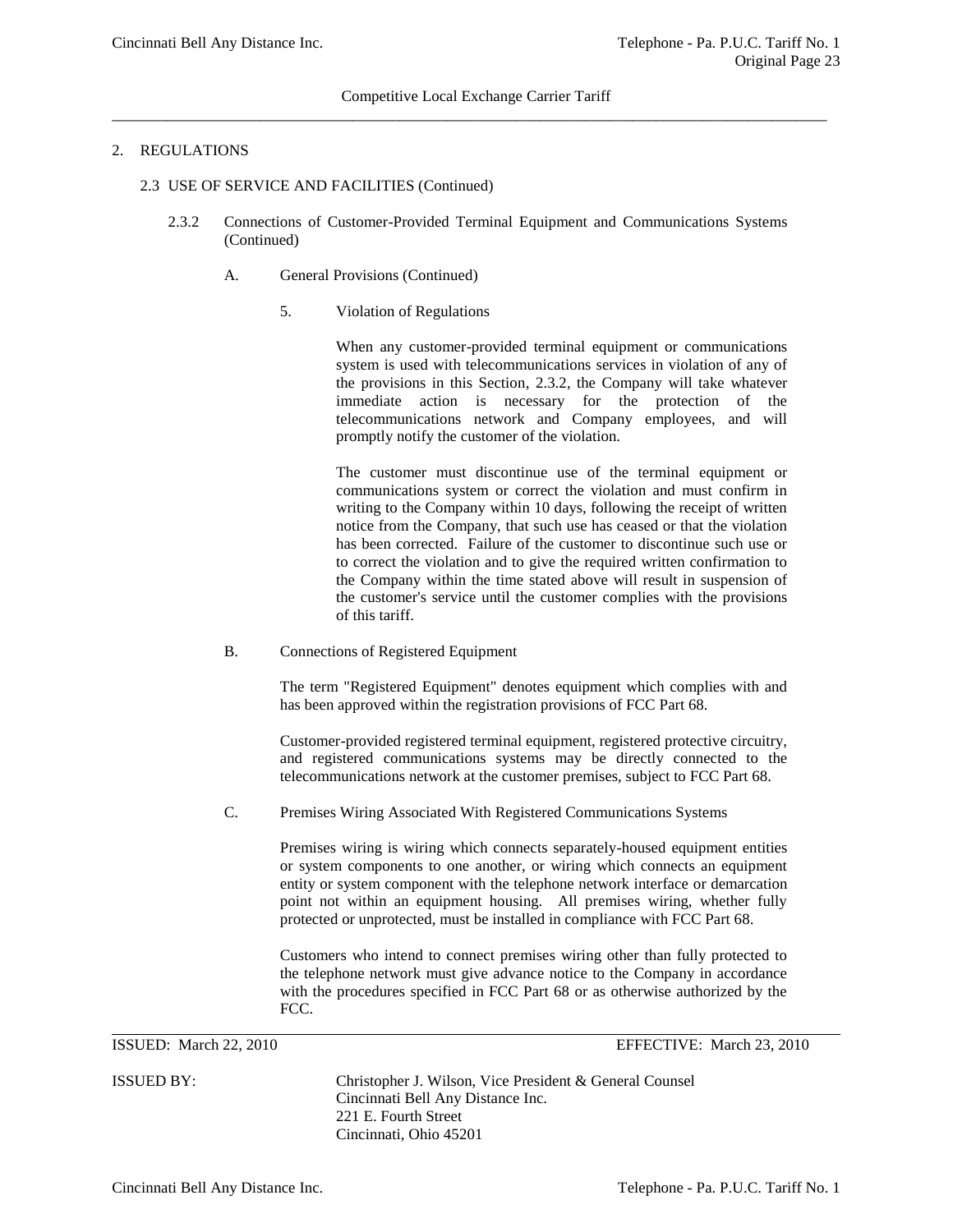## 2. REGULATIONS

### 2.3 USE OF SERVICE AND FACILITIES (Continued)

#### 2.3.2 Connections of Customer-Provided Terminal Equipment and Communications Systems (Continued)

A. General Provisions (Continued)

5. Violation of Regulations

When any customer-provided terminal equipment or communications system is used with telecommunications services in violation of any of the provisions in this Section, 2.3.2, the Company will take whatever immediate action is necessary for the protection of the telecommunications network and Company employees, and will promptly notify the customer of the violation.

The customer must discontinue use of the terminal equipment or communications system or correct the violation and must confirm in writing to the Company within 10 days, following the receipt of written notice from the Company, that such use has ceased or that the violation has been corrected. Failure of the customer to discontinue such use or to correct the violation and to give the required written confirmation to the Company within the time stated above will result in suspension of the customer's service until the customer complies with the provisions of this tariff.

B. Connections of Registered Equipment

The term "Registered Equipment" denotes equipment which complies with and has been approved within the registration provisions of FCC Part 68.

Customer-provided registered terminal equipment, registered protective circuitry, and registered communications systems may be directly connected to the telecommunications network at the customer premises, subject to FCC Part 68.

C. Premises Wiring Associated With Registered Communications Systems

Premises wiring is wiring which connects separately-housed equipment entities or system components to one another, or wiring which connects an equipment entity or system component with the telephone network interface or demarcation point not within an equipment housing. All premises wiring, whether fully protected or unprotected, must be installed in compliance with FCC Part 68.

Customers who intend to connect premises wiring other than fully protected to the telephone network must give advance notice to the Company in accordance with the procedures specified in FCC Part 68 or as otherwise authorized by the FCC.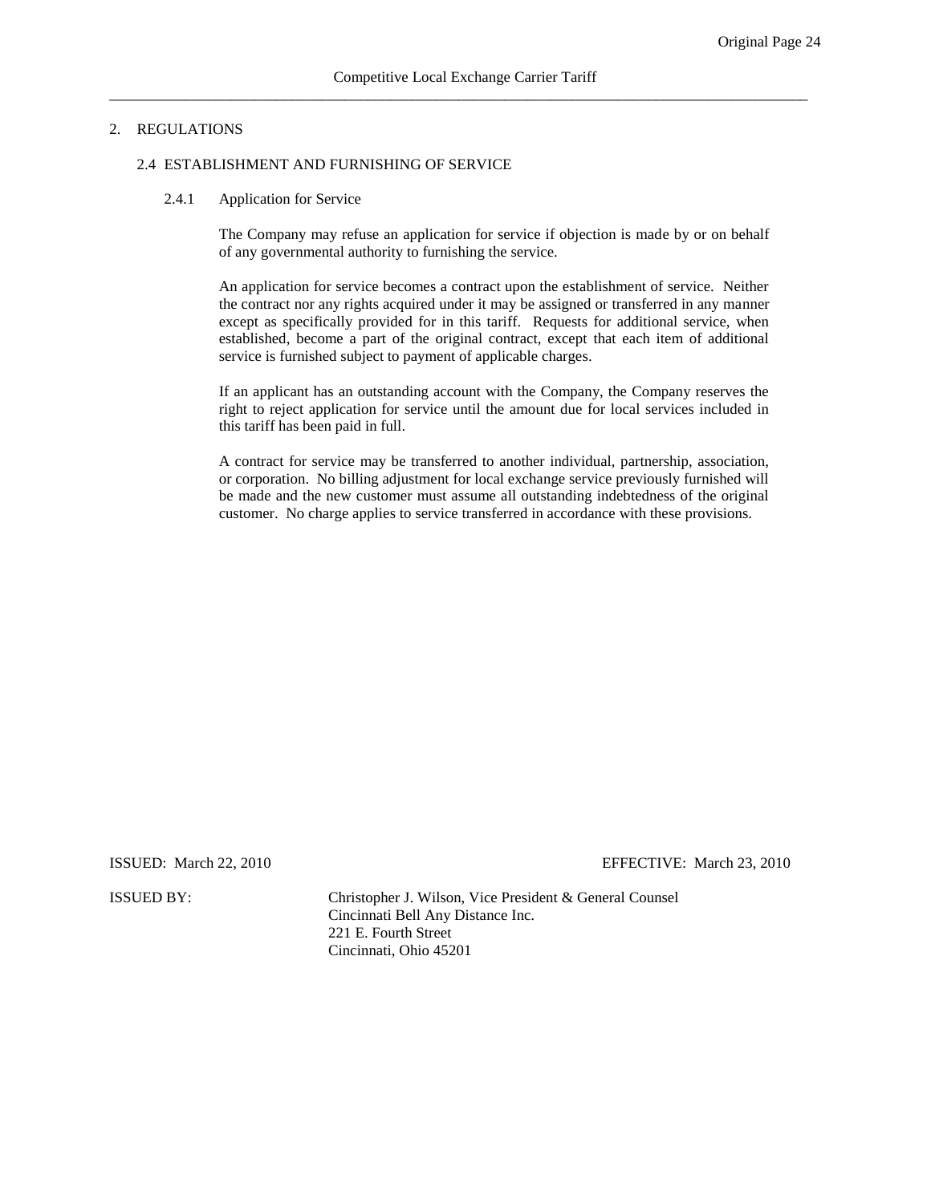## 2. REGULATIONS

### 2.4 ESTABLISHMENT AND FURNISHING OF SERVICE

#### 2.4.1 Application for Service

The Company may refuse an application for service if objection is made by or on behalf of any governmental authority to furnishing the service.

An application for service becomes a contract upon the establishment of service. Neither the contract nor any rights acquired under it may be assigned or transferred in any manner except as specifically provided for in this tariff. Requests for additional service, when established, become a part of the original contract, except that each item of additional service is furnished subject to payment of applicable charges.

If an applicant has an outstanding account with the Company, the Company reserves the right to reject application for service until the amount due for local services included in this tariff has been paid in full.

A contract for service may be transferred to another individual, partnership, association, or corporation. No billing adjustment for local exchange service previously furnished will be made and the new customer must assume all outstanding indebtedness of the original customer. No charge applies to service transferred in accordance with these provisions.

ISSUED: March 22, 2010 EFFECTIVE: March 23, 2010

ISSUED BY: Christopher J. Wilson, Vice President & General Counsel
Cincinnati Bell Any Distance Inc.
221 E. Fourth Street
Cincinnati, Ohio 45201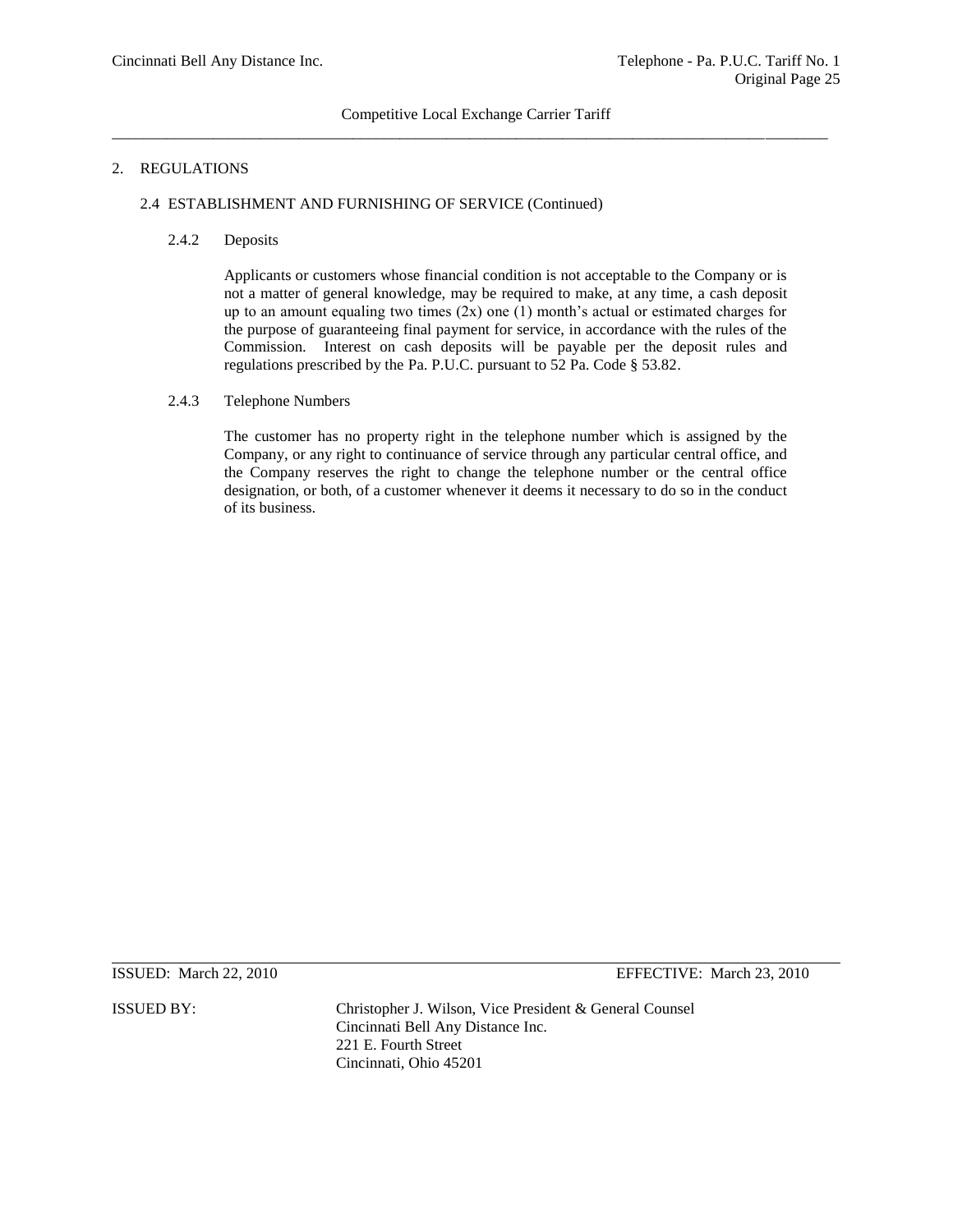## 2. REGULATIONS

### 2.4 ESTABLISHMENT AND FURNISHING OF SERVICE (Continued)

#### 2.4.2 Deposits

Applicants or customers whose financial condition is not acceptable to the Company or is not a matter of general knowledge, may be required to make, at any time, a cash deposit up to an amount equaling two times (2x) one (1) month's actual or estimated charges for the purpose of guaranteeing final payment for service, in accordance with the rules of the Commission. Interest on cash deposits will be payable per the deposit rules and regulations prescribed by the Pa. P.U.C. pursuant to 52 Pa. Code § 53.82.

#### 2.4.3 Telephone Numbers

The customer has no property right in the telephone number which is assigned by the Company, or any right to continuance of service through any particular central office, and the Company reserves the right to change the telephone number or the central office designation, or both, of a customer whenever it deems it necessary to do so in the conduct of its business.

ISSUED: March 22, 2010 EFFECTIVE: March 23, 2010

ISSUED BY: Christopher J. Wilson, Vice President & General Counsel
Cincinnati Bell Any Distance Inc.
221 E. Fourth Street
Cincinnati, Ohio 45201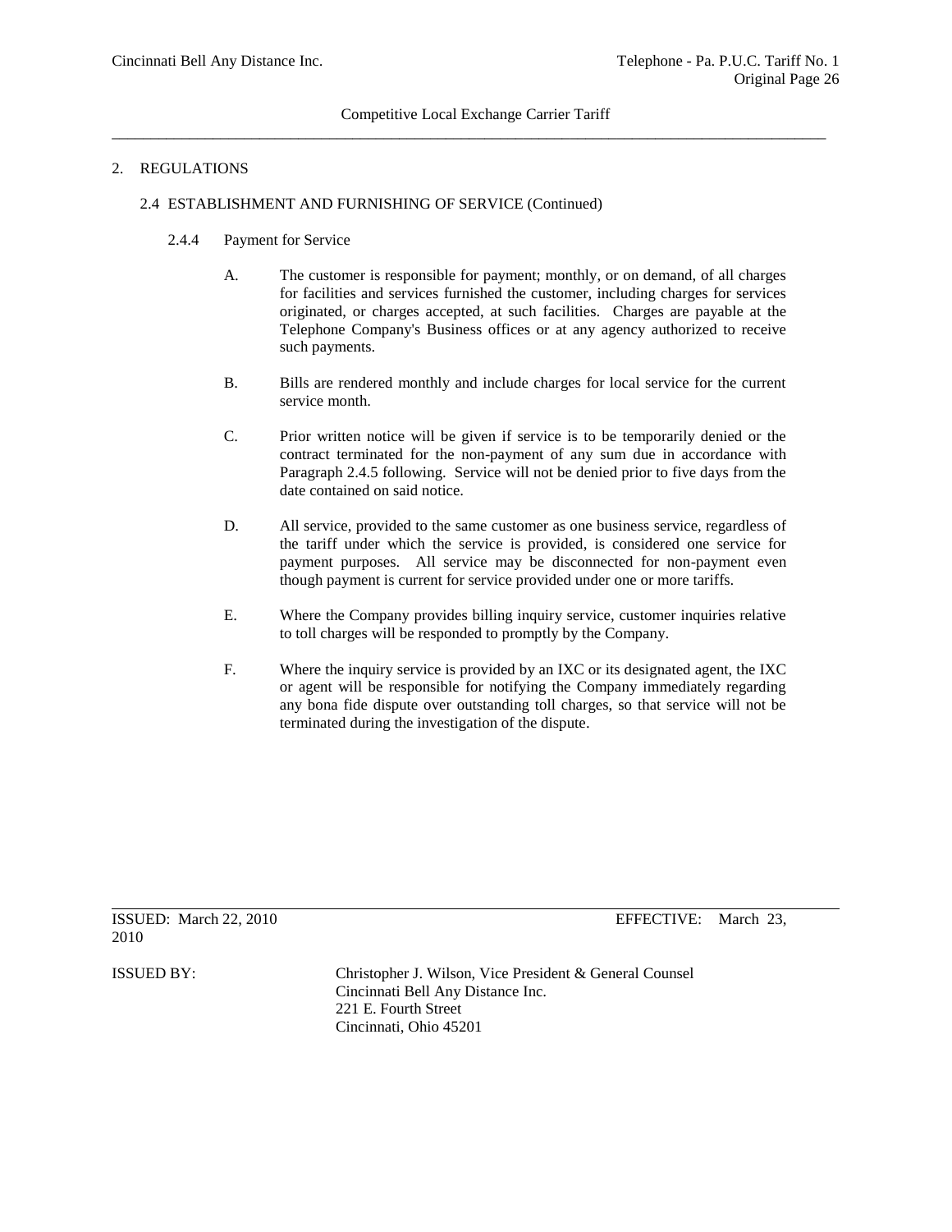## 2. REGULATIONS

### 2.4 ESTABLISHMENT AND FURNISHING OF SERVICE (Continued)

#### 2.4.4 Payment for Service

A. The customer is responsible for payment; monthly, or on demand, of all charges for facilities and services furnished the customer, including charges for services originated, or charges accepted, at such facilities. Charges are payable at the Telephone Company's Business offices or at any agency authorized to receive such payments.

B. Bills are rendered monthly and include charges for local service for the current service month.

C. Prior written notice will be given if service is to be temporarily denied or the contract terminated for the non-payment of any sum due in accordance with Paragraph 2.4.5 following. Service will not be denied prior to five days from the date contained on said notice.

D. All service, provided to the same customer as one business service, regardless of the tariff under which the service is provided, is considered one service for payment purposes. All service may be disconnected for non-payment even though payment is current for service provided under one or more tariffs.

E. Where the Company provides billing inquiry service, customer inquiries relative to toll charges will be responded to promptly by the Company.

F. Where the inquiry service is provided by an IXC or its designated agent, the IXC or agent will be responsible for notifying the Company immediately regarding any bona fide dispute over outstanding toll charges, so that service will not be terminated during the investigation of the dispute.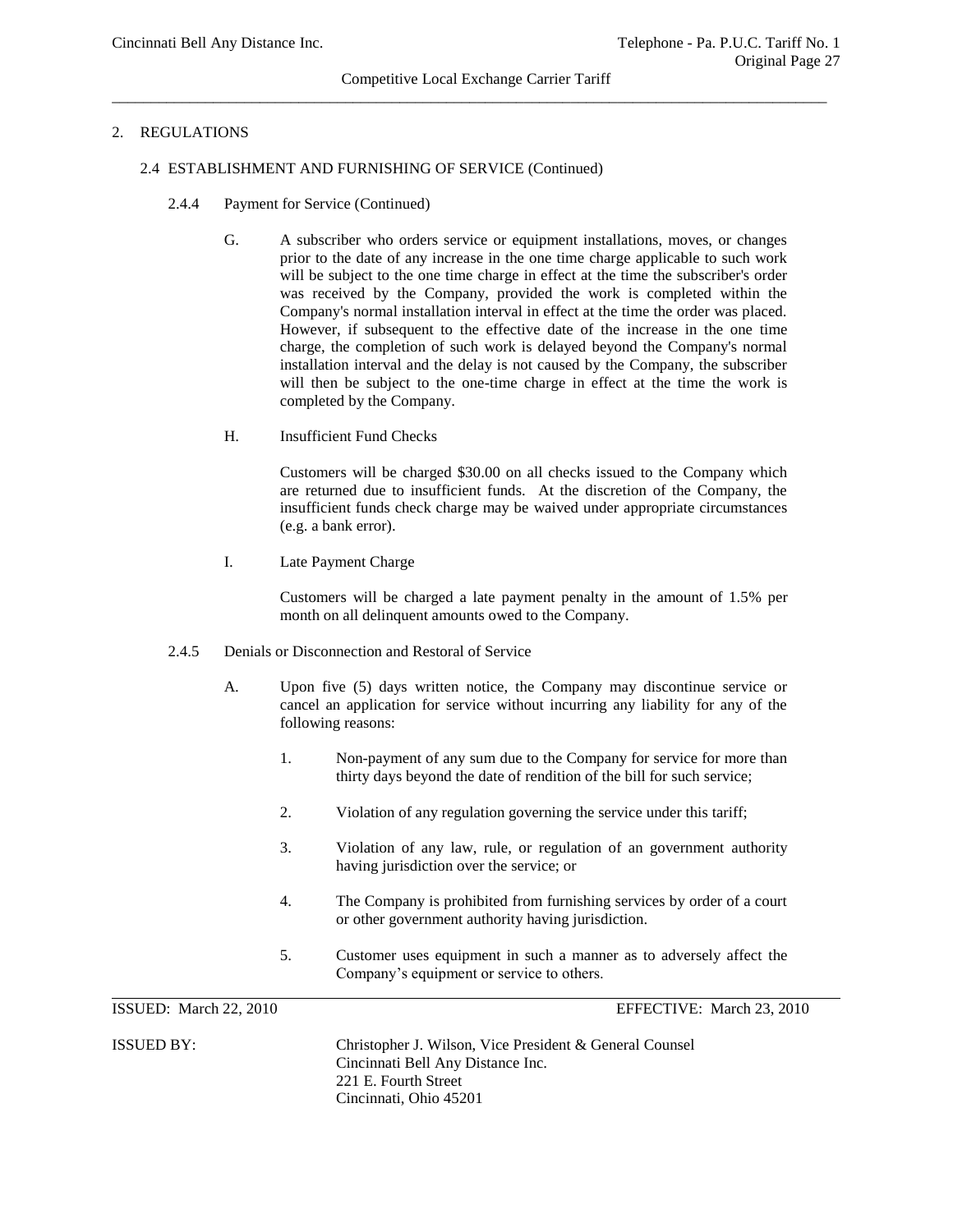## 2. REGULATIONS

### 2.4 ESTABLISHMENT AND FURNISHING OF SERVICE (Continued)

#### 2.4.4 Payment for Service (Continued)

G. A subscriber who orders service or equipment installations, moves, or changes prior to the date of any increase in the one time charge applicable to such work will be subject to the one time charge in effect at the time the subscriber's order was received by the Company, provided the work is completed within the Company's normal installation interval in effect at the time the order was placed. However, if subsequent to the effective date of the increase in the one time charge, the completion of such work is delayed beyond the Company's normal installation interval and the delay is not caused by the Company, the subscriber will then be subject to the one-time charge in effect at the time the work is completed by the Company.

H. Insufficient Fund Checks

Customers will be charged $30.00 on all checks issued to the Company which are returned due to insufficient funds. At the discretion of the Company, the insufficient funds check charge may be waived under appropriate circumstances (e.g. a bank error).

I. Late Payment Charge

Customers will be charged a late payment penalty in the amount of 1.5% per month on all delinquent amounts owed to the Company.

#### 2.4.5 Denials or Disconnection and Restoral of Service

A. Upon five (5) days written notice, the Company may discontinue service or cancel an application for service without incurring any liability for any of the following reasons:

1. Non-payment of any sum due to the Company for service for more than thirty days beyond the date of rendition of the bill for such service;
2. Violation of any regulation governing the service under this tariff;
3. Violation of any law, rule, or regulation of an government authority having jurisdiction over the service; or
4. The Company is prohibited from furnishing services by order of a court or other government authority having jurisdiction.
5. Customer uses equipment in such a manner as to adversely affect the Company's equipment or service to others.

ISSUED: March 22, 2010 EFFECTIVE: March 23, 2010

ISSUED BY: Christopher J. Wilson, Vice President & General Counsel
Cincinnati Bell Any Distance Inc.
221 E. Fourth Street
Cincinnati, Ohio 45201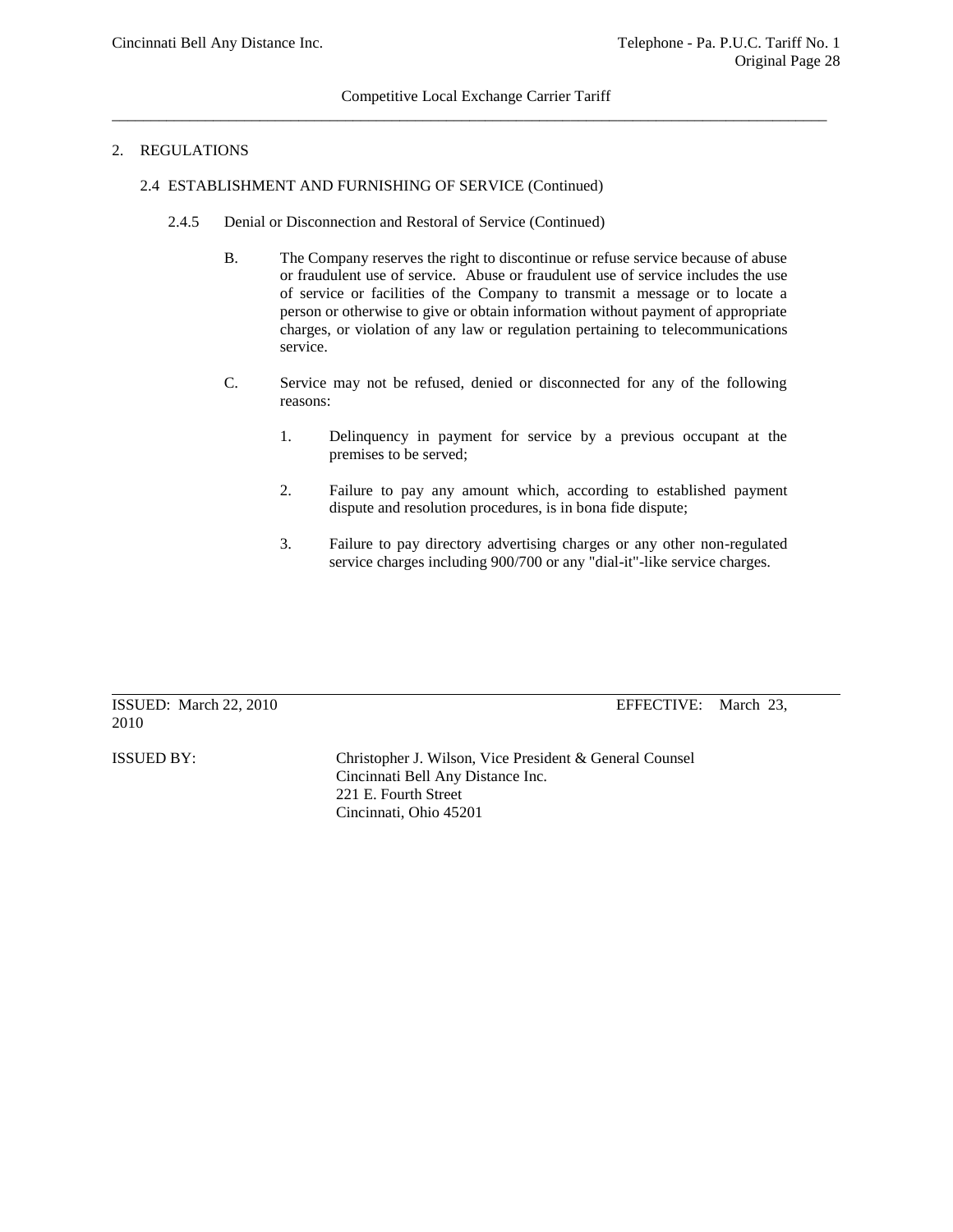## 2. REGULATIONS

### 2.4 ESTABLISHMENT AND FURNISHING OF SERVICE (Continued)

#### 2.4.5 Denial or Disconnection and Restoral of Service (Continued)

B. The Company reserves the right to discontinue or refuse service because of abuse or fraudulent use of service. Abuse or fraudulent use of service includes the use of service or facilities of the Company to transmit a message or to locate a person or otherwise to give or obtain information without payment of appropriate charges, or violation of any law or regulation pertaining to telecommunications service.

C. Service may not be refused, denied or disconnected for any of the following reasons:

1. Delinquency in payment for service by a previous occupant at the premises to be served;

2. Failure to pay any amount which, according to established payment dispute and resolution procedures, is in bona fide dispute;

3. Failure to pay directory advertising charges or any other non-regulated service charges including 900/700 or any "dial-it"-like service charges.

ISSUED: March 22, 2010 EFFECTIVE: March 23, 2010

ISSUED BY: Christopher J. Wilson, Vice President & General Counsel
Cincinnati Bell Any Distance Inc.
221 E. Fourth Street
Cincinnati, Ohio 45201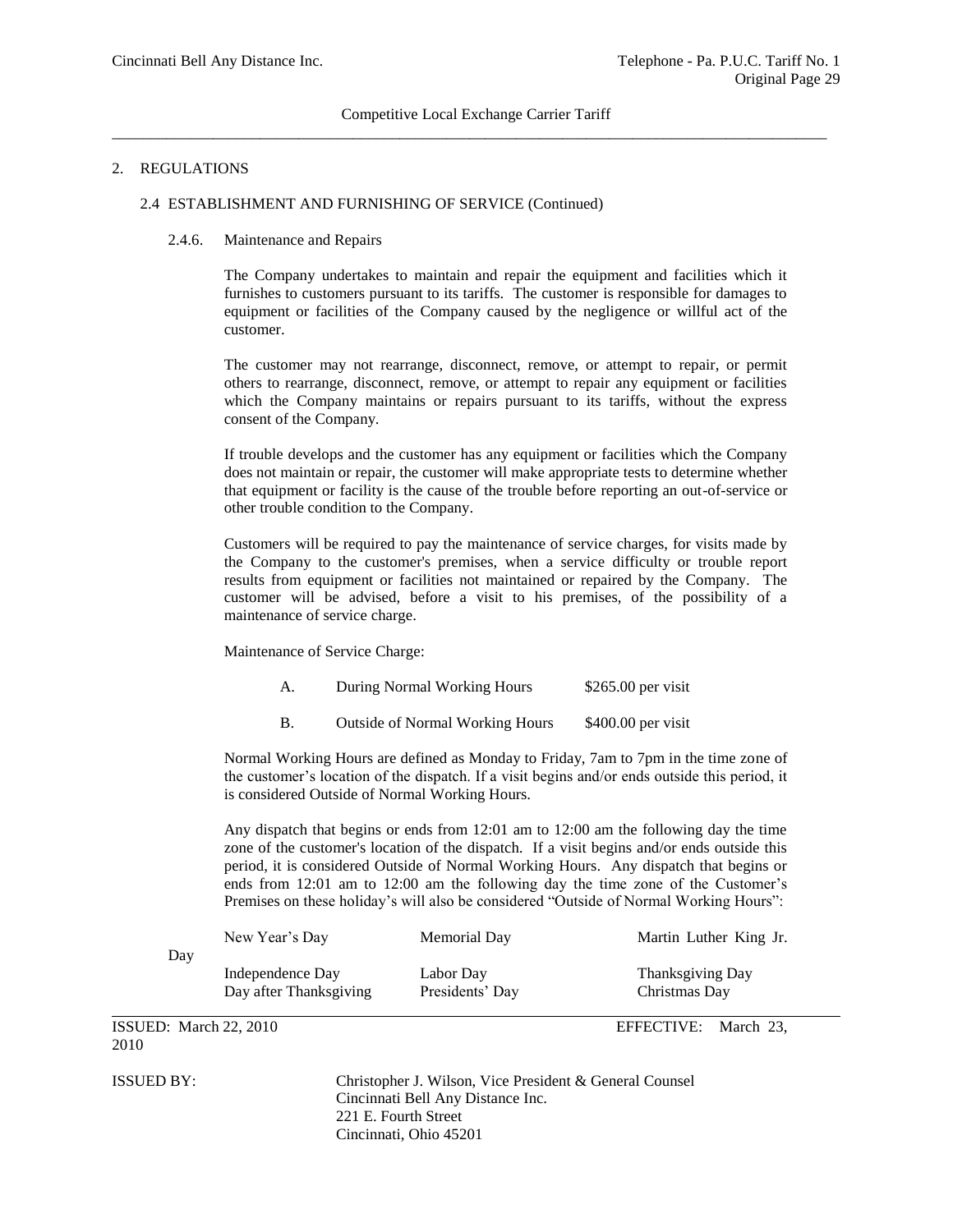## 2. REGULATIONS

### 2.4 ESTABLISHMENT AND FURNISHING OF SERVICE (Continued)

#### 2.4.6. Maintenance and Repairs

The Company undertakes to maintain and repair the equipment and facilities which it furnishes to customers pursuant to its tariffs. The customer is responsible for damages to equipment or facilities of the Company caused by the negligence or willful act of the customer.

The customer may not rearrange, disconnect, remove, or attempt to repair, or permit others to rearrange, disconnect, remove, or attempt to repair any equipment or facilities which the Company maintains or repairs pursuant to its tariffs, without the express consent of the Company.

If trouble develops and the customer has any equipment or facilities which the Company does not maintain or repair, the customer will make appropriate tests to determine whether that equipment or facility is the cause of the trouble before reporting an out-of-service or other trouble condition to the Company.

Customers will be required to pay the maintenance of service charges, for visits made by the Company to the customer's premises, when a service difficulty or trouble report results from equipment or facilities not maintained or repaired by the Company. The customer will be advised, before a visit to his premises, of the possibility of a maintenance of service charge.

Maintenance of Service Charge:

| | | |
|---|---|---|
| A. | During Normal Working Hours | $265.00 per visit |
| B. | Outside of Normal Working Hours | $400.00 per visit |

Normal Working Hours are defined as Monday to Friday, 7am to 7pm in the time zone of the customer's location of the dispatch. If a visit begins and/or ends outside this period, it is considered Outside of Normal Working Hours.

Any dispatch that begins or ends from 12:01 am to 12:00 am the following day the time zone of the customer's location of the dispatch. If a visit begins and/or ends outside this period, it is considered Outside of Normal Working Hours. Any dispatch that begins or ends from 12:01 am to 12:00 am the following day the time zone of the Customer's Premises on these holiday's will also be considered "Outside of Normal Working Hours":

| | | |
|---|---|---|
| New Year's Day | Memorial Day | Martin Luther King Jr. Day |
| Independence Day | Labor Day | Thanksgiving Day |
| Day after Thanksgiving | Presidents' Day | Christmas Day |

ISSUED: March 22, 2010 EFFECTIVE: March 23, 2010

ISSUED BY: Christopher J. Wilson, Vice President & General Counsel
Cincinnati Bell Any Distance Inc.
221 E. Fourth Street
Cincinnati, Ohio 45201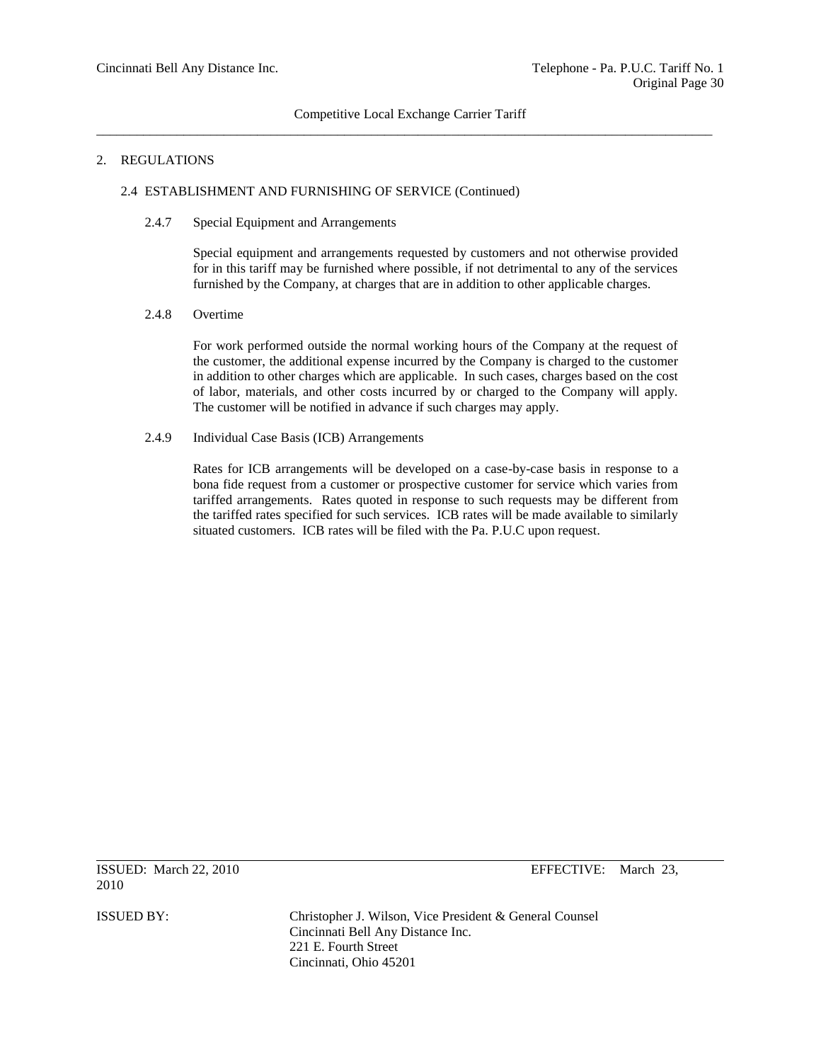## 2. REGULATIONS

### 2.4 ESTABLISHMENT AND FURNISHING OF SERVICE (Continued)

#### 2.4.7 Special Equipment and Arrangements

Special equipment and arrangements requested by customers and not otherwise provided for in this tariff may be furnished where possible, if not detrimental to any of the services furnished by the Company, at charges that are in addition to other applicable charges.

#### 2.4.8 Overtime

For work performed outside the normal working hours of the Company at the request of the customer, the additional expense incurred by the Company is charged to the customer in addition to other charges which are applicable. In such cases, charges based on the cost of labor, materials, and other costs incurred by or charged to the Company will apply. The customer will be notified in advance if such charges may apply.

#### 2.4.9 Individual Case Basis (ICB) Arrangements

Rates for ICB arrangements will be developed on a case-by-case basis in response to a bona fide request from a customer or prospective customer for service which varies from tariffed arrangements. Rates quoted in response to such requests may be different from the tariffed rates specified for such services. ICB rates will be made available to similarly situated customers. ICB rates will be filed with the Pa. P.U.C upon request.

ISSUED: March 22, 2010 EFFECTIVE: March 23, 2010

ISSUED BY: Christopher J. Wilson, Vice President & General Counsel
Cincinnati Bell Any Distance Inc.
221 E. Fourth Street
Cincinnati, Ohio 45201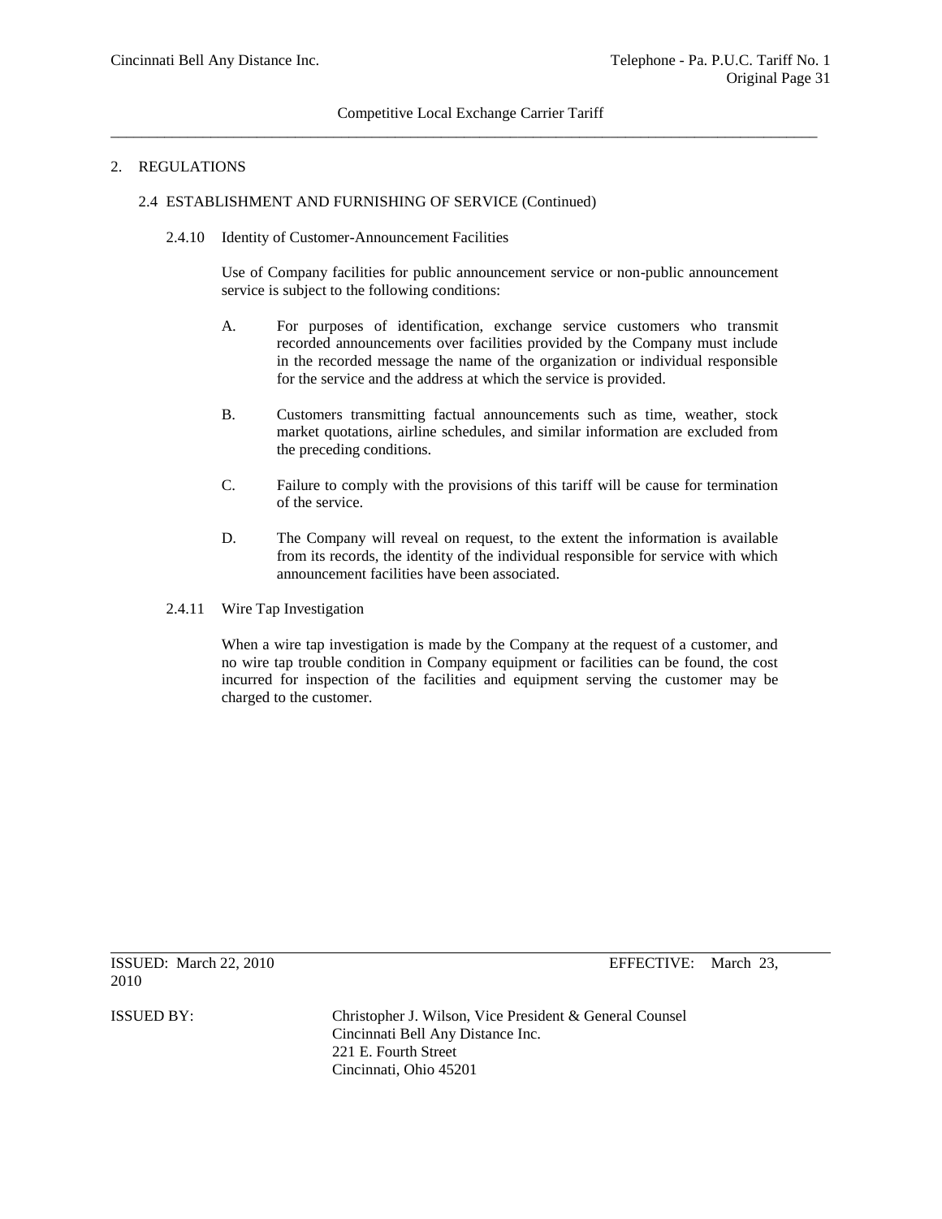## 2. REGULATIONS

### 2.4 ESTABLISHMENT AND FURNISHING OF SERVICE (Continued)

#### 2.4.10 Identity of Customer-Announcement Facilities

Use of Company facilities for public announcement service or non-public announcement service is subject to the following conditions:

A. For purposes of identification, exchange service customers who transmit recorded announcements over facilities provided by the Company must include in the recorded message the name of the organization or individual responsible for the service and the address at which the service is provided.

B. Customers transmitting factual announcements such as time, weather, stock market quotations, airline schedules, and similar information are excluded from the preceding conditions.

C. Failure to comply with the provisions of this tariff will be cause for termination of the service.

D. The Company will reveal on request, to the extent the information is available from its records, the identity of the individual responsible for service with which announcement facilities have been associated.

#### 2.4.11 Wire Tap Investigation

When a wire tap investigation is made by the Company at the request of a customer, and no wire tap trouble condition in Company equipment or facilities can be found, the cost incurred for inspection of the facilities and equipment serving the customer may be charged to the customer.

ISSUED: March 22, 2010 EFFECTIVE: March 23, 2010

ISSUED BY: Christopher J. Wilson, Vice President & General Counsel
Cincinnati Bell Any Distance Inc.
221 E. Fourth Street
Cincinnati, Ohio 45201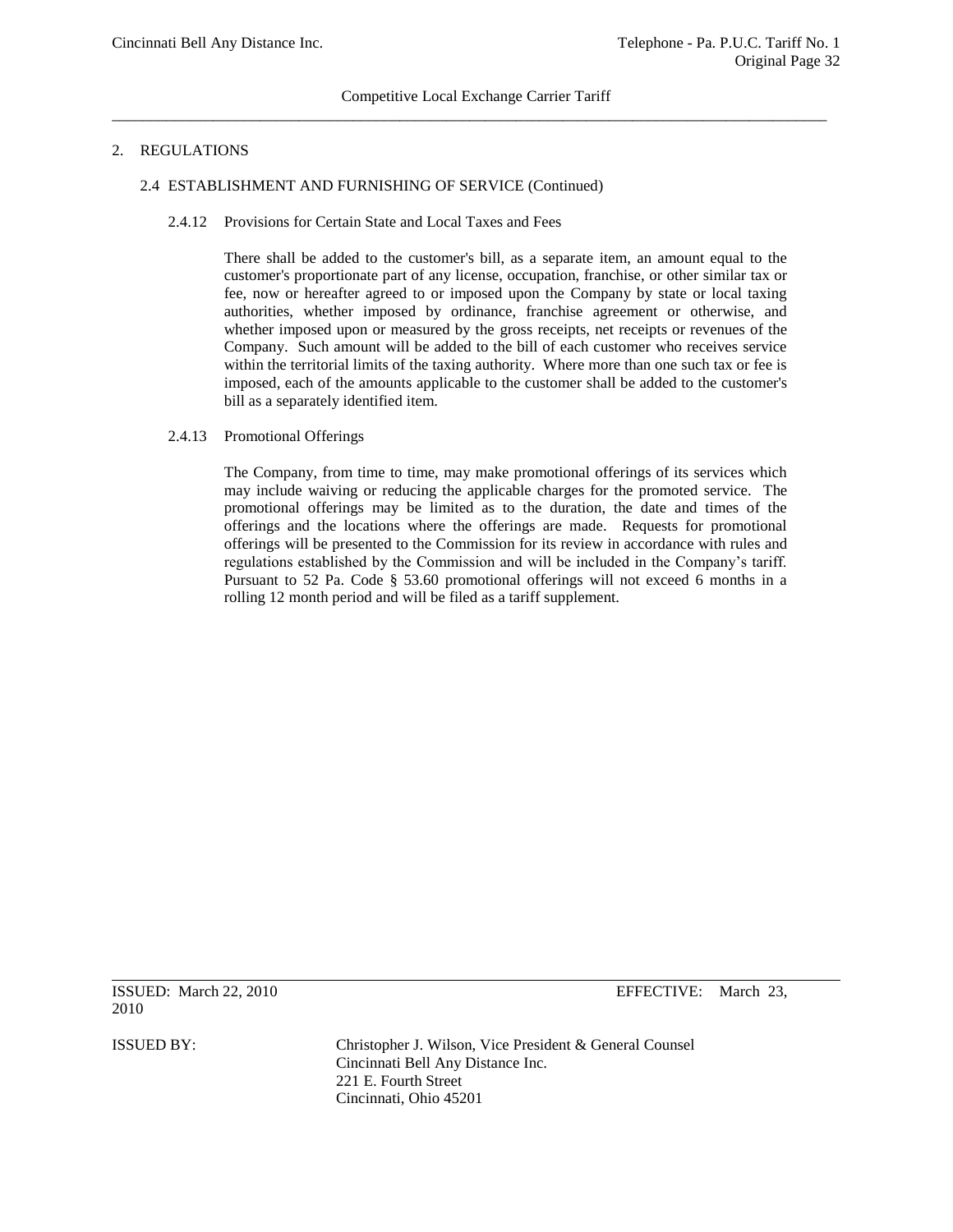## 2. REGULATIONS

### 2.4 ESTABLISHMENT AND FURNISHING OF SERVICE (Continued)

#### 2.4.12 Provisions for Certain State and Local Taxes and Fees

There shall be added to the customer's bill, as a separate item, an amount equal to the customer's proportionate part of any license, occupation, franchise, or other similar tax or fee, now or hereafter agreed to or imposed upon the Company by state or local taxing authorities, whether imposed by ordinance, franchise agreement or otherwise, and whether imposed upon or measured by the gross receipts, net receipts or revenues of the Company. Such amount will be added to the bill of each customer who receives service within the territorial limits of the taxing authority. Where more than one such tax or fee is imposed, each of the amounts applicable to the customer shall be added to the customer's bill as a separately identified item.

#### 2.4.13 Promotional Offerings

The Company, from time to time, may make promotional offerings of its services which may include waiving or reducing the applicable charges for the promoted service. The promotional offerings may be limited as to the duration, the date and times of the offerings and the locations where the offerings are made. Requests for promotional offerings will be presented to the Commission for its review in accordance with rules and regulations established by the Commission and will be included in the Company's tariff. Pursuant to 52 Pa. Code § 53.60 promotional offerings will not exceed 6 months in a rolling 12 month period and will be filed as a tariff supplement.

ISSUED: March 22, 2010 EFFECTIVE: March 23, 2010

ISSUED BY: Christopher J. Wilson, Vice President & General Counsel
Cincinnati Bell Any Distance Inc.
221 E. Fourth Street
Cincinnati, Ohio 45201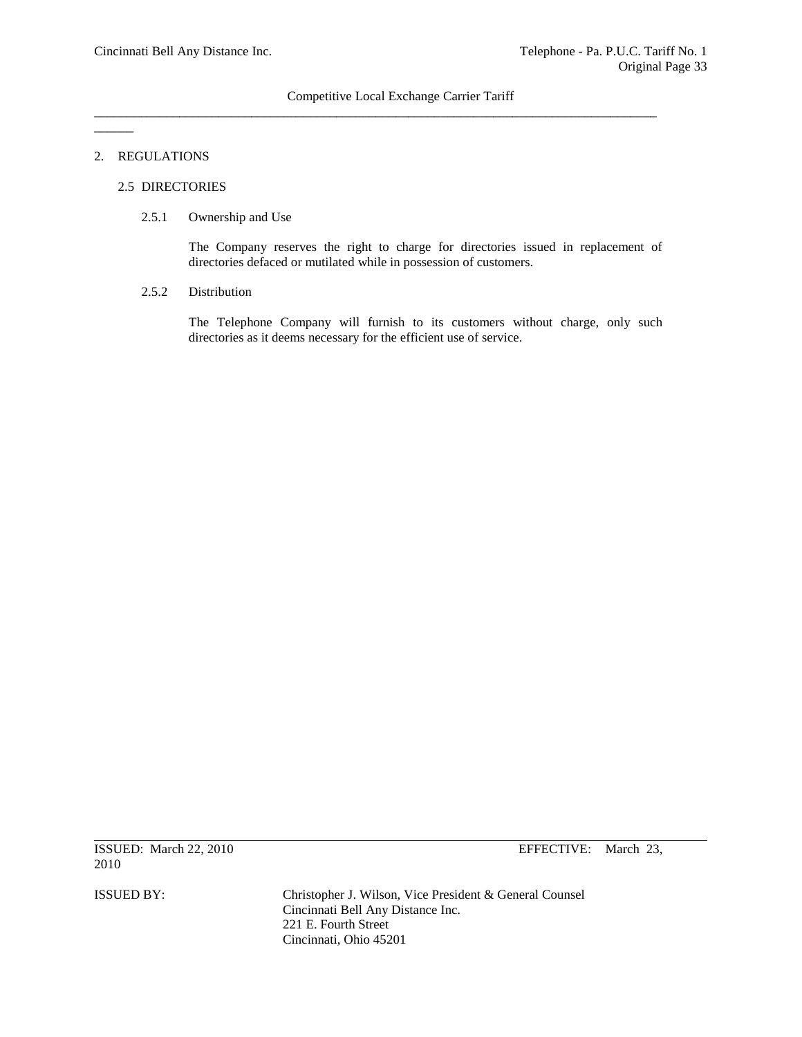## 2. REGULATIONS

### 2.5 DIRECTORIES

#### 2.5.1 Ownership and Use

The Company reserves the right to charge for directories issued in replacement of directories defaced or mutilated while in possession of customers.

#### 2.5.2 Distribution

The Telephone Company will furnish to its customers without charge, only such directories as it deems necessary for the efficient use of service.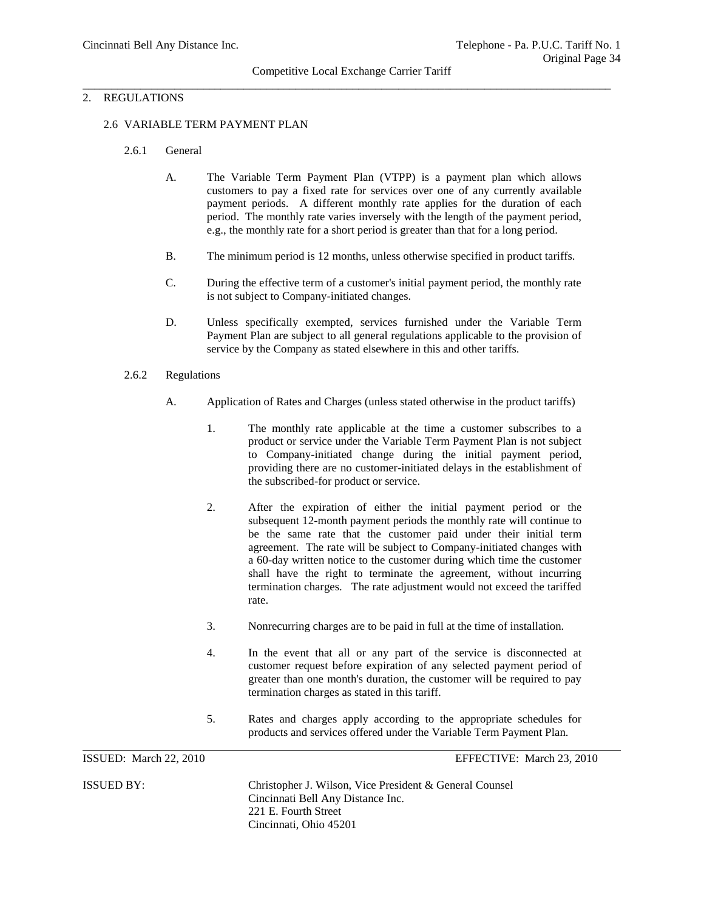## 2. REGULATIONS

### 2.6 VARIABLE TERM PAYMENT PLAN

#### 2.6.1 General

A. The Variable Term Payment Plan (VTPP) is a payment plan which allows customers to pay a fixed rate for services over one of any currently available payment periods. A different monthly rate applies for the duration of each period. The monthly rate varies inversely with the length of the payment period, e.g., the monthly rate for a short period is greater than that for a long period.

B. The minimum period is 12 months, unless otherwise specified in product tariffs.

C. During the effective term of a customer's initial payment period, the monthly rate is not subject to Company-initiated changes.

D. Unless specifically exempted, services furnished under the Variable Term Payment Plan are subject to all general regulations applicable to the provision of service by the Company as stated elsewhere in this and other tariffs.

#### 2.6.2 Regulations

A. Application of Rates and Charges (unless stated otherwise in the product tariffs)

1. The monthly rate applicable at the time a customer subscribes to a product or service under the Variable Term Payment Plan is not subject to Company-initiated change during the initial payment period, providing there are no customer-initiated delays in the establishment of the subscribed-for product or service.

2. After the expiration of either the initial payment period or the subsequent 12-month payment periods the monthly rate will continue to be the same rate that the customer paid under their initial term agreement. The rate will be subject to Company-initiated changes with a 60-day written notice to the customer during which time the customer shall have the right to terminate the agreement, without incurring termination charges. The rate adjustment would not exceed the tariffed rate.

3. Nonrecurring charges are to be paid in full at the time of installation.

4. In the event that all or any part of the service is disconnected at customer request before expiration of any selected payment period of greater than one month's duration, the customer will be required to pay termination charges as stated in this tariff.

5. Rates and charges apply according to the appropriate schedules for products and services offered under the Variable Term Payment Plan.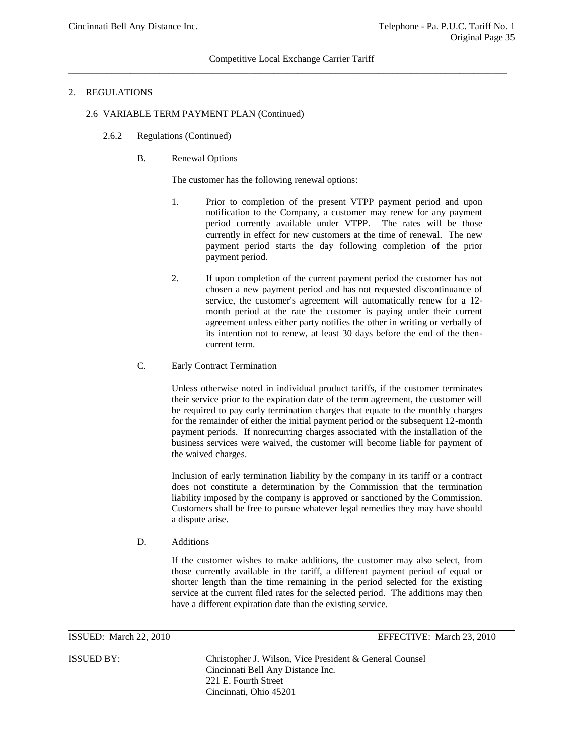## 2. REGULATIONS

### 2.6 VARIABLE TERM PAYMENT PLAN (Continued)

#### 2.6.2 Regulations (Continued)

**B. Renewal Options**

The customer has the following renewal options:

1. Prior to completion of the present VTPP payment period and upon notification to the Company, a customer may renew for any payment period currently available under VTPP. The rates will be those currently in effect for new customers at the time of renewal. The new payment period starts the day following completion of the prior payment period.

2. If upon completion of the current payment period the customer has not chosen a new payment period and has not requested discontinuance of service, the customer's agreement will automatically renew for a 12-month period at the rate the customer is paying under their current agreement unless either party notifies the other in writing or verbally of its intention not to renew, at least 30 days before the end of the then-current term.

**C. Early Contract Termination**

Unless otherwise noted in individual product tariffs, if the customer terminates their service prior to the expiration date of the term agreement, the customer will be required to pay early termination charges that equate to the monthly charges for the remainder of either the initial payment period or the subsequent 12-month payment periods. If nonrecurring charges associated with the installation of the business services were waived, the customer will become liable for payment of the waived charges.

Inclusion of early termination liability by the company in its tariff or a contract does not constitute a determination by the Commission that the termination liability imposed by the company is approved or sanctioned by the Commission. Customers shall be free to pursue whatever legal remedies they may have should a dispute arise.

**D. Additions**

If the customer wishes to make additions, the customer may also select, from those currently available in the tariff, a different payment period of equal or shorter length than the time remaining in the period selected for the existing service at the current filed rates for the selected period. The additions may then have a different expiration date than the existing service.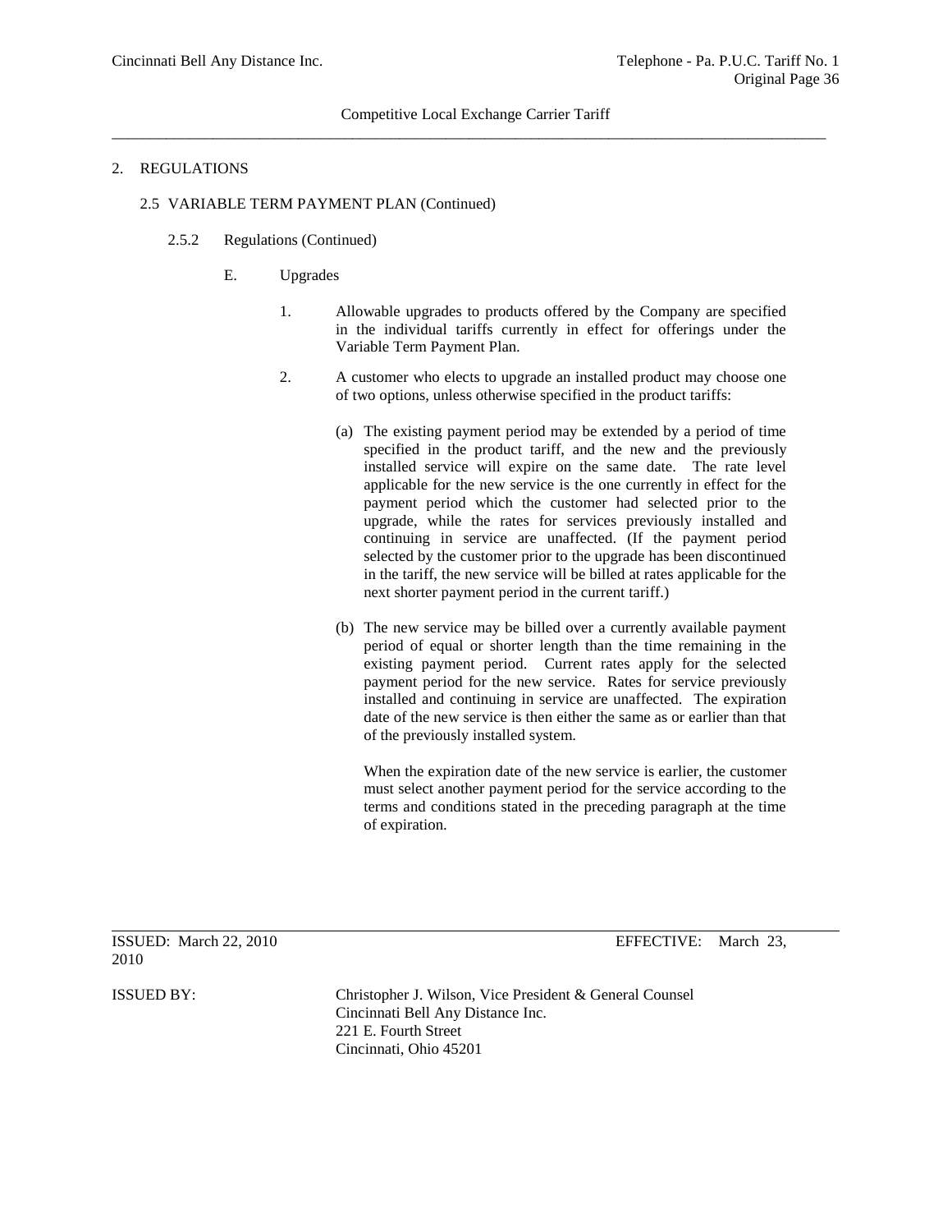## 2. REGULATIONS

### 2.5 VARIABLE TERM PAYMENT PLAN (Continued)

#### 2.5.2 Regulations (Continued)

E. Upgrades

1. Allowable upgrades to products offered by the Company are specified in the individual tariffs currently in effect for offerings under the Variable Term Payment Plan.

2. A customer who elects to upgrade an installed product may choose one of two options, unless otherwise specified in the product tariffs:

   (a) The existing payment period may be extended by a period of time specified in the product tariff, and the new and the previously installed service will expire on the same date. The rate level applicable for the new service is the one currently in effect for the payment period which the customer had selected prior to the upgrade, while the rates for services previously installed and continuing in service are unaffected. (If the payment period selected by the customer prior to the upgrade has been discontinued in the tariff, the new service will be billed at rates applicable for the next shorter payment period in the current tariff.)

   (b) The new service may be billed over a currently available payment period of equal or shorter length than the time remaining in the existing payment period. Current rates apply for the selected payment period for the new service. Rates for service previously installed and continuing in service are unaffected. The expiration date of the new service is then either the same as or earlier than that of the previously installed system.

   When the expiration date of the new service is earlier, the customer must select another payment period for the service according to the terms and conditions stated in the preceding paragraph at the time of expiration.

ISSUED: March 22, 2010 EFFECTIVE: March 23, 2010

ISSUED BY: Christopher J. Wilson, Vice President & General Counsel
Cincinnati Bell Any Distance Inc.
221 E. Fourth Street
Cincinnati, Ohio 45201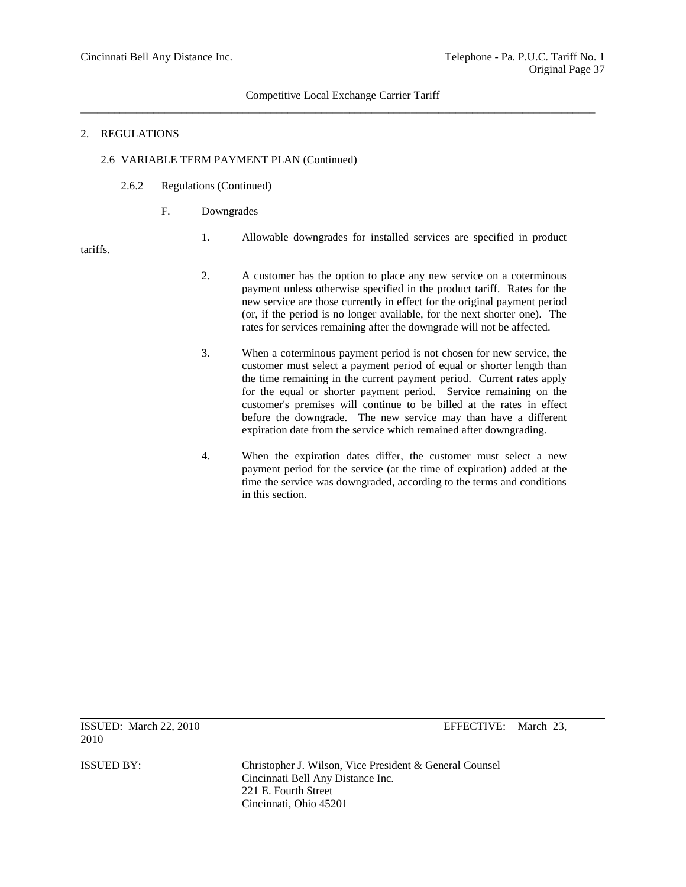Competitive Local Exchange Carrier Tariff

## 2. REGULATIONS

### 2.6 VARIABLE TERM PAYMENT PLAN (Continued)

#### 2.6.2 Regulations (Continued)

F. Downgrades

1. Allowable downgrades for installed services are specified in product tariffs.

2. A customer has the option to place any new service on a coterminous payment unless otherwise specified in the product tariff. Rates for the new service are those currently in effect for the original payment period (or, if the period is no longer available, for the next shorter one). The rates for services remaining after the downgrade will not be affected.

3. When a coterminous payment period is not chosen for new service, the customer must select a payment period of equal or shorter length than the time remaining in the current payment period. Current rates apply for the equal or shorter payment period. Service remaining on the customer's premises will continue to be billed at the rates in effect before the downgrade. The new service may than have a different expiration date from the service which remained after downgrading.

4. When the expiration dates differ, the customer must select a new payment period for the service (at the time of expiration) added at the time the service was downgraded, according to the terms and conditions in this section.

ISSUED: March 22, 2010 EFFECTIVE: March 23, 2010

ISSUED BY: Christopher J. Wilson, Vice President & General Counsel
Cincinnati Bell Any Distance Inc.
221 E. Fourth Street
Cincinnati, Ohio 45201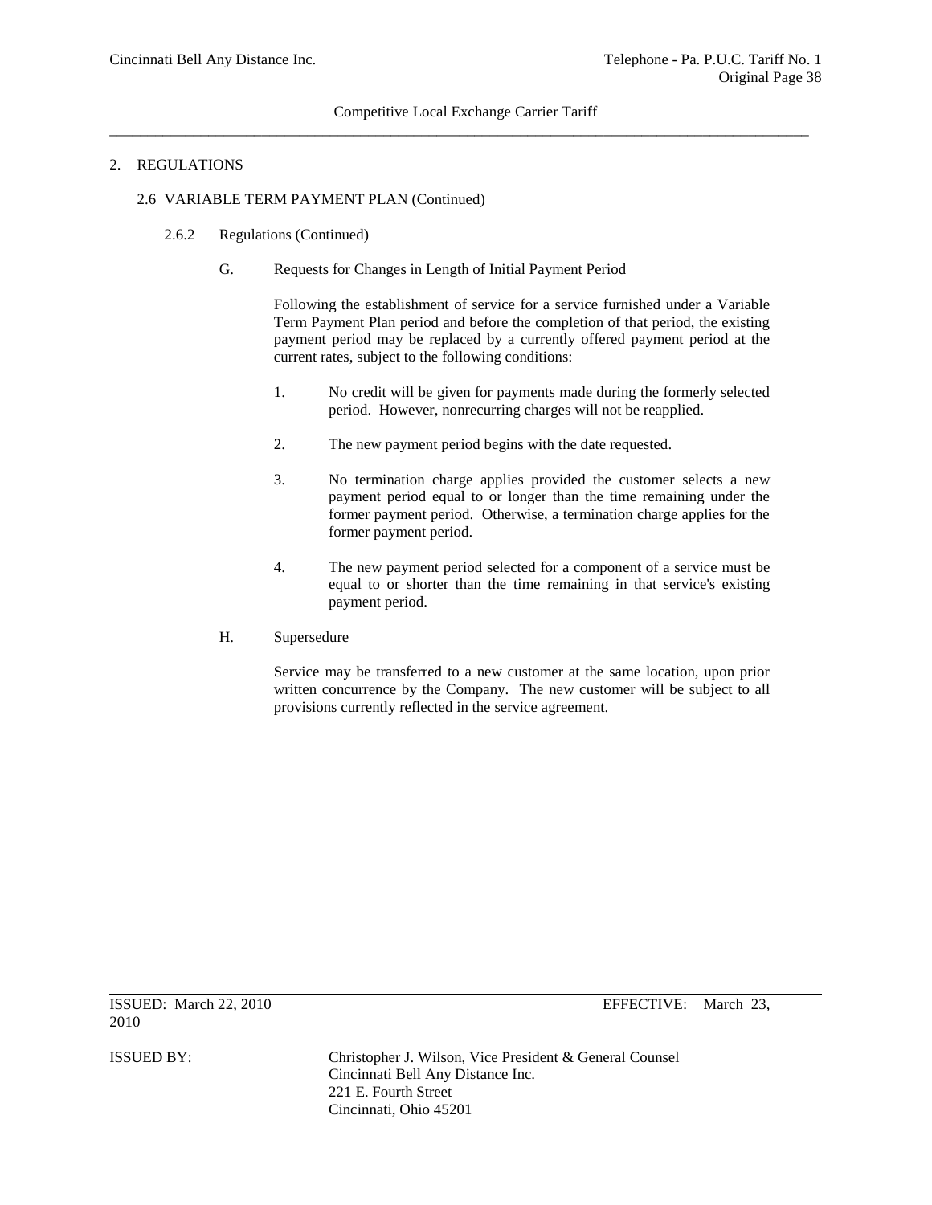## 2. REGULATIONS

### 2.6 VARIABLE TERM PAYMENT PLAN (Continued)

#### 2.6.2 Regulations (Continued)

G. Requests for Changes in Length of Initial Payment Period

Following the establishment of service for a service furnished under a Variable Term Payment Plan period and before the completion of that period, the existing payment period may be replaced by a currently offered payment period at the current rates, subject to the following conditions:

1. No credit will be given for payments made during the formerly selected period. However, nonrecurring charges will not be reapplied.

2. The new payment period begins with the date requested.

3. No termination charge applies provided the customer selects a new payment period equal to or longer than the time remaining under the former payment period. Otherwise, a termination charge applies for the former payment period.

4. The new payment period selected for a component of a service must be equal to or shorter than the time remaining in that service's existing payment period.

H. Supersedure

Service may be transferred to a new customer at the same location, upon prior written concurrence by the Company. The new customer will be subject to all provisions currently reflected in the service agreement.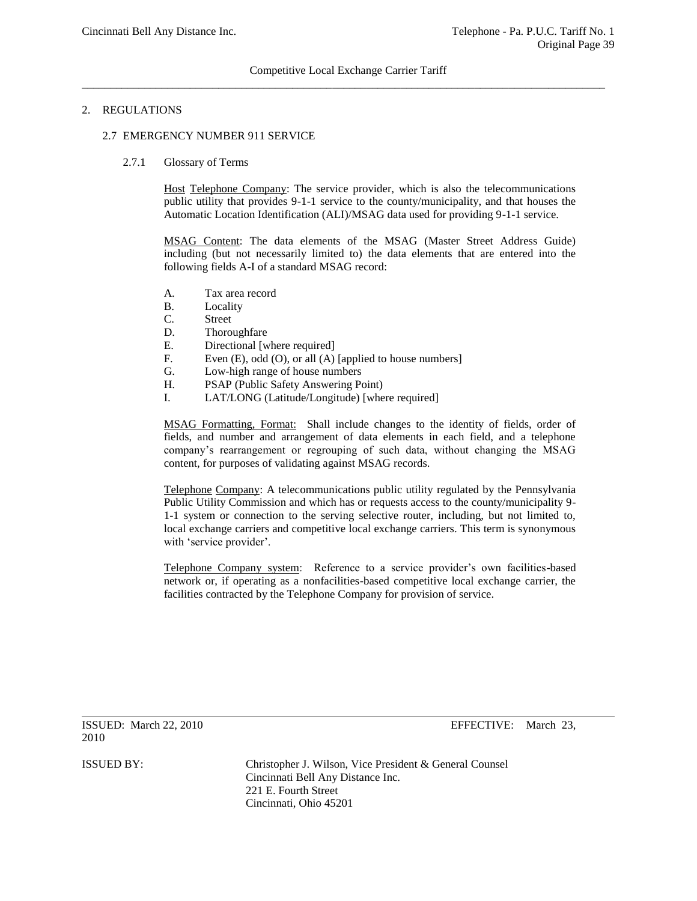## 2. REGULATIONS

### 2.7 EMERGENCY NUMBER 911 SERVICE

#### 2.7.1 Glossary of Terms

Host Telephone Company: The service provider, which is also the telecommunications public utility that provides 9-1-1 service to the county/municipality, and that houses the Automatic Location Identification (ALI)/MSAG data used for providing 9-1-1 service.

MSAG Content: The data elements of the MSAG (Master Street Address Guide) including (but not necessarily limited to) the data elements that are entered into the following fields A-I of a standard MSAG record:

- A. Tax area record
- B. Locality
- C. Street
- D. Thoroughfare
- E. Directional [where required]
- F. Even (E), odd (O), or all (A) [applied to house numbers]
- G. Low-high range of house numbers
- H. PSAP (Public Safety Answering Point)
- I. LAT/LONG (Latitude/Longitude) [where required]

MSAG Formatting, Format: Shall include changes to the identity of fields, order of fields, and number and arrangement of data elements in each field, and a telephone company's rearrangement or regrouping of such data, without changing the MSAG content, for purposes of validating against MSAG records.

Telephone Company: A telecommunications public utility regulated by the Pennsylvania Public Utility Commission and which has or requests access to the county/municipality 9-1-1 system or connection to the serving selective router, including, but not limited to, local exchange carriers and competitive local exchange carriers. This term is synonymous with 'service provider'.

Telephone Company system: Reference to a service provider's own facilities-based network or, if operating as a nonfacilities-based competitive local exchange carrier, the facilities contracted by the Telephone Company for provision of service.

ISSUED: March 22, 2010 EFFECTIVE: March 23, 2010

ISSUED BY: Christopher J. Wilson, Vice President & General Counsel
Cincinnati Bell Any Distance Inc.
221 E. Fourth Street
Cincinnati, Ohio 45201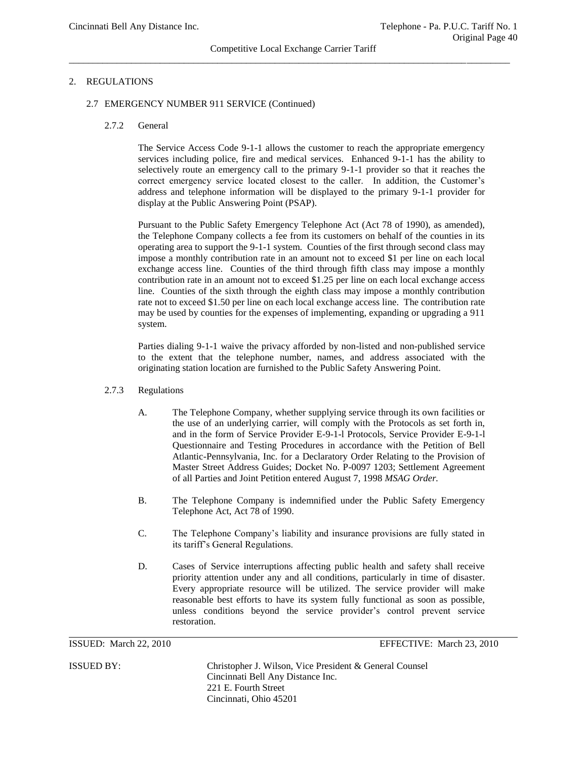## 2. REGULATIONS

### 2.7 EMERGENCY NUMBER 911 SERVICE (Continued)

#### 2.7.2 General

The Service Access Code 9-1-1 allows the customer to reach the appropriate emergency services including police, fire and medical services. Enhanced 9-1-1 has the ability to selectively route an emergency call to the primary 9-1-1 provider so that it reaches the correct emergency service located closest to the caller. In addition, the Customer's address and telephone information will be displayed to the primary 9-1-1 provider for display at the Public Answering Point (PSAP).

Pursuant to the Public Safety Emergency Telephone Act (Act 78 of 1990), as amended), the Telephone Company collects a fee from its customers on behalf of the counties in its operating area to support the 9-1-1 system. Counties of the first through second class may impose a monthly contribution rate in an amount not to exceed $1 per line on each local exchange access line. Counties of the third through fifth class may impose a monthly contribution rate in an amount not to exceed $1.25 per line on each local exchange access line. Counties of the sixth through the eighth class may impose a monthly contribution rate not to exceed $1.50 per line on each local exchange access line. The contribution rate may be used by counties for the expenses of implementing, expanding or upgrading a 911 system.

Parties dialing 9-1-1 waive the privacy afforded by non-listed and non-published service to the extent that the telephone number, names, and address associated with the originating station location are furnished to the Public Safety Answering Point.

#### 2.7.3 Regulations

A. The Telephone Company, whether supplying service through its own facilities or the use of an underlying carrier, will comply with the Protocols as set forth in, and in the form of Service Provider E-9-1-l Protocols, Service Provider E-9-1-l Questionnaire and Testing Procedures in accordance with the Petition of Bell Atlantic-Pennsylvania, Inc. for a Declaratory Order Relating to the Provision of Master Street Address Guides; Docket No. P-0097 1203; Settlement Agreement of all Parties and Joint Petition entered August 7, 1998 *MSAG Order.*

B. The Telephone Company is indemnified under the Public Safety Emergency Telephone Act, Act 78 of 1990.

C. The Telephone Company's liability and insurance provisions are fully stated in its tariff's General Regulations.

D. Cases of Service interruptions affecting public health and safety shall receive priority attention under any and all conditions, particularly in time of disaster. Every appropriate resource will be utilized. The service provider will make reasonable best efforts to have its system fully functional as soon as possible, unless conditions beyond the service provider's control prevent service restoration.

ISSUED: March 22, 2010 EFFECTIVE: March 23, 2010

ISSUED BY: Christopher J. Wilson, Vice President & General Counsel
Cincinnati Bell Any Distance Inc.
221 E. Fourth Street
Cincinnati, Ohio 45201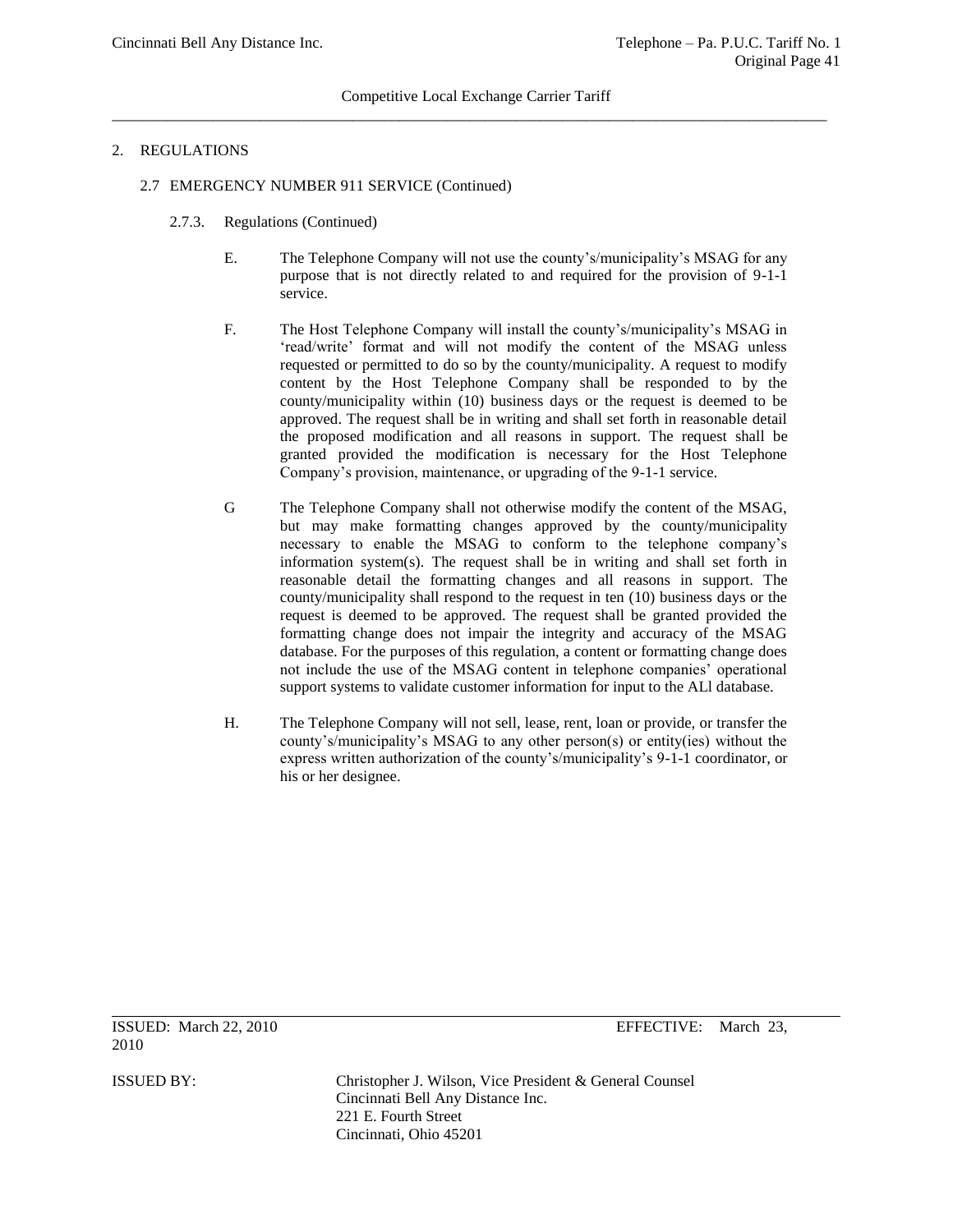## 2. REGULATIONS

### 2.7 EMERGENCY NUMBER 911 SERVICE (Continued)

#### 2.7.3. Regulations (Continued)

E. The Telephone Company will not use the county's/municipality's MSAG for any purpose that is not directly related to and required for the provision of 9-1-1 service.

F. The Host Telephone Company will install the county's/municipality's MSAG in 'read/write' format and will not modify the content of the MSAG unless requested or permitted to do so by the county/municipality. A request to modify content by the Host Telephone Company shall be responded to by the county/municipality within (10) business days or the request is deemed to be approved. The request shall be in writing and shall set forth in reasonable detail the proposed modification and all reasons in support. The request shall be granted provided the modification is necessary for the Host Telephone Company's provision, maintenance, or upgrading of the 9-1-1 service.

G The Telephone Company shall not otherwise modify the content of the MSAG, but may make formatting changes approved by the county/municipality necessary to enable the MSAG to conform to the telephone company's information system(s). The request shall be in writing and shall set forth in reasonable detail the formatting changes and all reasons in support. The county/municipality shall respond to the request in ten (10) business days or the request is deemed to be approved. The request shall be granted provided the formatting change does not impair the integrity and accuracy of the MSAG database. For the purposes of this regulation, a content or formatting change does not include the use of the MSAG content in telephone companies' operational support systems to validate customer information for input to the ALl database.

H. The Telephone Company will not sell, lease, rent, loan or provide, or transfer the county's/municipality's MSAG to any other person(s) or entity(ies) without the express written authorization of the county's/municipality's 9-1-1 coordinator, or his or her designee.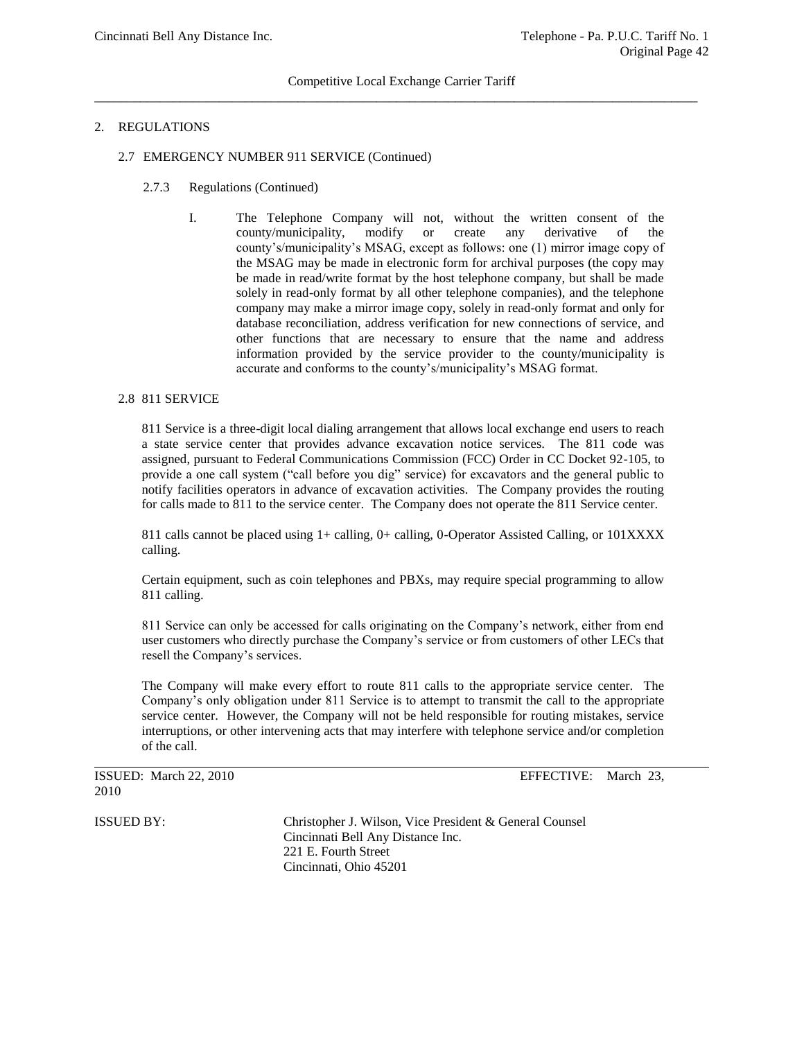## 2. REGULATIONS

### 2.7 EMERGENCY NUMBER 911 SERVICE (Continued)

#### 2.7.3 Regulations (Continued)

I. The Telephone Company will not, without the written consent of the county/municipality, modify or create any derivative of the county's/municipality's MSAG, except as follows: one (1) mirror image copy of the MSAG may be made in electronic form for archival purposes (the copy may be made in read/write format by the host telephone company, but shall be made solely in read-only format by all other telephone companies), and the telephone company may make a mirror image copy, solely in read-only format and only for database reconciliation, address verification for new connections of service, and other functions that are necessary to ensure that the name and address information provided by the service provider to the county/municipality is accurate and conforms to the county's/municipality's MSAG format.

### 2.8 811 SERVICE

811 Service is a three-digit local dialing arrangement that allows local exchange end users to reach a state service center that provides advance excavation notice services. The 811 code was assigned, pursuant to Federal Communications Commission (FCC) Order in CC Docket 92-105, to provide a one call system ("call before you dig" service) for excavators and the general public to notify facilities operators in advance of excavation activities. The Company provides the routing for calls made to 811 to the service center. The Company does not operate the 811 Service center.

811 calls cannot be placed using 1+ calling, 0+ calling, 0-Operator Assisted Calling, or 101XXXX calling.

Certain equipment, such as coin telephones and PBXs, may require special programming to allow 811 calling.

811 Service can only be accessed for calls originating on the Company's network, either from end user customers who directly purchase the Company's service or from customers of other LECs that resell the Company's services.

The Company will make every effort to route 811 calls to the appropriate service center. The Company's only obligation under 811 Service is to attempt to transmit the call to the appropriate service center. However, the Company will not be held responsible for routing mistakes, service interruptions, or other intervening acts that may interfere with telephone service and/or completion of the call.

ISSUED: March 22, 2010 EFFECTIVE: March 23, 2010

ISSUED BY: Christopher J. Wilson, Vice President & General Counsel
Cincinnati Bell Any Distance Inc.
221 E. Fourth Street
Cincinnati, Ohio 45201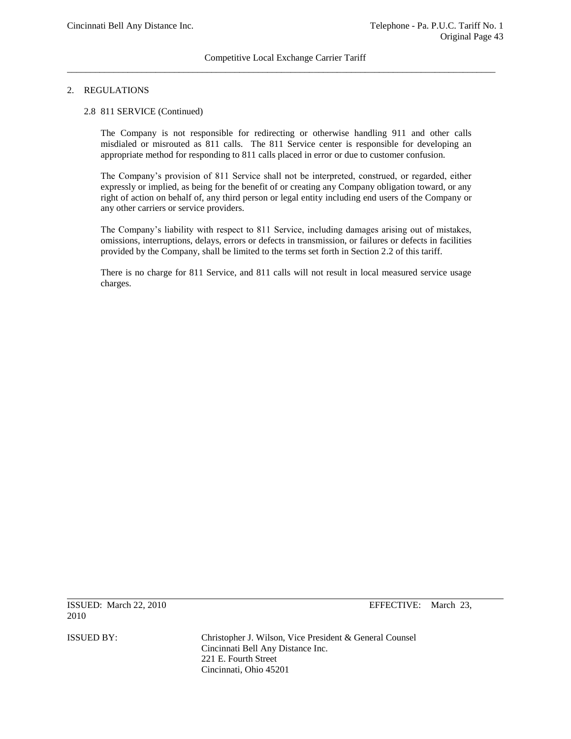## 2. REGULATIONS

### 2.8 811 SERVICE (Continued)

The Company is not responsible for redirecting or otherwise handling 911 and other calls misdialed or misrouted as 811 calls. The 811 Service center is responsible for developing an appropriate method for responding to 811 calls placed in error or due to customer confusion.

The Company's provision of 811 Service shall not be interpreted, construed, or regarded, either expressly or implied, as being for the benefit of or creating any Company obligation toward, or any right of action on behalf of, any third person or legal entity including end users of the Company or any other carriers or service providers.

The Company's liability with respect to 811 Service, including damages arising out of mistakes, omissions, interruptions, delays, errors or defects in transmission, or failures or defects in facilities provided by the Company, shall be limited to the terms set forth in Section 2.2 of this tariff.

There is no charge for 811 Service, and 811 calls will not result in local measured service usage charges.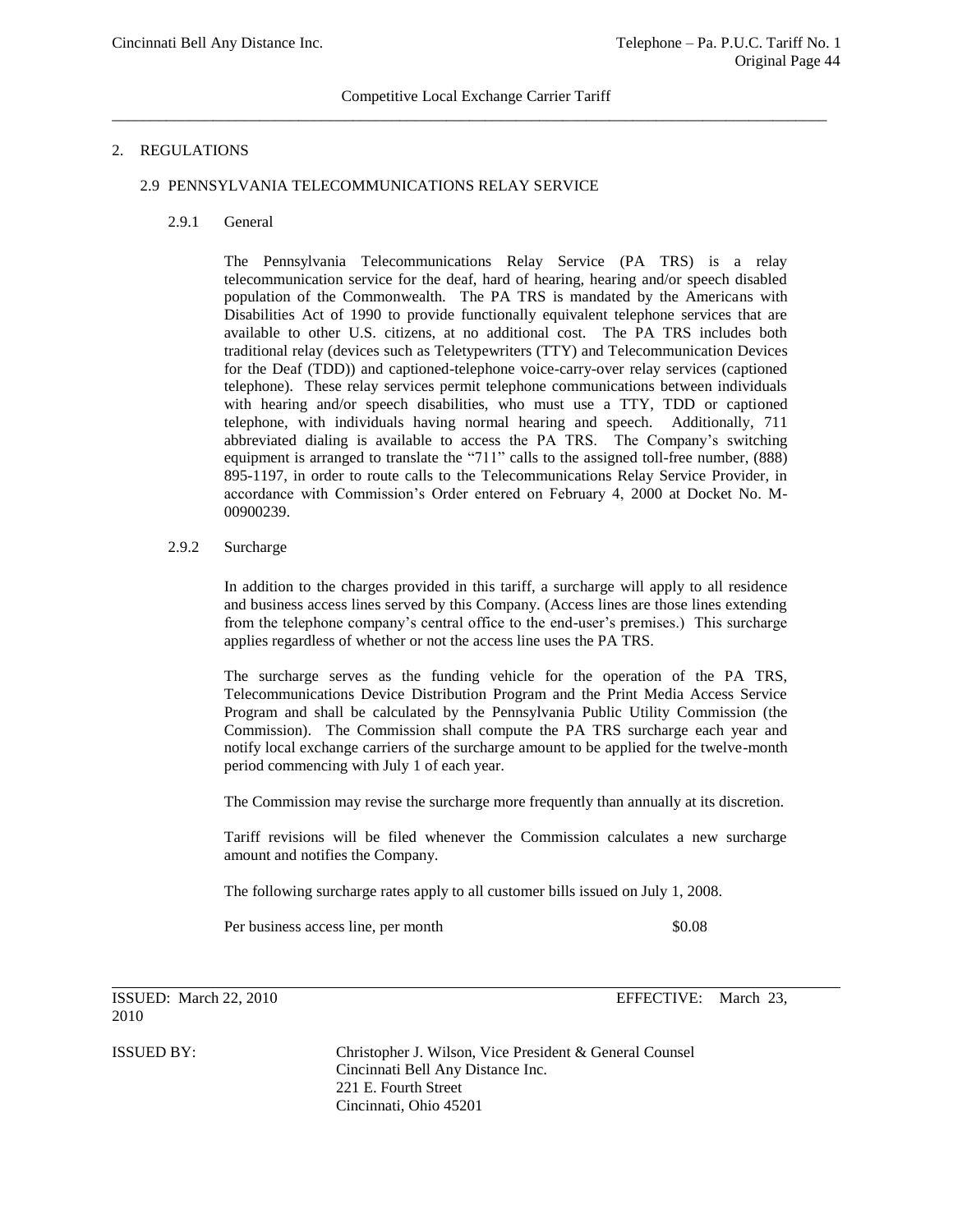## 2. REGULATIONS

### 2.9 PENNSYLVANIA TELECOMMUNICATIONS RELAY SERVICE

#### 2.9.1 General

The Pennsylvania Telecommunications Relay Service (PA TRS) is a relay telecommunication service for the deaf, hard of hearing, hearing and/or speech disabled population of the Commonwealth. The PA TRS is mandated by the Americans with Disabilities Act of 1990 to provide functionally equivalent telephone services that are available to other U.S. citizens, at no additional cost. The PA TRS includes both traditional relay (devices such as Teletypewriters (TTY) and Telecommunication Devices for the Deaf (TDD)) and captioned-telephone voice-carry-over relay services (captioned telephone). These relay services permit telephone communications between individuals with hearing and/or speech disabilities, who must use a TTY, TDD or captioned telephone, with individuals having normal hearing and speech. Additionally, 711 abbreviated dialing is available to access the PA TRS. The Company's switching equipment is arranged to translate the "711" calls to the assigned toll-free number, (888) 895-1197, in order to route calls to the Telecommunications Relay Service Provider, in accordance with Commission's Order entered on February 4, 2000 at Docket No. M-00900239.

#### 2.9.2 Surcharge

In addition to the charges provided in this tariff, a surcharge will apply to all residence and business access lines served by this Company. (Access lines are those lines extending from the telephone company's central office to the end-user's premises.) This surcharge applies regardless of whether or not the access line uses the PA TRS.

The surcharge serves as the funding vehicle for the operation of the PA TRS, Telecommunications Device Distribution Program and the Print Media Access Service Program and shall be calculated by the Pennsylvania Public Utility Commission (the Commission). The Commission shall compute the PA TRS surcharge each year and notify local exchange carriers of the surcharge amount to be applied for the twelve-month period commencing with July 1 of each year.

The Commission may revise the surcharge more frequently than annually at its discretion.

Tariff revisions will be filed whenever the Commission calculates a new surcharge amount and notifies the Company.

The following surcharge rates apply to all customer bills issued on July 1, 2008.

| | |
|---|---|
| Per business access line, per month | \$0.08 |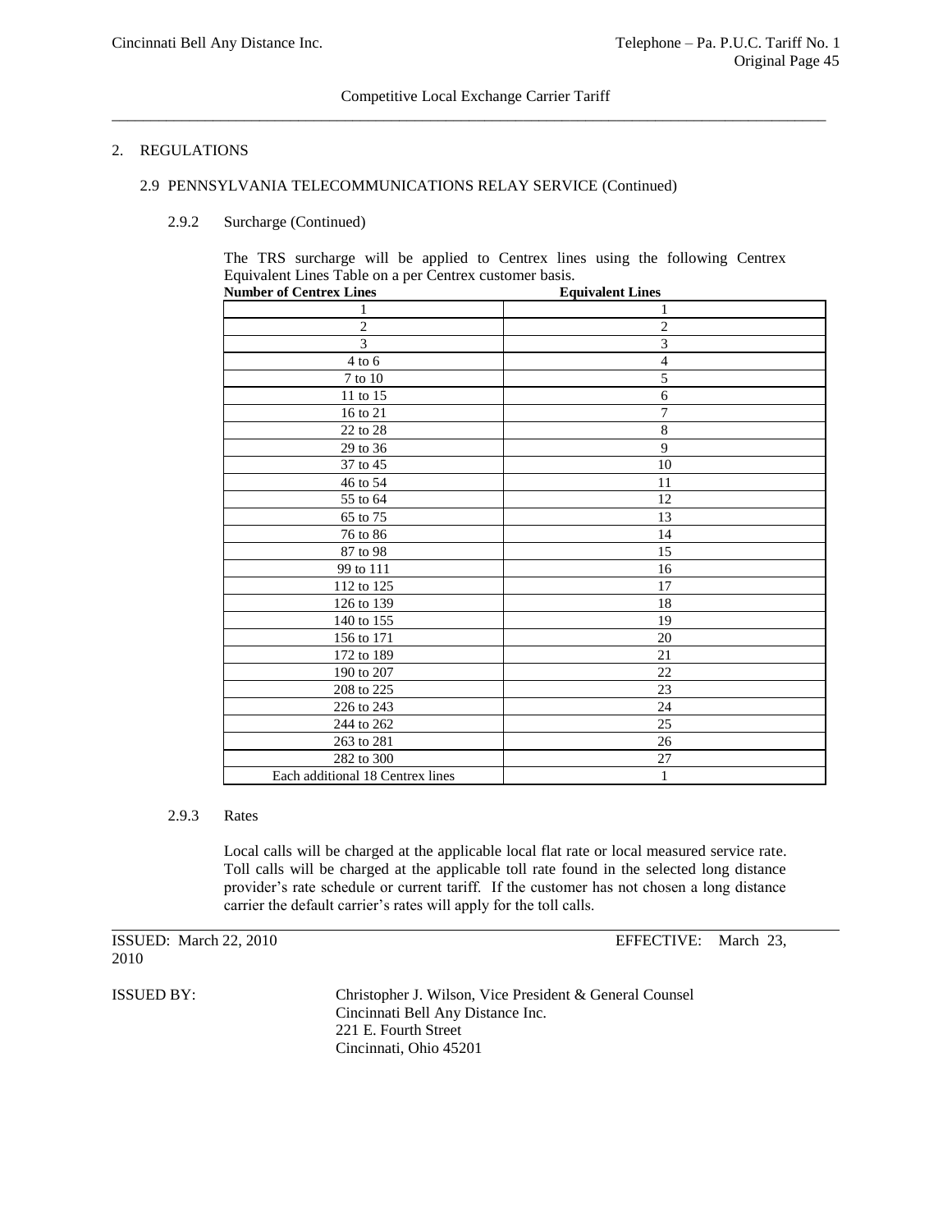## 2. REGULATIONS

### 2.9 PENNSYLVANIA TELECOMMUNICATIONS RELAY SERVICE (Continued)

#### 2.9.2 Surcharge (Continued)

The TRS surcharge will be applied to Centrex lines using the following Centrex Equivalent Lines Table on a per Centrex customer basis.

| Number of Centrex Lines | Equivalent Lines |
|---|---|
| 1 | 1 |
| 2 | 2 |
| 3 | 3 |
| 4 to 6 | 4 |
| 7 to 10 | 5 |
| 11 to 15 | 6 |
| 16 to 21 | 7 |
| 22 to 28 | 8 |
| 29 to 36 | 9 |
| 37 to 45 | 10 |
| 46 to 54 | 11 |
| 55 to 64 | 12 |
| 65 to 75 | 13 |
| 76 to 86 | 14 |
| 87 to 98 | 15 |
| 99 to 111 | 16 |
| 112 to 125 | 17 |
| 126 to 139 | 18 |
| 140 to 155 | 19 |
| 156 to 171 | 20 |
| 172 to 189 | 21 |
| 190 to 207 | 22 |
| 208 to 225 | 23 |
| 226 to 243 | 24 |
| 244 to 262 | 25 |
| 263 to 281 | 26 |
| 282 to 300 | 27 |
| Each additional 18 Centrex lines | 1 |

#### 2.9.3 Rates

Local calls will be charged at the applicable local flat rate or local measured service rate. Toll calls will be charged at the applicable toll rate found in the selected long distance provider's rate schedule or current tariff. If the customer has not chosen a long distance carrier the default carrier's rates will apply for the toll calls.

ISSUED: March 22, 2010 EFFECTIVE: March 23, 2010

ISSUED BY: Christopher J. Wilson, Vice President & General Counsel
Cincinnati Bell Any Distance Inc.
221 E. Fourth Street
Cincinnati, Ohio 45201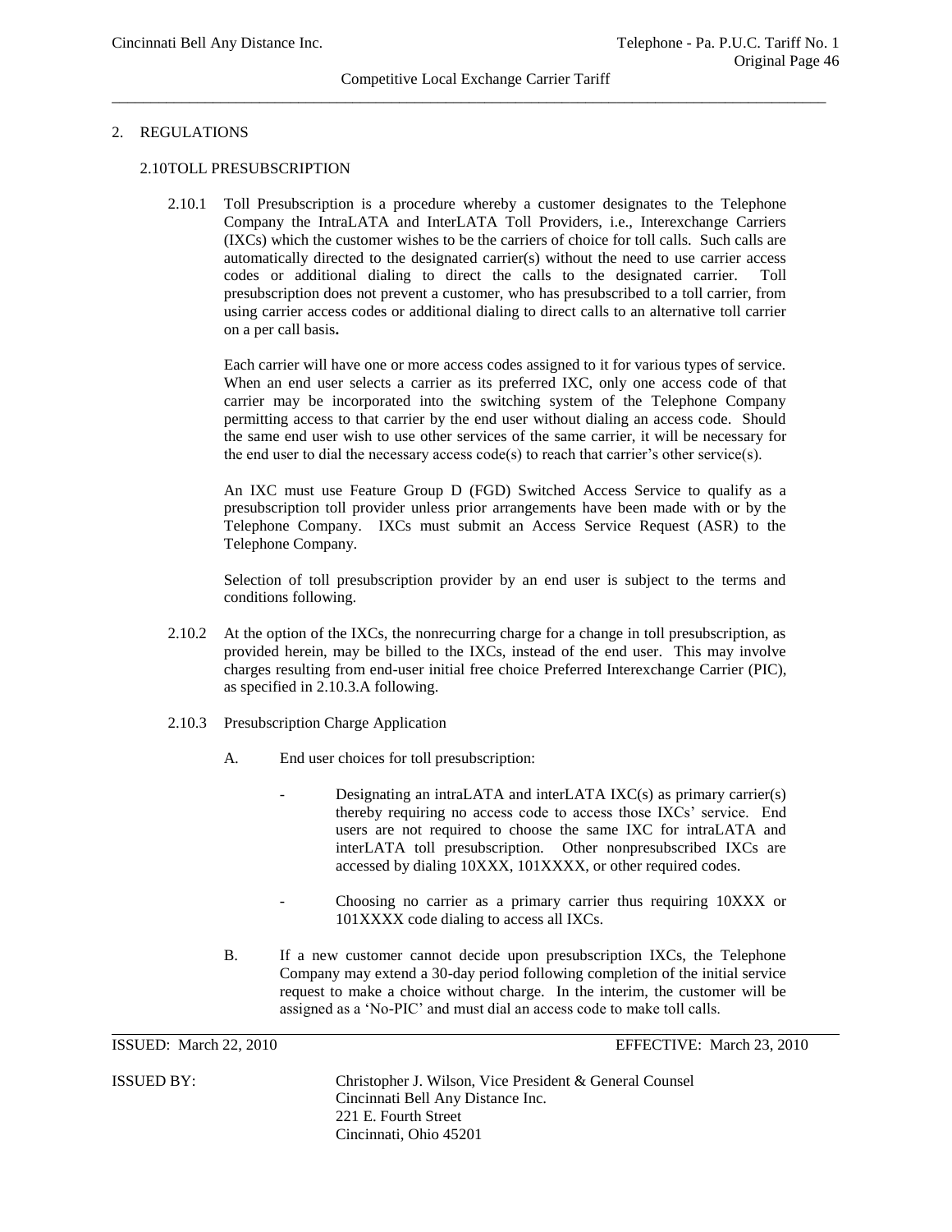## 2. REGULATIONS

### 2.10 TOLL PRESUBSCRIPTION

2.10.1 Toll Presubscription is a procedure whereby a customer designates to the Telephone Company the IntraLATA and InterLATA Toll Providers, i.e., Interexchange Carriers (IXCs) which the customer wishes to be the carriers of choice for toll calls. Such calls are automatically directed to the designated carrier(s) without the need to use carrier access codes or additional dialing to direct the calls to the designated carrier. Toll presubscription does not prevent a customer, who has presubscribed to a toll carrier, from using carrier access codes or additional dialing to direct calls to an alternative toll carrier on a per call basis**.**

Each carrier will have one or more access codes assigned to it for various types of service. When an end user selects a carrier as its preferred IXC, only one access code of that carrier may be incorporated into the switching system of the Telephone Company permitting access to that carrier by the end user without dialing an access code. Should the same end user wish to use other services of the same carrier, it will be necessary for the end user to dial the necessary access code(s) to reach that carrier's other service(s).

An IXC must use Feature Group D (FGD) Switched Access Service to qualify as a presubscription toll provider unless prior arrangements have been made with or by the Telephone Company. IXCs must submit an Access Service Request (ASR) to the Telephone Company.

Selection of toll presubscription provider by an end user is subject to the terms and conditions following.

2.10.2 At the option of the IXCs, the nonrecurring charge for a change in toll presubscription, as provided herein, may be billed to the IXCs, instead of the end user. This may involve charges resulting from end-user initial free choice Preferred Interexchange Carrier (PIC), as specified in 2.10.3.A following.

2.10.3 Presubscription Charge Application

A. End user choices for toll presubscription:

- Designating an intraLATA and interLATA IXC(s) as primary carrier(s) thereby requiring no access code to access those IXCs' service. End users are not required to choose the same IXC for intraLATA and interLATA toll presubscription. Other nonpresubscribed IXCs are accessed by dialing 10XXX, 101XXXX, or other required codes.

- Choosing no carrier as a primary carrier thus requiring 10XXX or 101XXXX code dialing to access all IXCs.

B. If a new customer cannot decide upon presubscription IXCs, the Telephone Company may extend a 30-day period following completion of the initial service request to make a choice without charge. In the interim, the customer will be assigned as a 'No-PIC' and must dial an access code to make toll calls.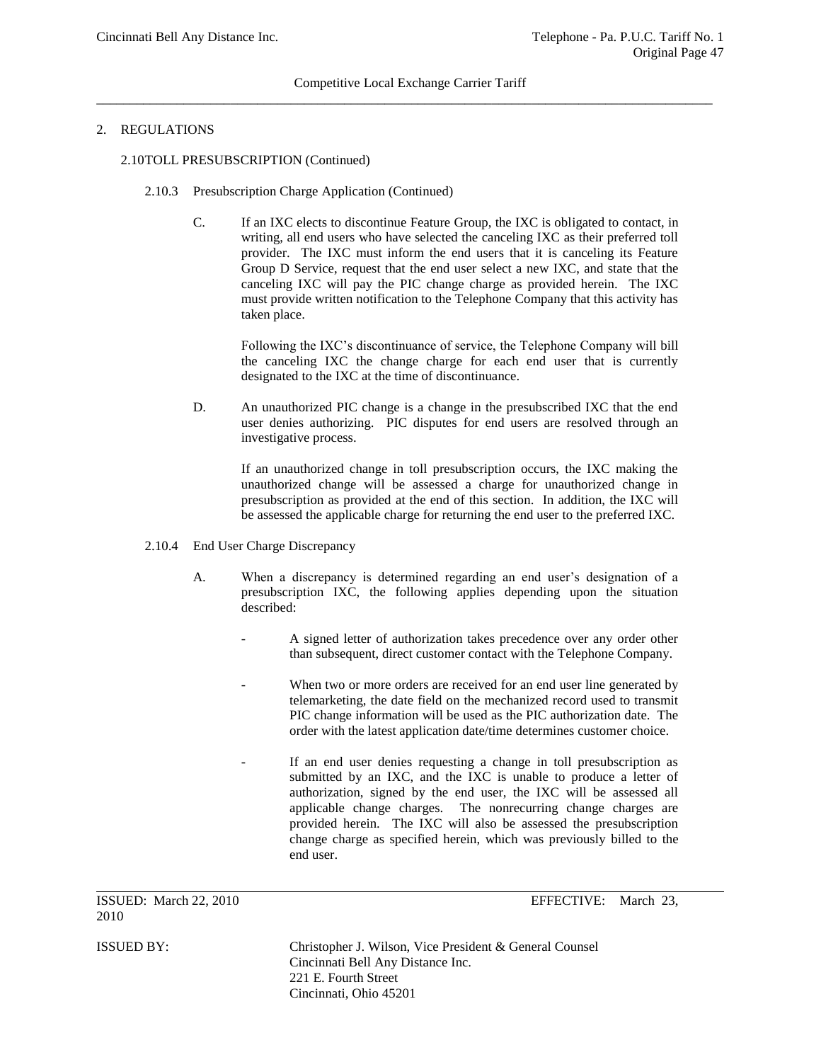## 2. REGULATIONS

### 2.10 TOLL PRESUBSCRIPTION (Continued)

#### 2.10.3 Presubscription Charge Application (Continued)

C. If an IXC elects to discontinue Feature Group, the IXC is obligated to contact, in writing, all end users who have selected the canceling IXC as their preferred toll provider. The IXC must inform the end users that it is canceling its Feature Group D Service, request that the end user select a new IXC, and state that the canceling IXC will pay the PIC change charge as provided herein. The IXC must provide written notification to the Telephone Company that this activity has taken place.

Following the IXC's discontinuance of service, the Telephone Company will bill the canceling IXC the change charge for each end user that is currently designated to the IXC at the time of discontinuance.

D. An unauthorized PIC change is a change in the presubscribed IXC that the end user denies authorizing. PIC disputes for end users are resolved through an investigative process.

If an unauthorized change in toll presubscription occurs, the IXC making the unauthorized change will be assessed a charge for unauthorized change in presubscription as provided at the end of this section. In addition, the IXC will be assessed the applicable charge for returning the end user to the preferred IXC.

#### 2.10.4 End User Charge Discrepancy

A. When a discrepancy is determined regarding an end user's designation of a presubscription IXC, the following applies depending upon the situation described:

- A signed letter of authorization takes precedence over any order other than subsequent, direct customer contact with the Telephone Company.

- When two or more orders are received for an end user line generated by telemarketing, the date field on the mechanized record used to transmit PIC change information will be used as the PIC authorization date. The order with the latest application date/time determines customer choice.

- If an end user denies requesting a change in toll presubscription as submitted by an IXC, and the IXC is unable to produce a letter of authorization, signed by the end user, the IXC will be assessed all applicable change charges. The nonrecurring change charges are provided herein. The IXC will also be assessed the presubscription change charge as specified herein, which was previously billed to the end user.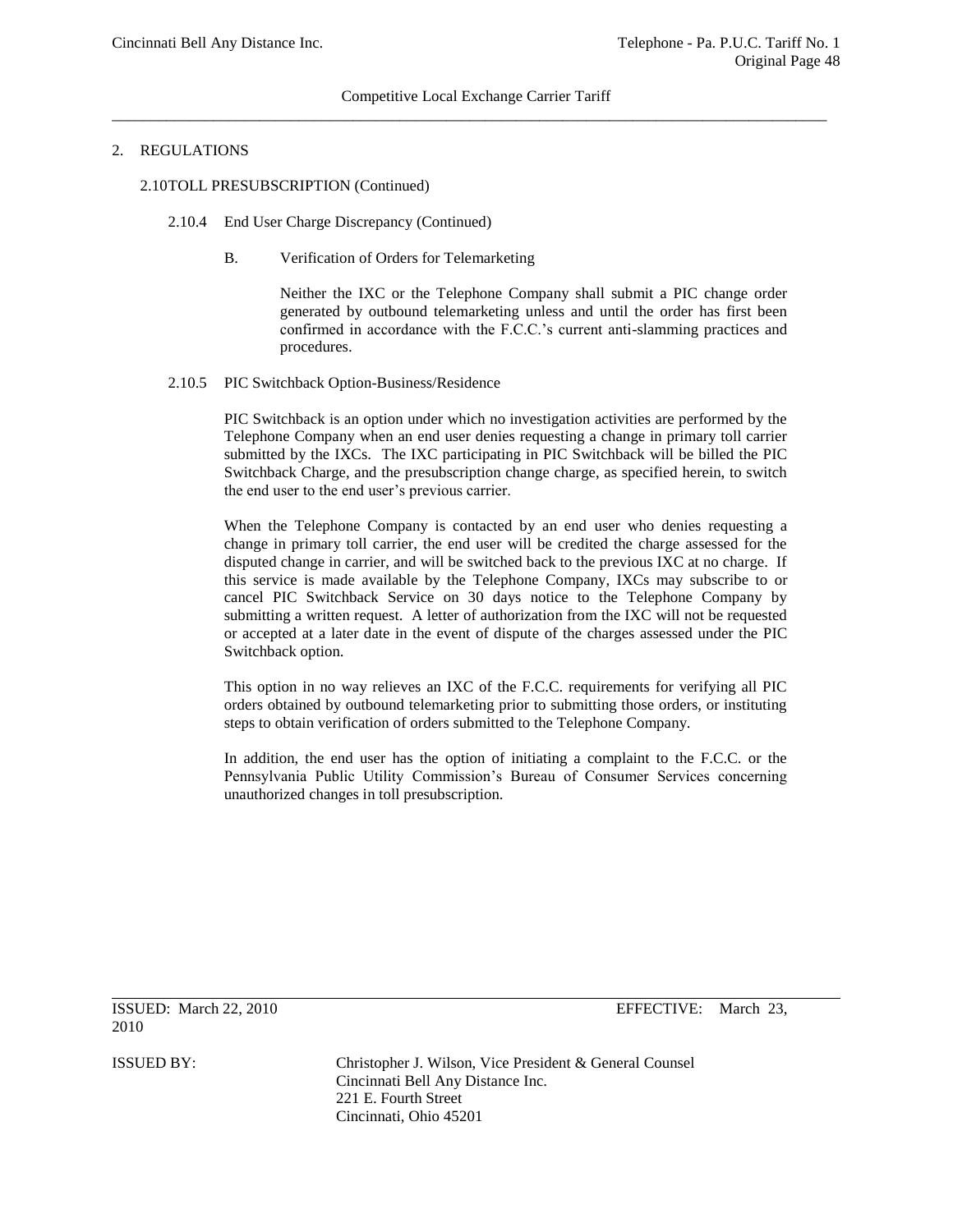## 2. REGULATIONS

### 2.10 TOLL PRESUBSCRIPTION (Continued)

#### 2.10.4 End User Charge Discrepancy (Continued)

B. Verification of Orders for Telemarketing

Neither the IXC or the Telephone Company shall submit a PIC change order generated by outbound telemarketing unless and until the order has first been confirmed in accordance with the F.C.C.'s current anti-slamming practices and procedures.

#### 2.10.5 PIC Switchback Option-Business/Residence

PIC Switchback is an option under which no investigation activities are performed by the Telephone Company when an end user denies requesting a change in primary toll carrier submitted by the IXCs. The IXC participating in PIC Switchback will be billed the PIC Switchback Charge, and the presubscription change charge, as specified herein, to switch the end user to the end user's previous carrier.

When the Telephone Company is contacted by an end user who denies requesting a change in primary toll carrier, the end user will be credited the charge assessed for the disputed change in carrier, and will be switched back to the previous IXC at no charge. If this service is made available by the Telephone Company, IXCs may subscribe to or cancel PIC Switchback Service on 30 days notice to the Telephone Company by submitting a written request. A letter of authorization from the IXC will not be requested or accepted at a later date in the event of dispute of the charges assessed under the PIC Switchback option.

This option in no way relieves an IXC of the F.C.C. requirements for verifying all PIC orders obtained by outbound telemarketing prior to submitting those orders, or instituting steps to obtain verification of orders submitted to the Telephone Company.

In addition, the end user has the option of initiating a complaint to the F.C.C. or the Pennsylvania Public Utility Commission's Bureau of Consumer Services concerning unauthorized changes in toll presubscription.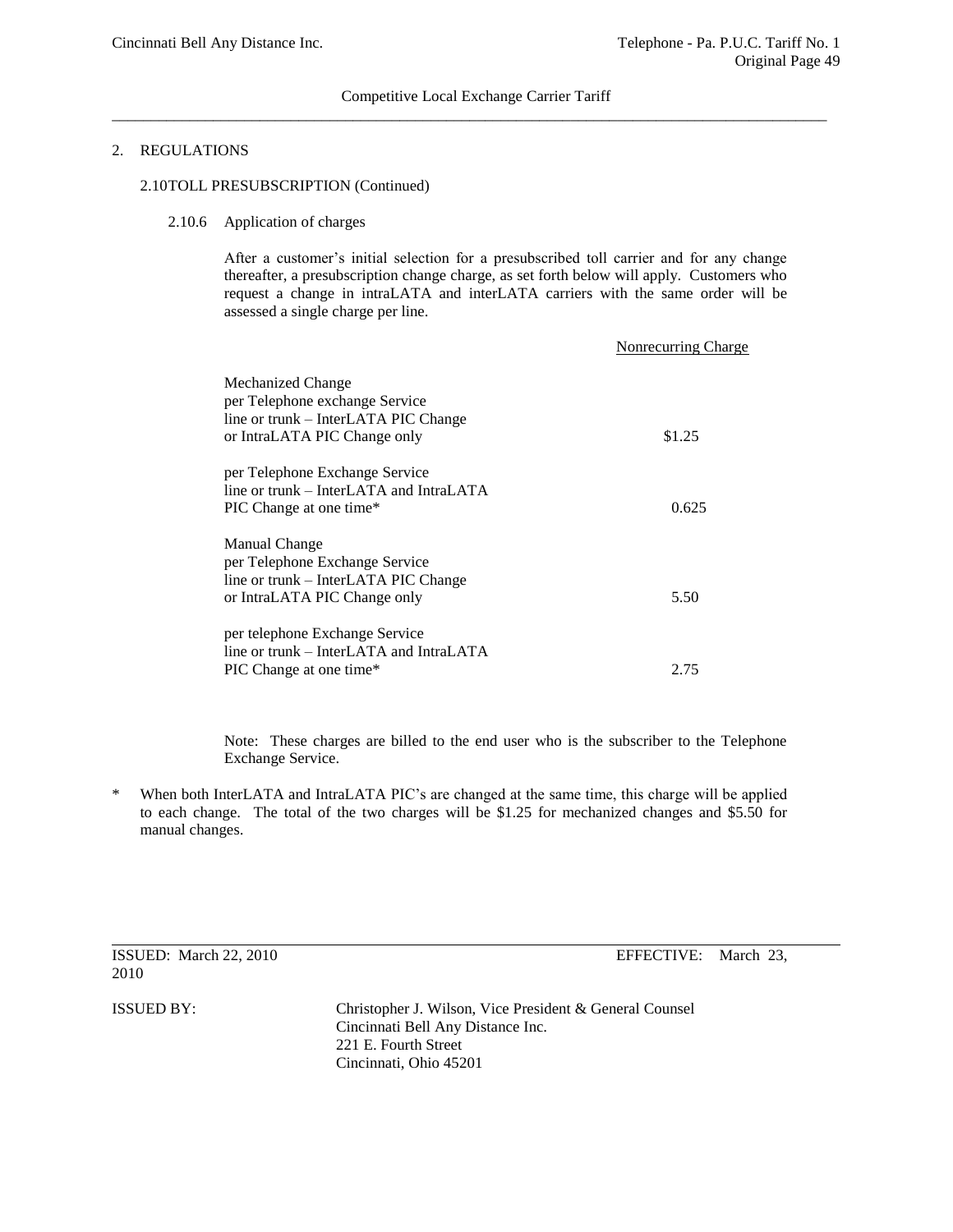Competitive Local Exchange Carrier Tariff

## 2. REGULATIONS

### 2.10 TOLL PRESUBSCRIPTION (Continued)

#### 2.10.6 Application of charges

After a customer's initial selection for a presubscribed toll carrier and for any change thereafter, a presubscription change charge, as set forth below will apply. Customers who request a change in intraLATA and interLATA carriers with the same order will be assessed a single charge per line.

| | Nonrecurring Charge |
|---|---|
| Mechanized Change<br>per Telephone exchange Service line or trunk – InterLATA PIC Change or IntraLATA PIC Change only | $1.25 |
| per Telephone Exchange Service line or trunk – InterLATA and IntraLATA PIC Change at one time* | 0.625 |
| Manual Change<br>per Telephone Exchange Service line or trunk – InterLATA PIC Change or IntraLATA PIC Change only | 5.50 |
| per telephone Exchange Service line or trunk – InterLATA and IntraLATA PIC Change at one time* | 2.75 |

Note: These charges are billed to the end user who is the subscriber to the Telephone Exchange Service.

\* When both InterLATA and IntraLATA PIC's are changed at the same time, this charge will be applied to each change. The total of the two charges will be $1.25 for mechanized changes and $5.50 for manual changes.

ISSUED: March 22, 2010 EFFECTIVE: March 23, 2010

ISSUED BY: Christopher J. Wilson, Vice President & General Counsel
Cincinnati Bell Any Distance Inc.
221 E. Fourth Street
Cincinnati, Ohio 45201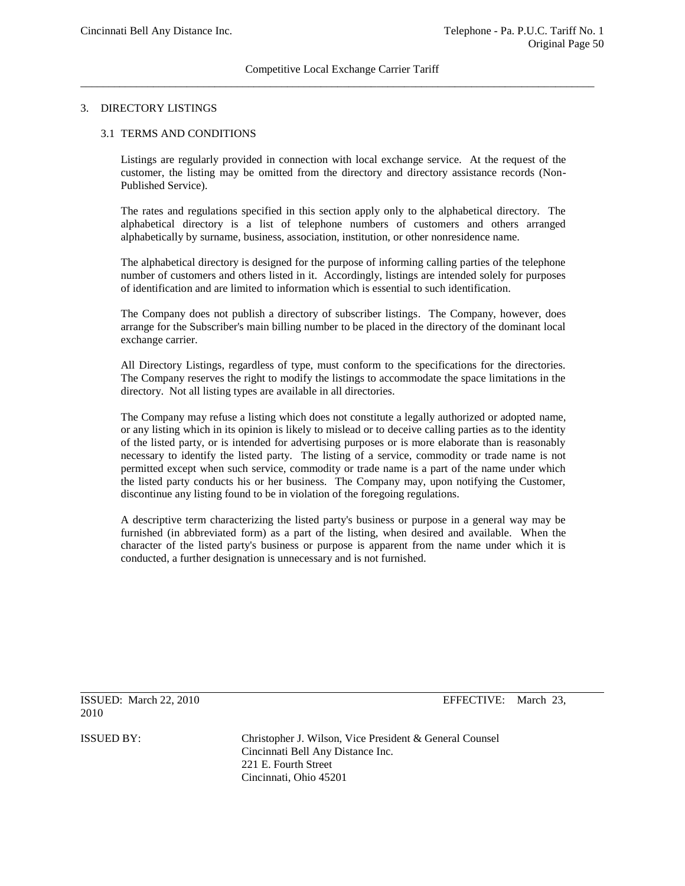# 3. DIRECTORY LISTINGS

## 3.1 TERMS AND CONDITIONS

Listings are regularly provided in connection with local exchange service. At the request of the customer, the listing may be omitted from the directory and directory assistance records (Non-Published Service).

The rates and regulations specified in this section apply only to the alphabetical directory. The alphabetical directory is a list of telephone numbers of customers and others arranged alphabetically by surname, business, association, institution, or other nonresidence name.

The alphabetical directory is designed for the purpose of informing calling parties of the telephone number of customers and others listed in it. Accordingly, listings are intended solely for purposes of identification and are limited to information which is essential to such identification.

The Company does not publish a directory of subscriber listings. The Company, however, does arrange for the Subscriber's main billing number to be placed in the directory of the dominant local exchange carrier.

All Directory Listings, regardless of type, must conform to the specifications for the directories. The Company reserves the right to modify the listings to accommodate the space limitations in the directory. Not all listing types are available in all directories.

The Company may refuse a listing which does not constitute a legally authorized or adopted name, or any listing which in its opinion is likely to mislead or to deceive calling parties as to the identity of the listed party, or is intended for advertising purposes or is more elaborate than is reasonably necessary to identify the listed party. The listing of a service, commodity or trade name is not permitted except when such service, commodity or trade name is a part of the name under which the listed party conducts his or her business. The Company may, upon notifying the Customer, discontinue any listing found to be in violation of the foregoing regulations.

A descriptive term characterizing the listed party's business or purpose in a general way may be furnished (in abbreviated form) as a part of the listing, when desired and available. When the character of the listed party's business or purpose is apparent from the name under which it is conducted, a further designation is unnecessary and is not furnished.

ISSUED: March 22, 2010 EFFECTIVE: March 23, 2010

ISSUED BY: Christopher J. Wilson, Vice President & General Counsel
Cincinnati Bell Any Distance Inc.
221 E. Fourth Street
Cincinnati, Ohio 45201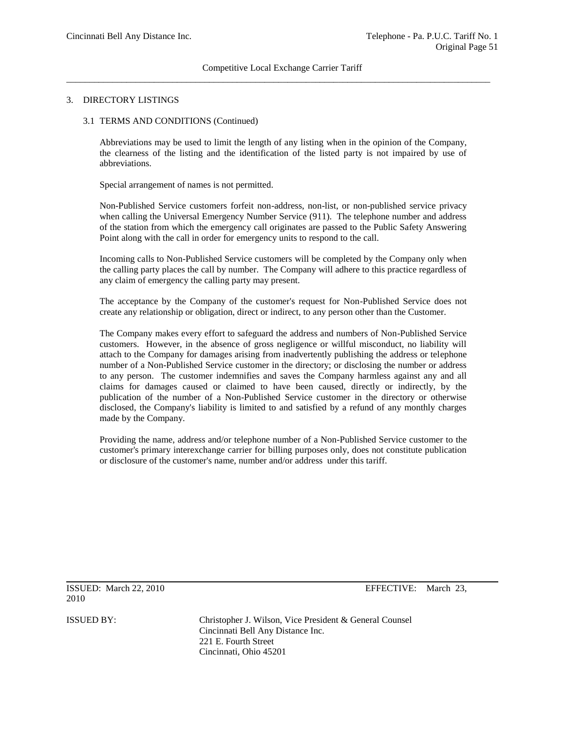## 3. DIRECTORY LISTINGS

### 3.1 TERMS AND CONDITIONS (Continued)

Abbreviations may be used to limit the length of any listing when in the opinion of the Company, the clearness of the listing and the identification of the listed party is not impaired by use of abbreviations.

Special arrangement of names is not permitted.

Non-Published Service customers forfeit non-address, non-list, or non-published service privacy when calling the Universal Emergency Number Service (911). The telephone number and address of the station from which the emergency call originates are passed to the Public Safety Answering Point along with the call in order for emergency units to respond to the call.

Incoming calls to Non-Published Service customers will be completed by the Company only when the calling party places the call by number. The Company will adhere to this practice regardless of any claim of emergency the calling party may present.

The acceptance by the Company of the customer's request for Non-Published Service does not create any relationship or obligation, direct or indirect, to any person other than the Customer.

The Company makes every effort to safeguard the address and numbers of Non-Published Service customers. However, in the absence of gross negligence or willful misconduct, no liability will attach to the Company for damages arising from inadvertently publishing the address or telephone number of a Non-Published Service customer in the directory; or disclosing the number or address to any person. The customer indemnifies and saves the Company harmless against any and all claims for damages caused or claimed to have been caused, directly or indirectly, by the publication of the number of a Non-Published Service customer in the directory or otherwise disclosed, the Company's liability is limited to and satisfied by a refund of any monthly charges made by the Company.

Providing the name, address and/or telephone number of a Non-Published Service customer to the customer's primary interexchange carrier for billing purposes only, does not constitute publication or disclosure of the customer's name, number and/or address under this tariff.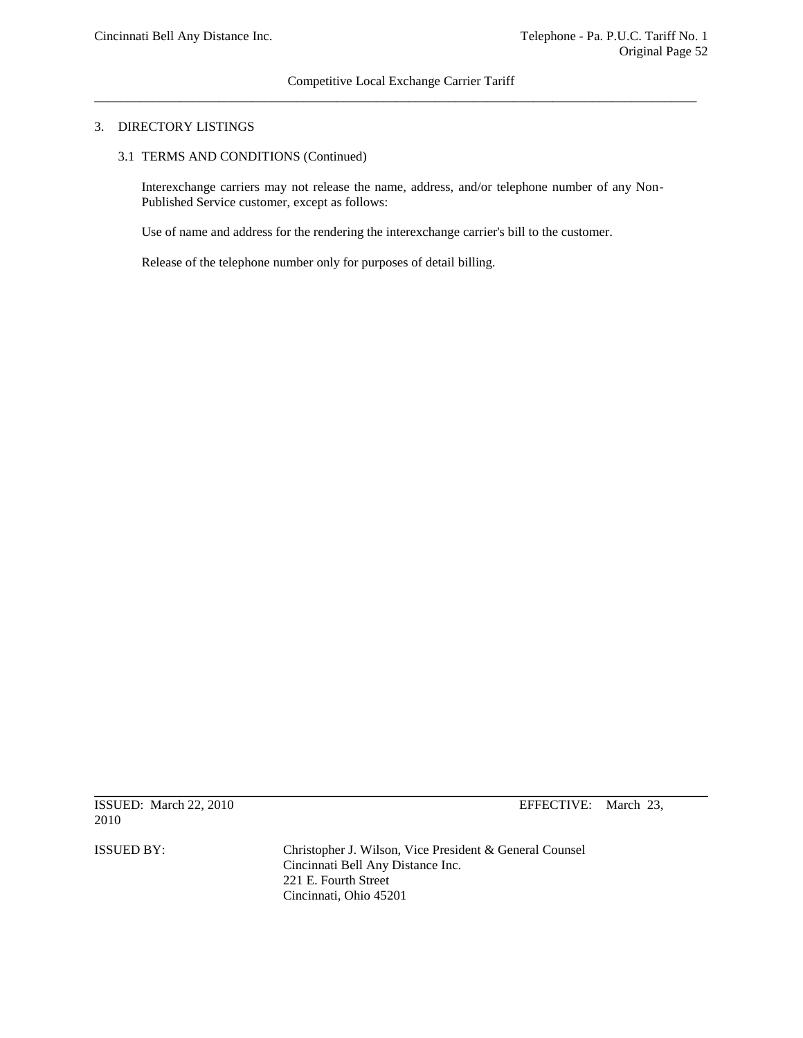## 3. DIRECTORY LISTINGS

### 3.1 TERMS AND CONDITIONS (Continued)

Interexchange carriers may not release the name, address, and/or telephone number of any Non-Published Service customer, except as follows:

Use of name and address for the rendering the interexchange carrier's bill to the customer.

Release of the telephone number only for purposes of detail billing.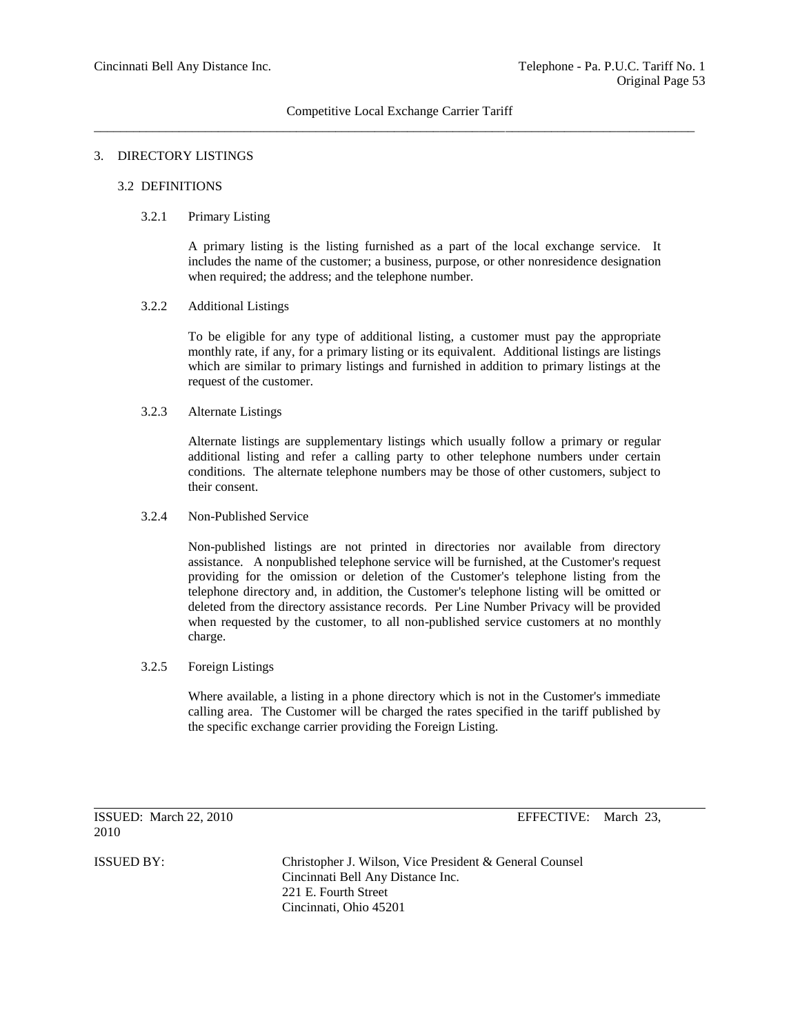# 3. DIRECTORY LISTINGS

## 3.2 DEFINITIONS

### 3.2.1 Primary Listing

A primary listing is the listing furnished as a part of the local exchange service. It includes the name of the customer; a business, purpose, or other nonresidence designation when required; the address; and the telephone number.

### 3.2.2 Additional Listings

To be eligible for any type of additional listing, a customer must pay the appropriate monthly rate, if any, for a primary listing or its equivalent. Additional listings are listings which are similar to primary listings and furnished in addition to primary listings at the request of the customer.

### 3.2.3 Alternate Listings

Alternate listings are supplementary listings which usually follow a primary or regular additional listing and refer a calling party to other telephone numbers under certain conditions. The alternate telephone numbers may be those of other customers, subject to their consent.

### 3.2.4 Non-Published Service

Non-published listings are not printed in directories nor available from directory assistance. A nonpublished telephone service will be furnished, at the Customer's request providing for the omission or deletion of the Customer's telephone listing from the telephone directory and, in addition, the Customer's telephone listing will be omitted or deleted from the directory assistance records. Per Line Number Privacy will be provided when requested by the customer, to all non-published service customers at no monthly charge.

### 3.2.5 Foreign Listings

Where available, a listing in a phone directory which is not in the Customer's immediate calling area. The Customer will be charged the rates specified in the tariff published by the specific exchange carrier providing the Foreign Listing.

ISSUED: March 22, 2010 EFFECTIVE: March 23, 2010

ISSUED BY: Christopher J. Wilson, Vice President & General Counsel
Cincinnati Bell Any Distance Inc.
221 E. Fourth Street
Cincinnati, Ohio 45201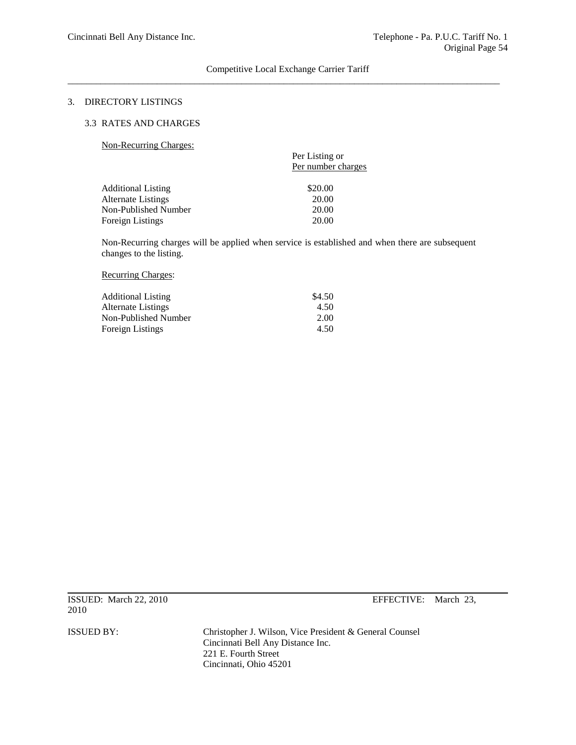## 3. DIRECTORY LISTINGS

### 3.3 RATES AND CHARGES

Non-Recurring Charges:

| | Per Listing or Per number charges |
|---|---|
| Additional Listing | $20.00 |
| Alternate Listings | 20.00 |
| Non-Published Number | 20.00 |
| Foreign Listings | 20.00 |

Non-Recurring charges will be applied when service is established and when there are subsequent changes to the listing.

Recurring Charges:

| | |
|---|---|
| Additional Listing | $4.50 |
| Alternate Listings | 4.50 |
| Non-Published Number | 2.00 |
| Foreign Listings | 4.50 |

ISSUED: March 22, 2010 EFFECTIVE: March 23, 2010

ISSUED BY: Christopher J. Wilson, Vice President & General Counsel
Cincinnati Bell Any Distance Inc.
221 E. Fourth Street
Cincinnati, Ohio 45201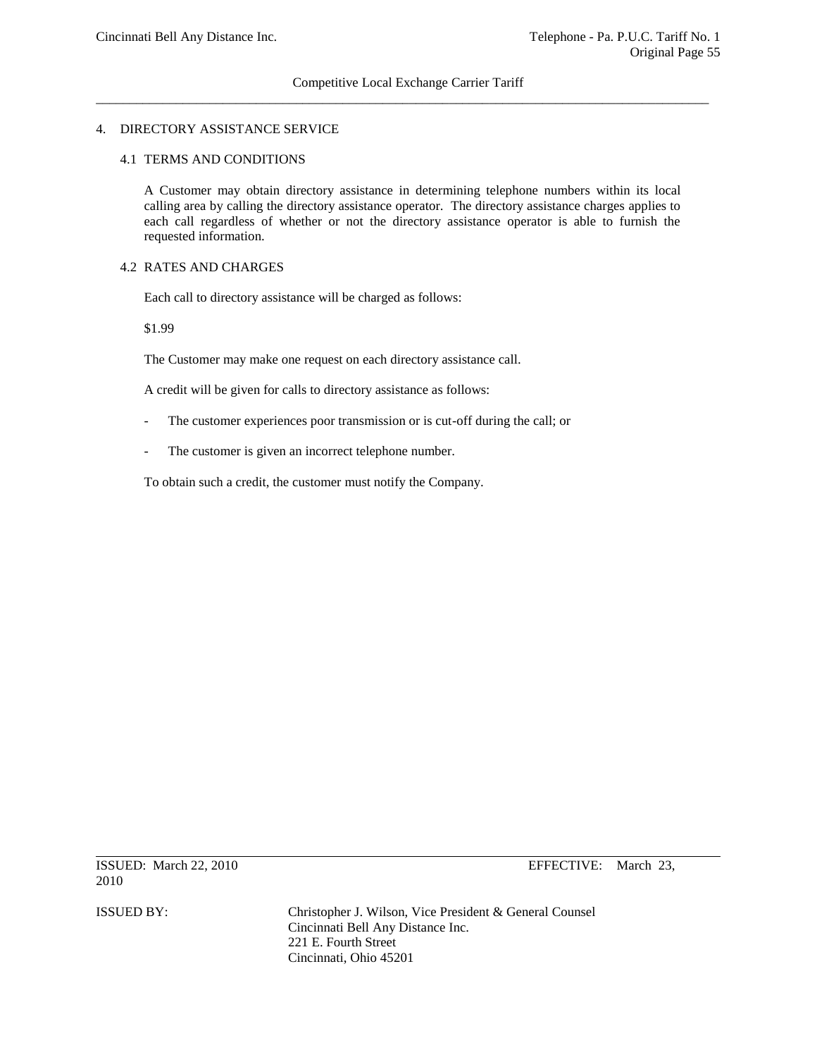# 4. DIRECTORY ASSISTANCE SERVICE

## 4.1 TERMS AND CONDITIONS

A Customer may obtain directory assistance in determining telephone numbers within its local calling area by calling the directory assistance operator. The directory assistance charges applies to each call regardless of whether or not the directory assistance operator is able to furnish the requested information.

## 4.2 RATES AND CHARGES

Each call to directory assistance will be charged as follows:

$1.99

The Customer may make one request on each directory assistance call.

A credit will be given for calls to directory assistance as follows:

- The customer experiences poor transmission or is cut-off during the call; or
- The customer is given an incorrect telephone number.

To obtain such a credit, the customer must notify the Company.

ISSUED: March 22, 2010 EFFECTIVE: March 23, 2010

ISSUED BY: Christopher J. Wilson, Vice President & General Counsel
Cincinnati Bell Any Distance Inc.
221 E. Fourth Street
Cincinnati, Ohio 45201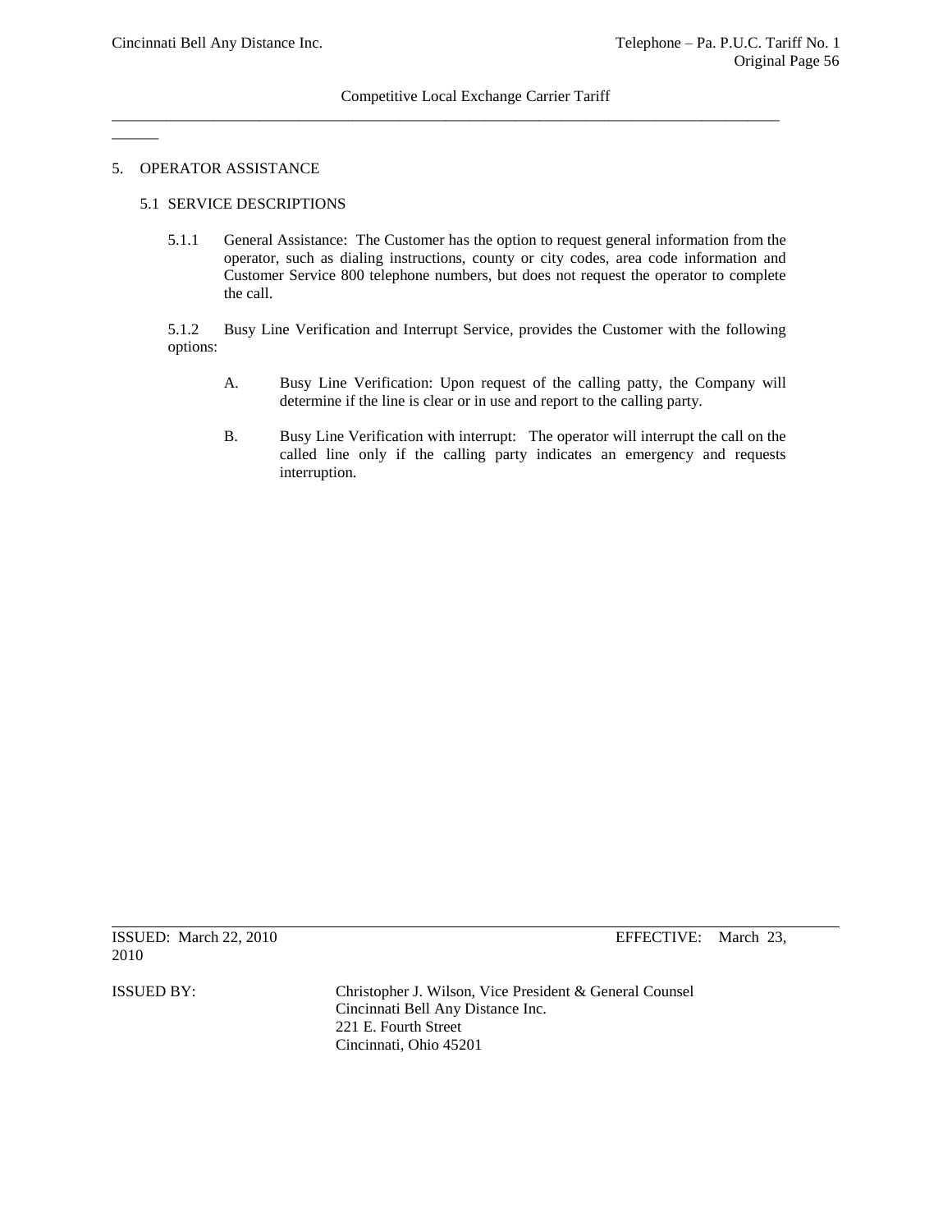# 5. OPERATOR ASSISTANCE

## 5.1 SERVICE DESCRIPTIONS

5.1.1 General Assistance: The Customer has the option to request general information from the operator, such as dialing instructions, county or city codes, area code information and Customer Service 800 telephone numbers, but does not request the operator to complete the call.

5.1.2 Busy Line Verification and Interrupt Service, provides the Customer with the following options:

A. Busy Line Verification: Upon request of the calling patty, the Company will determine if the line is clear or in use and report to the calling party.

B. Busy Line Verification with interrupt: The operator will interrupt the call on the called line only if the calling party indicates an emergency and requests interruption.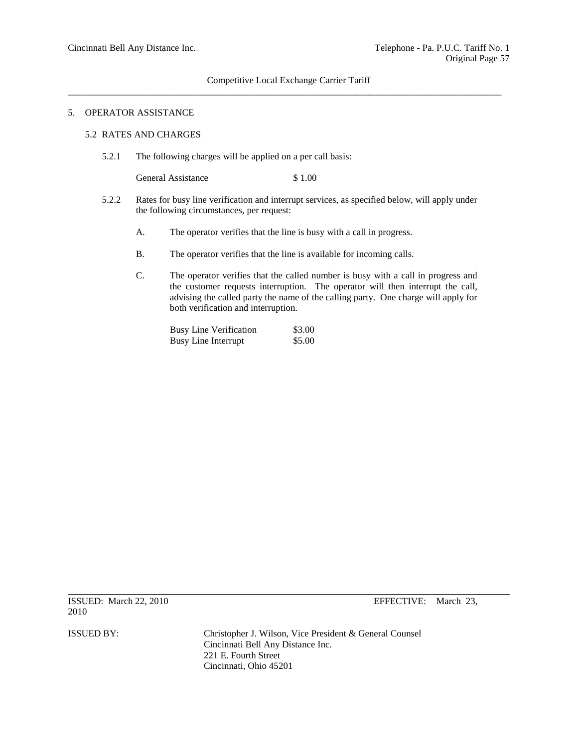## 5. OPERATOR ASSISTANCE

### 5.2 RATES AND CHARGES

5.2.1 The following charges will be applied on a per call basis:

| | |
|---|---|
| General Assistance | \$ 1.00 |

5.2.2 Rates for busy line verification and interrupt services, as specified below, will apply under the following circumstances, per request:

A. The operator verifies that the line is busy with a call in progress.

B. The operator verifies that the line is available for incoming calls.

C. The operator verifies that the called number is busy with a call in progress and the customer requests interruption. The operator will then interrupt the call, advising the called party the name of the calling party. One charge will apply for both verification and interruption.

| | |
|---|---|
| Busy Line Verification | \$3.00 |
| Busy Line Interrupt | \$5.00 |

ISSUED: March 22, 2010 EFFECTIVE: March 23, 2010

ISSUED BY: Christopher J. Wilson, Vice President & General Counsel
Cincinnati Bell Any Distance Inc.
221 E. Fourth Street
Cincinnati, Ohio 45201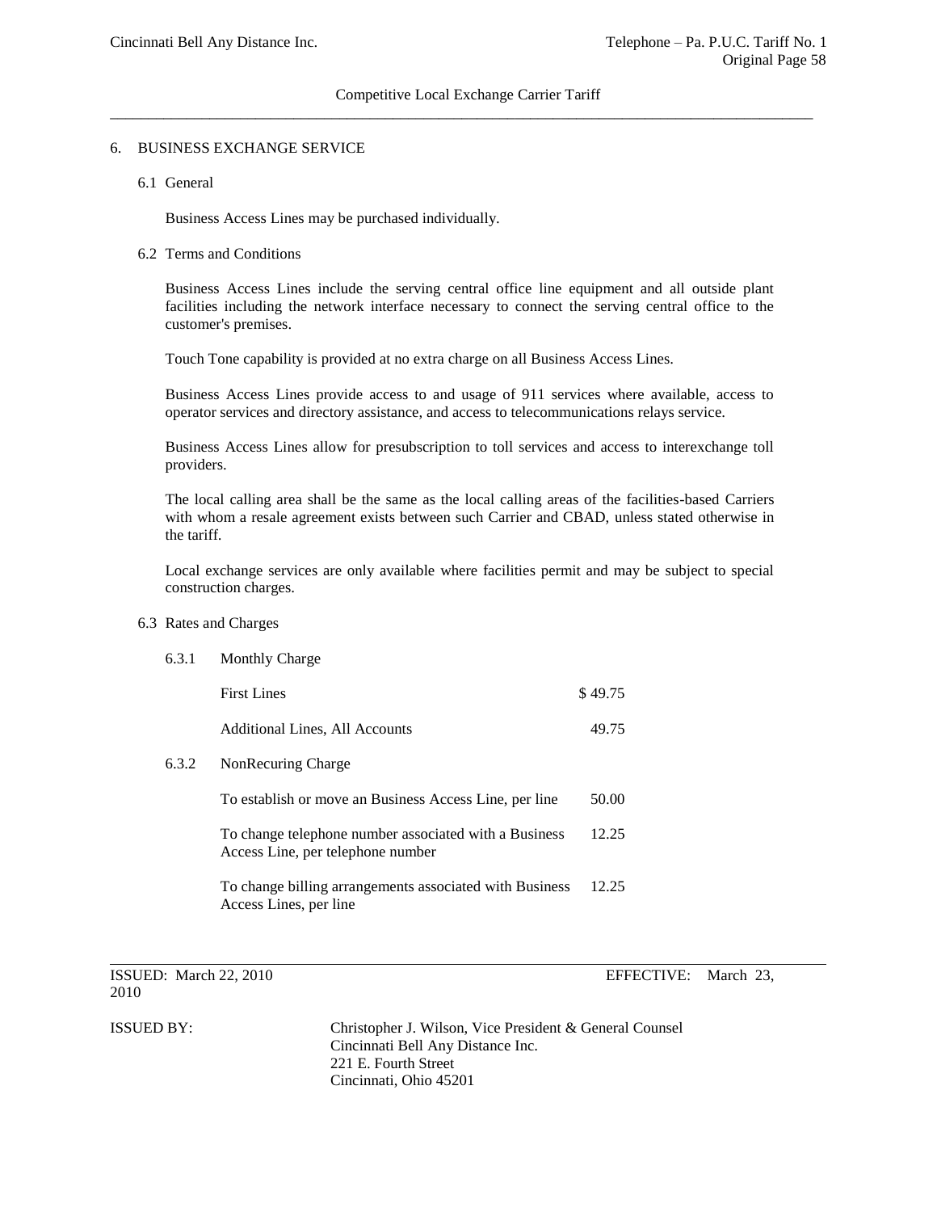## 6. BUSINESS EXCHANGE SERVICE

### 6.1 General

Business Access Lines may be purchased individually.

### 6.2 Terms and Conditions

Business Access Lines include the serving central office line equipment and all outside plant facilities including the network interface necessary to connect the serving central office to the customer's premises.

Touch Tone capability is provided at no extra charge on all Business Access Lines.

Business Access Lines provide access to and usage of 911 services where available, access to operator services and directory assistance, and access to telecommunications relays service.

Business Access Lines allow for presubscription to toll services and access to interexchange toll providers.

The local calling area shall be the same as the local calling areas of the facilities-based Carriers with whom a resale agreement exists between such Carrier and CBAD, unless stated otherwise in the tariff.

Local exchange services are only available where facilities permit and may be subject to special construction charges.

### 6.3 Rates and Charges

#### 6.3.1 Monthly Charge

| | |
|---|---|
| First Lines | $ 49.75 |
| Additional Lines, All Accounts | 49.75 |

#### 6.3.2 NonRecuring Charge

| | |
|---|---|
| To establish or move an Business Access Line, per line | 50.00 |
| To change telephone number associated with a Business Access Line, per telephone number | 12.25 |
| To change billing arrangements associated with Business Access Lines, per line | 12.25 |

ISSUED: March 22, 2010 EFFECTIVE: March 23, 2010

ISSUED BY: Christopher J. Wilson, Vice President & General Counsel
Cincinnati Bell Any Distance Inc.
221 E. Fourth Street
Cincinnati, Ohio 45201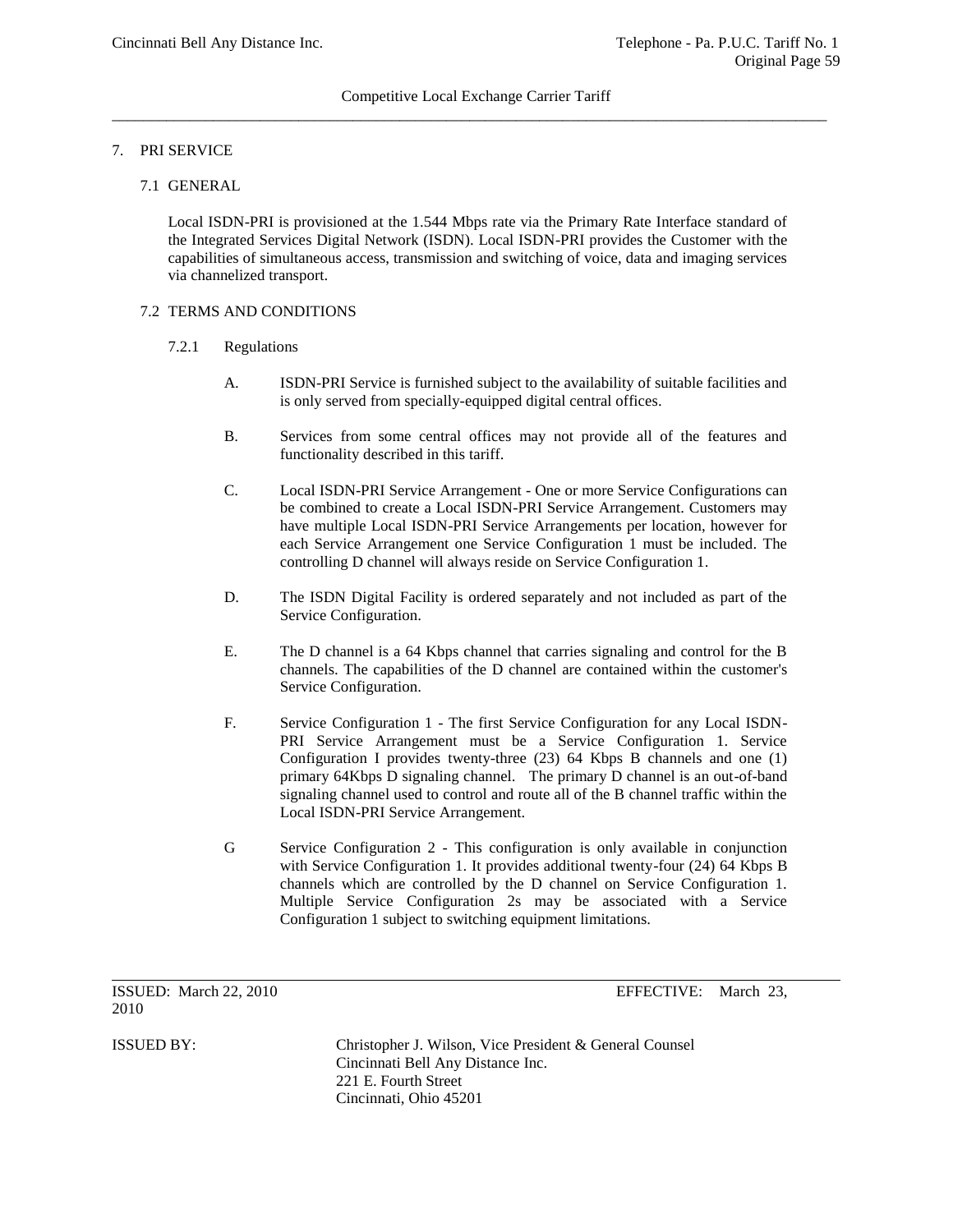## 7. PRI SERVICE

### 7.1 GENERAL

Local ISDN-PRI is provisioned at the 1.544 Mbps rate via the Primary Rate Interface standard of the Integrated Services Digital Network (ISDN). Local ISDN-PRI provides the Customer with the capabilities of simultaneous access, transmission and switching of voice, data and imaging services via channelized transport.

### 7.2 TERMS AND CONDITIONS

#### 7.2.1 Regulations

A. ISDN-PRI Service is furnished subject to the availability of suitable facilities and is only served from specially-equipped digital central offices.

B. Services from some central offices may not provide all of the features and functionality described in this tariff.

C. Local ISDN-PRI Service Arrangement - One or more Service Configurations can be combined to create a Local ISDN-PRI Service Arrangement. Customers may have multiple Local ISDN-PRI Service Arrangements per location, however for each Service Arrangement one Service Configuration 1 must be included. The controlling D channel will always reside on Service Configuration 1.

D. The ISDN Digital Facility is ordered separately and not included as part of the Service Configuration.

E. The D channel is a 64 Kbps channel that carries signaling and control for the B channels. The capabilities of the D channel are contained within the customer's Service Configuration.

F. Service Configuration 1 - The first Service Configuration for any Local ISDN-PRI Service Arrangement must be a Service Configuration 1. Service Configuration I provides twenty-three (23) 64 Kbps B channels and one (1) primary 64Kbps D signaling channel. The primary D channel is an out-of-band signaling channel used to control and route all of the B channel traffic within the Local ISDN-PRI Service Arrangement.

G Service Configuration 2 - This configuration is only available in conjunction with Service Configuration 1. It provides additional twenty-four (24) 64 Kbps B channels which are controlled by the D channel on Service Configuration 1. Multiple Service Configuration 2s may be associated with a Service Configuration 1 subject to switching equipment limitations.

ISSUED: March 22, 2010 EFFECTIVE: March 23, 2010

ISSUED BY: Christopher J. Wilson, Vice President & General Counsel
Cincinnati Bell Any Distance Inc.
221 E. Fourth Street
Cincinnati, Ohio 45201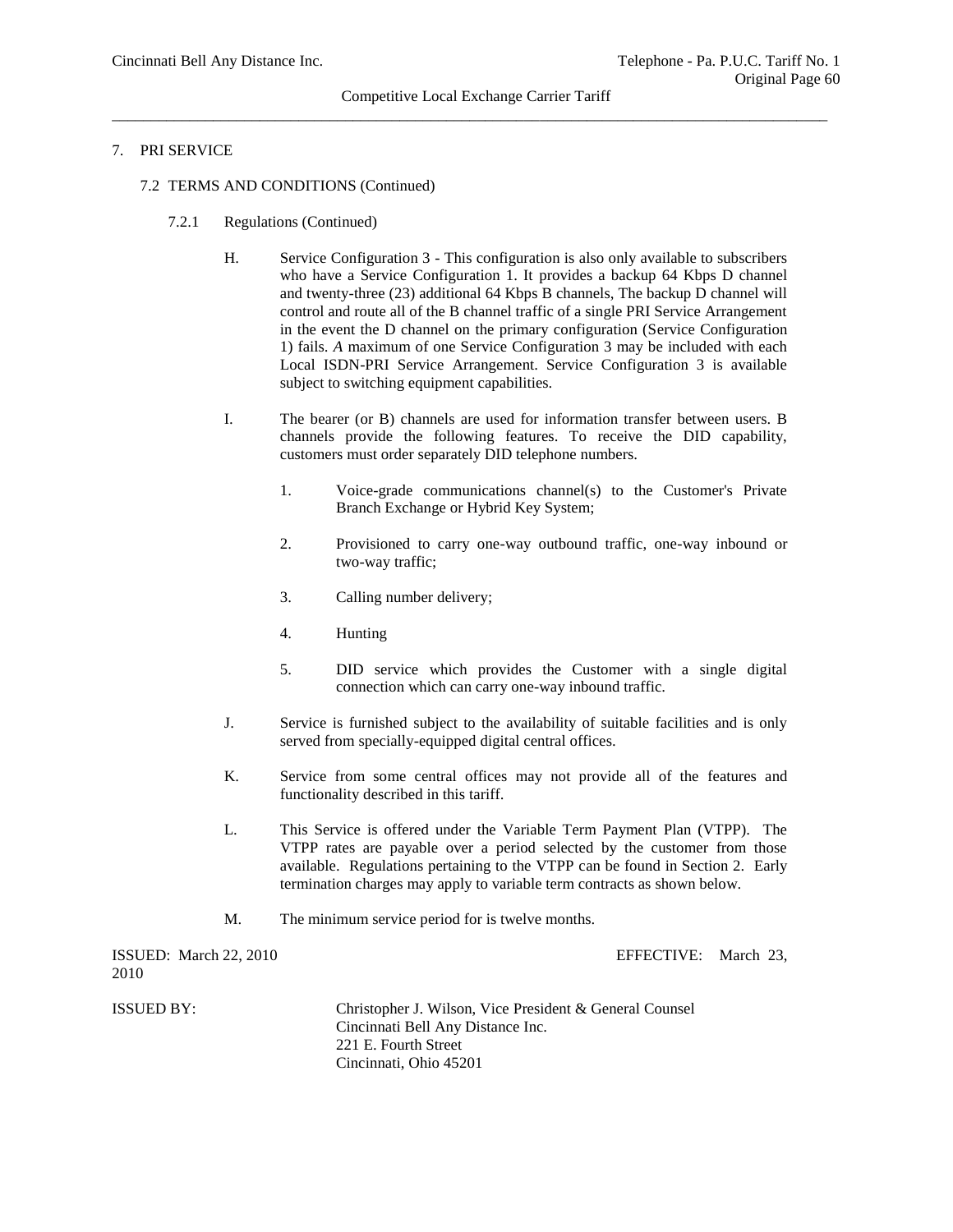7. PRI SERVICE

7.2 TERMS AND CONDITIONS (Continued)

7.2.1 Regulations (Continued)

H. Service Configuration 3 - This configuration is also only available to subscribers who have a Service Configuration 1. It provides a backup 64 Kbps D channel and twenty-three (23) additional 64 Kbps B channels, The backup D channel will control and route all of the B channel traffic of a single PRI Service Arrangement in the event the D channel on the primary configuration (Service Configuration 1) fails. *A* maximum of one Service Configuration 3 may be included with each Local ISDN-PRI Service Arrangement. Service Configuration 3 is available subject to switching equipment capabilities.

I. The bearer (or B) channels are used for information transfer between users. B channels provide the following features. To receive the DID capability, customers must order separately DID telephone numbers.

1. Voice-grade communications channel(s) to the Customer's Private Branch Exchange or Hybrid Key System;
2. Provisioned to carry one-way outbound traffic, one-way inbound or two-way traffic;
3. Calling number delivery;
4. Hunting
5. DID service which provides the Customer with a single digital connection which can carry one-way inbound traffic.

J. Service is furnished subject to the availability of suitable facilities and is only served from specially-equipped digital central offices.

K. Service from some central offices may not provide all of the features and functionality described in this tariff.

L. This Service is offered under the Variable Term Payment Plan (VTPP). The VTPP rates are payable over a period selected by the customer from those available. Regulations pertaining to the VTPP can be found in Section 2. Early termination charges may apply to variable term contracts as shown below.

M. The minimum service period for is twelve months.

ISSUED: March 22, 2010 EFFECTIVE: March 23, 2010

ISSUED BY: Christopher J. Wilson, Vice President & General Counsel
Cincinnati Bell Any Distance Inc.
221 E. Fourth Street
Cincinnati, Ohio 45201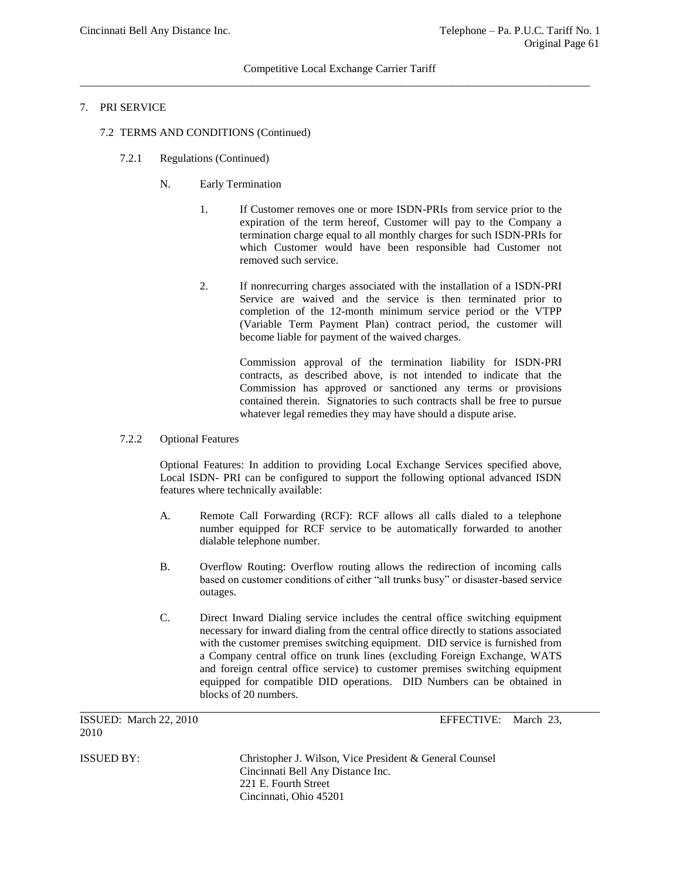## 7. PRI SERVICE

### 7.2 TERMS AND CONDITIONS (Continued)

#### 7.2.1 Regulations (Continued)

N. Early Termination

1. If Customer removes one or more ISDN-PRIs from service prior to the expiration of the term hereof, Customer will pay to the Company a termination charge equal to all monthly charges for such ISDN-PRIs for which Customer would have been responsible had Customer not removed such service.

2. If nonrecurring charges associated with the installation of a ISDN-PRI Service are waived and the service is then terminated prior to completion of the 12-month minimum service period or the VTPP (Variable Term Payment Plan) contract period, the customer will become liable for payment of the waived charges.

   Commission approval of the termination liability for ISDN-PRI contracts, as described above, is not intended to indicate that the Commission has approved or sanctioned any terms or provisions contained therein. Signatories to such contracts shall be free to pursue whatever legal remedies they may have should a dispute arise.

#### 7.2.2 Optional Features

Optional Features: In addition to providing Local Exchange Services specified above, Local ISDN- PRI can be configured to support the following optional advanced ISDN features where technically available:

A. Remote Call Forwarding (RCF): RCF allows all calls dialed to a telephone number equipped for RCF service to be automatically forwarded to another dialable telephone number.

B. Overflow Routing: Overflow routing allows the redirection of incoming calls based on customer conditions of either "all trunks busy" or disaster-based service outages.

C. Direct Inward Dialing service includes the central office switching equipment necessary for inward dialing from the central office directly to stations associated with the customer premises switching equipment. DID service is furnished from a Company central office on trunk lines (excluding Foreign Exchange, WATS and foreign central office service) to customer premises switching equipment equipped for compatible DID operations. DID Numbers can be obtained in blocks of 20 numbers.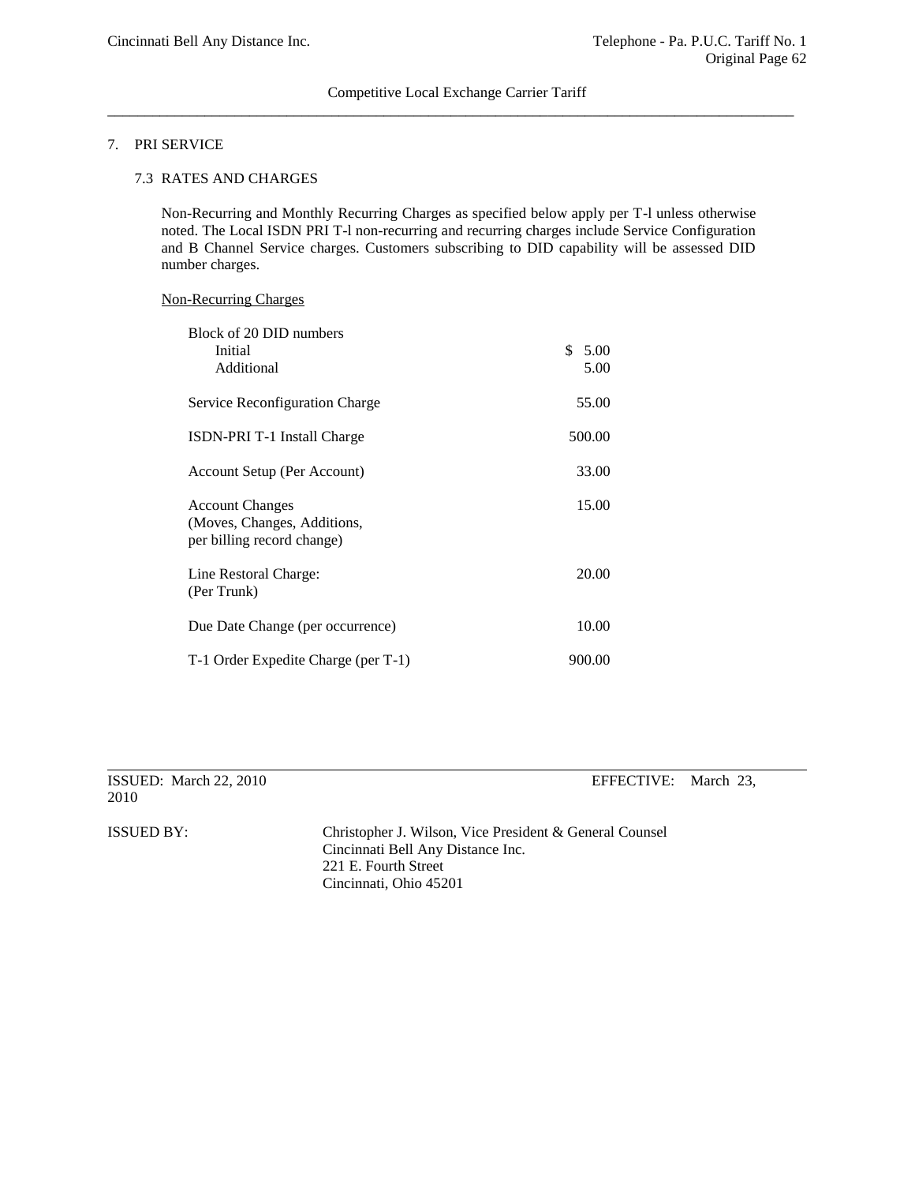# 7. PRI SERVICE

## 7.3 RATES AND CHARGES

Non-Recurring and Monthly Recurring Charges as specified below apply per T-l unless otherwise noted. The Local ISDN PRI T-l non-recurring and recurring charges include Service Configuration and B Channel Service charges. Customers subscribing to DID capability will be assessed DID number charges.

Non-Recurring Charges

| | |
|---|---|
| Block of 20 DID numbers | |
| Initial | $ 5.00 |
| Additional | 5.00 |
| Service Reconfiguration Charge | 55.00 |
| ISDN-PRI T-1 Install Charge | 500.00 |
| Account Setup (Per Account) | 33.00 |
| Account Changes (Moves, Changes, Additions, per billing record change) | 15.00 |
| Line Restoral Charge: (Per Trunk) | 20.00 |
| Due Date Change (per occurrence) | 10.00 |
| T-1 Order Expedite Charge (per T-1) | 900.00 |

ISSUED: March 22, 2010 EFFECTIVE: March 23, 2010

ISSUED BY: Christopher J. Wilson, Vice President & General Counsel
Cincinnati Bell Any Distance Inc.
221 E. Fourth Street
Cincinnati, Ohio 45201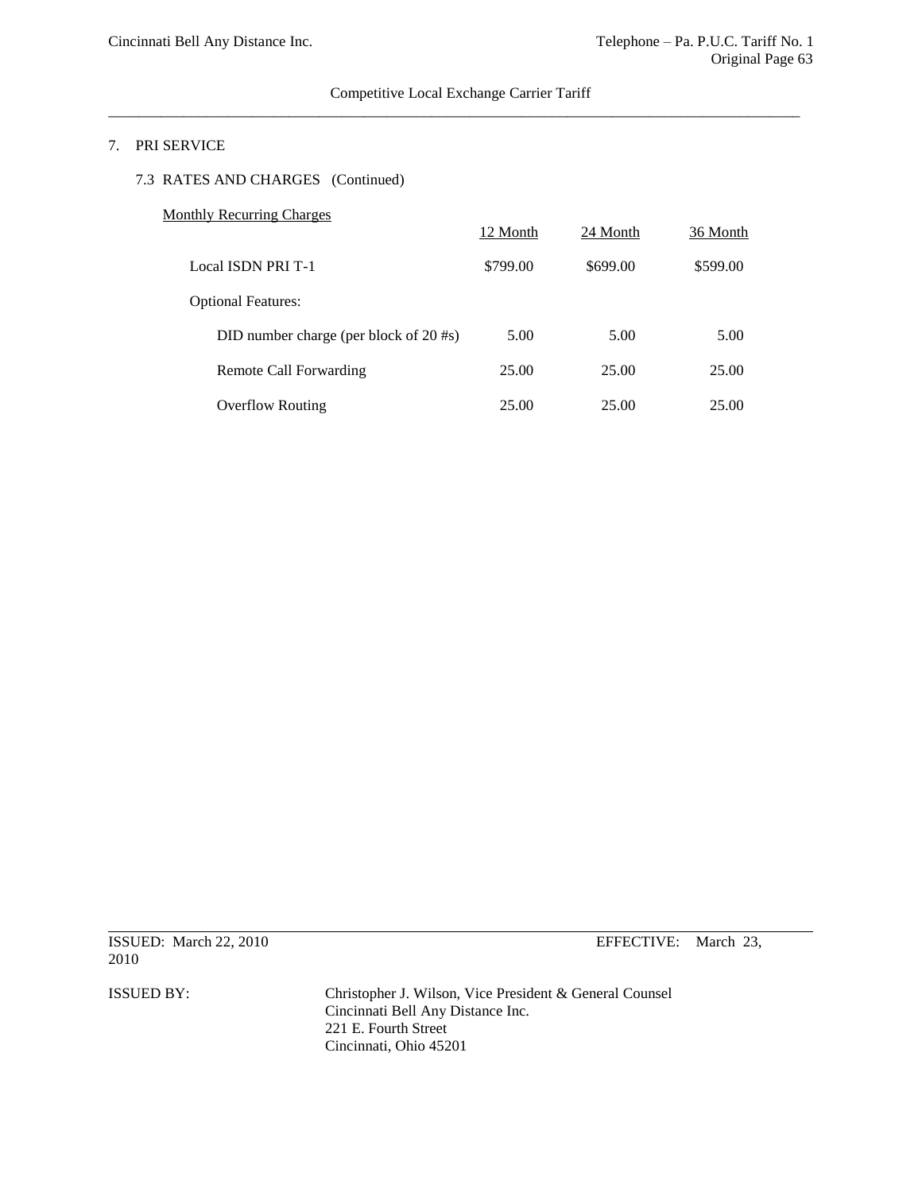## 7. PRI SERVICE

### 7.3 RATES AND CHARGES (Continued)

Monthly Recurring Charges

| | 12 Month | 24 Month | 36 Month |
|---|---|---|---|
| Local ISDN PRI T-1 | $799.00 | $699.00 | $599.00 |
| Optional Features: | | | |
| DID number charge (per block of 20 #s) | 5.00 | 5.00 | 5.00 |
| Remote Call Forwarding | 25.00 | 25.00 | 25.00 |
| Overflow Routing | 25.00 | 25.00 | 25.00 |

ISSUED: March 22, 2010 EFFECTIVE: March 23, 2010

ISSUED BY: Christopher J. Wilson, Vice President & General Counsel
Cincinnati Bell Any Distance Inc.
221 E. Fourth Street
Cincinnati, Ohio 45201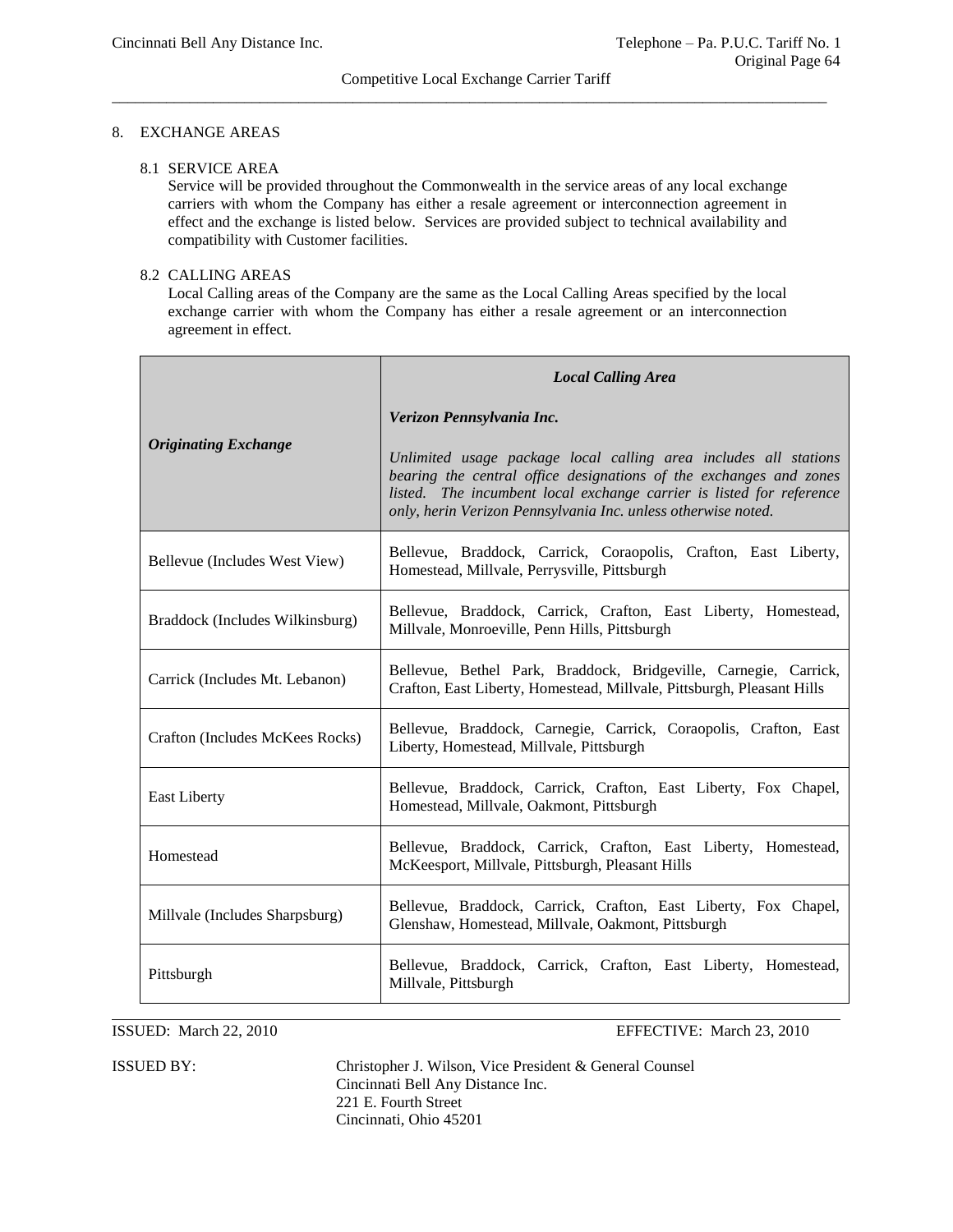## 8. EXCHANGE AREAS

### 8.1 SERVICE AREA

Service will be provided throughout the Commonwealth in the service areas of any local exchange carriers with whom the Company has either a resale agreement or interconnection agreement in effect and the exchange is listed below. Services are provided subject to technical availability and compatibility with Customer facilities.

### 8.2 CALLING AREAS

Local Calling areas of the Company are the same as the Local Calling Areas specified by the local exchange carrier with whom the Company has either a resale agreement or an interconnection agreement in effect.

| ***Originating Exchange*** | ***Local Calling Area***<br><br>***Verizon Pennsylvania Inc.***<br><br>*Unlimited usage package local calling area includes all stations bearing the central office designations of the exchanges and zones listed. The incumbent local exchange carrier is listed for reference only, herin Verizon Pennsylvania Inc. unless otherwise noted.* |
|---|---|
| Bellevue (Includes West View) | Bellevue, Braddock, Carrick, Coraopolis, Crafton, East Liberty, Homestead, Millvale, Perrysville, Pittsburgh |
| Braddock (Includes Wilkinsburg) | Bellevue, Braddock, Carrick, Crafton, East Liberty, Homestead, Millvale, Monroeville, Penn Hills, Pittsburgh |
| Carrick (Includes Mt. Lebanon) | Bellevue, Bethel Park, Braddock, Bridgeville, Carnegie, Carrick, Crafton, East Liberty, Homestead, Millvale, Pittsburgh, Pleasant Hills |
| Crafton (Includes McKees Rocks) | Bellevue, Braddock, Carnegie, Carrick, Coraopolis, Crafton, East Liberty, Homestead, Millvale, Pittsburgh |
| East Liberty | Bellevue, Braddock, Carrick, Crafton, East Liberty, Fox Chapel, Homestead, Millvale, Oakmont, Pittsburgh |
| Homestead | Bellevue, Braddock, Carrick, Crafton, East Liberty, Homestead, McKeesport, Millvale, Pittsburgh, Pleasant Hills |
| Millvale (Includes Sharpsburg) | Bellevue, Braddock, Carrick, Crafton, East Liberty, Fox Chapel, Glenshaw, Homestead, Millvale, Oakmont, Pittsburgh |
| Pittsburgh | Bellevue, Braddock, Carrick, Crafton, East Liberty, Homestead, Millvale, Pittsburgh |

ISSUED: March 22, 2010 EFFECTIVE: March 23, 2010

ISSUED BY: Christopher J. Wilson, Vice President & General Counsel
Cincinnati Bell Any Distance Inc.
221 E. Fourth Street
Cincinnati, Ohio 45201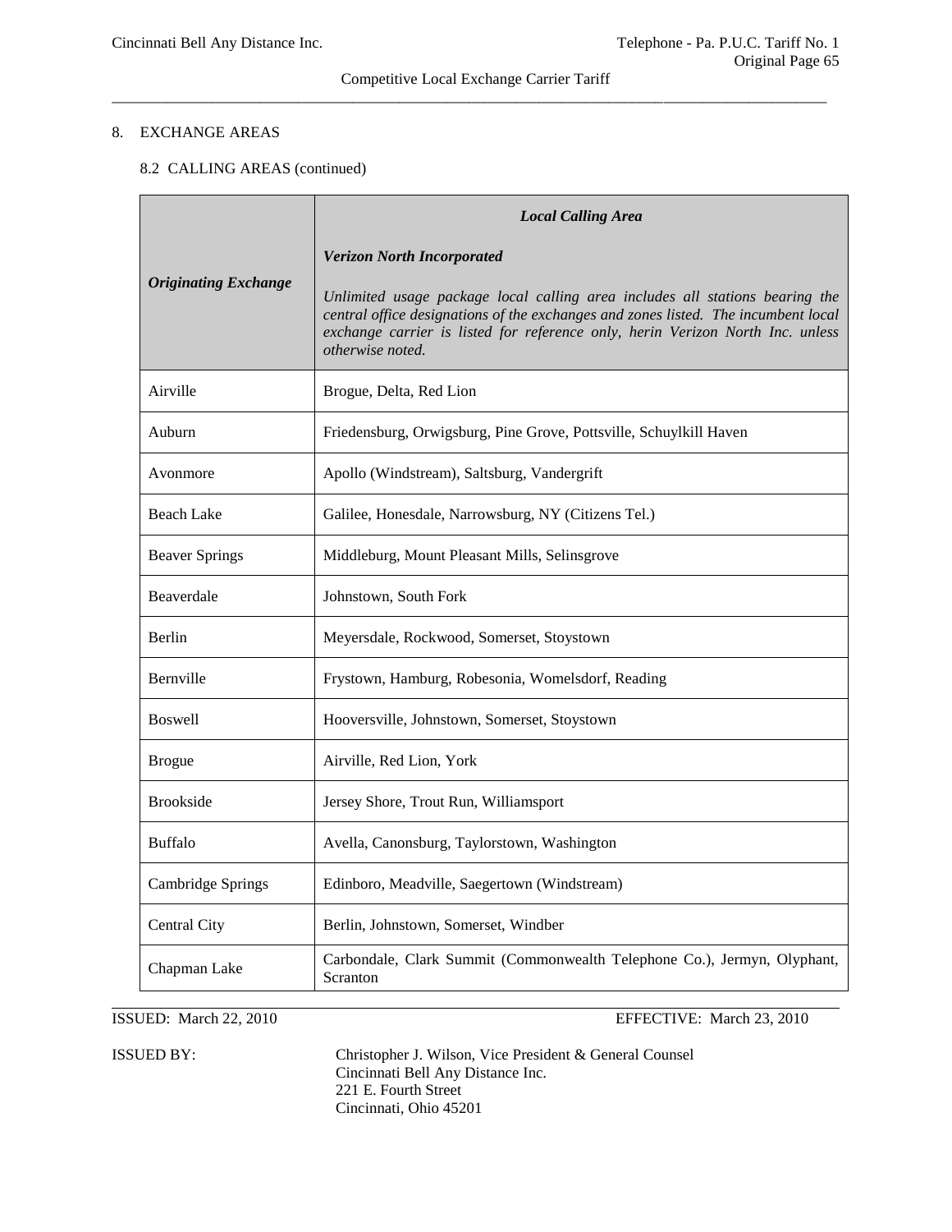## 8. EXCHANGE AREAS

### 8.2 CALLING AREAS (continued)

| ***Originating Exchange*** | ***Local Calling Area***<br><br>***Verizon North Incorporated***<br><br>*Unlimited usage package local calling area includes all stations bearing the central office designations of the exchanges and zones listed. The incumbent local exchange carrier is listed for reference only, herin Verizon North Inc. unless otherwise noted.* |
|---|---|
| Airville | Brogue, Delta, Red Lion |
| Auburn | Friedensburg, Orwigsburg, Pine Grove, Pottsville, Schuylkill Haven |
| Avonmore | Apollo (Windstream), Saltsburg, Vandergrift |
| Beach Lake | Galilee, Honesdale, Narrowsburg, NY (Citizens Tel.) |
| Beaver Springs | Middleburg, Mount Pleasant Mills, Selinsgrove |
| Beaverdale | Johnstown, South Fork |
| Berlin | Meyersdale, Rockwood, Somerset, Stoystown |
| Bernville | Frystown, Hamburg, Robesonia, Womelsdorf, Reading |
| Boswell | Hooversville, Johnstown, Somerset, Stoystown |
| Brogue | Airville, Red Lion, York |
| Brookside | Jersey Shore, Trout Run, Williamsport |
| Buffalo | Avella, Canonsburg, Taylorstown, Washington |
| Cambridge Springs | Edinboro, Meadville, Saegertown (Windstream) |
| Central City | Berlin, Johnstown, Somerset, Windber |
| Chapman Lake | Carbondale, Clark Summit (Commonwealth Telephone Co.), Jermyn, Olyphant, Scranton |

ISSUED: March 22, 2010 EFFECTIVE: March 23, 2010

ISSUED BY: Christopher J. Wilson, Vice President & General Counsel
Cincinnati Bell Any Distance Inc.
221 E. Fourth Street
Cincinnati, Ohio 45201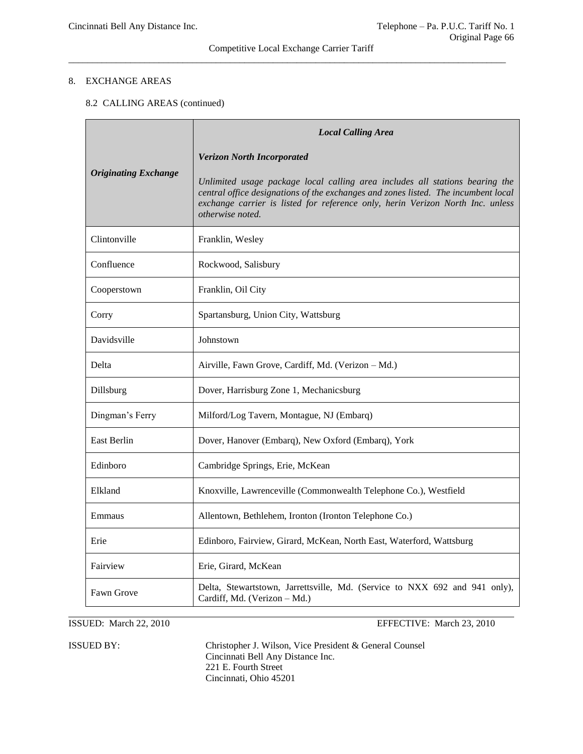## 8. EXCHANGE AREAS

### 8.2 CALLING AREAS (continued)

| ***Originating Exchange*** | ***Local Calling Area***<br><br>***Verizon North Incorporated***<br><br>*Unlimited usage package local calling area includes all stations bearing the central office designations of the exchanges and zones listed. The incumbent local exchange carrier is listed for reference only, herin Verizon North Inc. unless otherwise noted.* |
|---|---|
| Clintonville | Franklin, Wesley |
| Confluence | Rockwood, Salisbury |
| Cooperstown | Franklin, Oil City |
| Corry | Spartansburg, Union City, Wattsburg |
| Davidsville | Johnstown |
| Delta | Airville, Fawn Grove, Cardiff, Md. (Verizon – Md.) |
| Dillsburg | Dover, Harrisburg Zone 1, Mechanicsburg |
| Dingman's Ferry | Milford/Log Tavern, Montague, NJ (Embarq) |
| East Berlin | Dover, Hanover (Embarq), New Oxford (Embarq), York |
| Edinboro | Cambridge Springs, Erie, McKean |
| Elkland | Knoxville, Lawrenceville (Commonwealth Telephone Co.), Westfield |
| Emmaus | Allentown, Bethlehem, Ironton (Ironton Telephone Co.) |
| Erie | Edinboro, Fairview, Girard, McKean, North East, Waterford, Wattsburg |
| Fairview | Erie, Girard, McKean |
| Fawn Grove | Delta, Stewartstown, Jarrettsville, Md. (Service to NXX 692 and 941 only), Cardiff, Md. (Verizon – Md.) |

ISSUED: March 22, 2010 EFFECTIVE: March 23, 2010

ISSUED BY: Christopher J. Wilson, Vice President & General Counsel
Cincinnati Bell Any Distance Inc.
221 E. Fourth Street
Cincinnati, Ohio 45201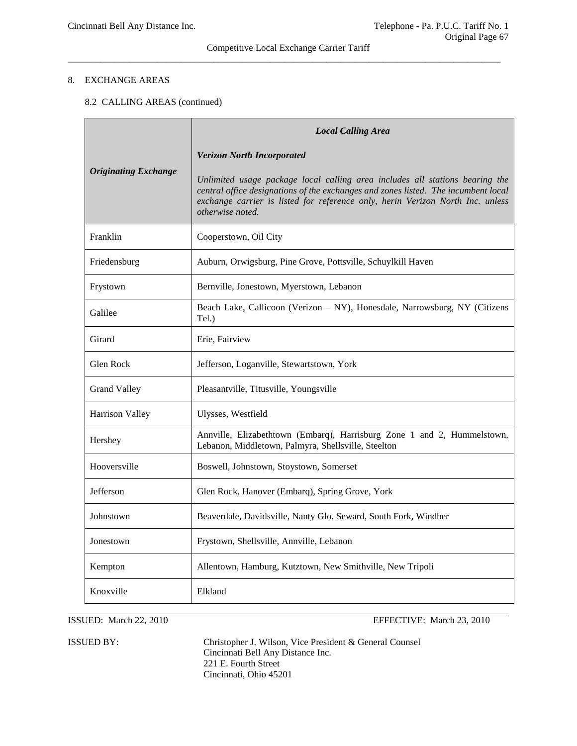8. EXCHANGE AREAS

8.2 CALLING AREAS (continued)

| ***Originating Exchange*** | ***Local Calling Area*** <br><br> ***Verizon North Incorporated*** <br><br> *Unlimited usage package local calling area includes all stations bearing the central office designations of the exchanges and zones listed. The incumbent local exchange carrier is listed for reference only, herin Verizon North Inc. unless otherwise noted.* |
|---|---|
| Franklin | Cooperstown, Oil City |
| Friedensburg | Auburn, Orwigsburg, Pine Grove, Pottsville, Schuylkill Haven |
| Frystown | Bernville, Jonestown, Myerstown, Lebanon |
| Galilee | Beach Lake, Callicoon (Verizon – NY), Honesdale, Narrowsburg, NY (Citizens Tel.) |
| Girard | Erie, Fairview |
| Glen Rock | Jefferson, Loganville, Stewartstown, York |
| Grand Valley | Pleasantville, Titusville, Youngsville |
| Harrison Valley | Ulysses, Westfield |
| Hershey | Annville, Elizabethtown (Embarq), Harrisburg Zone 1 and 2, Hummelstown, Lebanon, Middletown, Palmyra, Shellsville, Steelton |
| Hooversville | Boswell, Johnstown, Stoystown, Somerset |
| Jefferson | Glen Rock, Hanover (Embarq), Spring Grove, York |
| Johnstown | Beaverdale, Davidsville, Nanty Glo, Seward, South Fork, Windber |
| Jonestown | Frystown, Shellsville, Annville, Lebanon |
| Kempton | Allentown, Hamburg, Kutztown, New Smithville, New Tripoli |
| Knoxville | Elkland |

ISSUED: March 22, 2010 EFFECTIVE: March 23, 2010

ISSUED BY: Christopher J. Wilson, Vice President & General Counsel
Cincinnati Bell Any Distance Inc.
221 E. Fourth Street
Cincinnati, Ohio 45201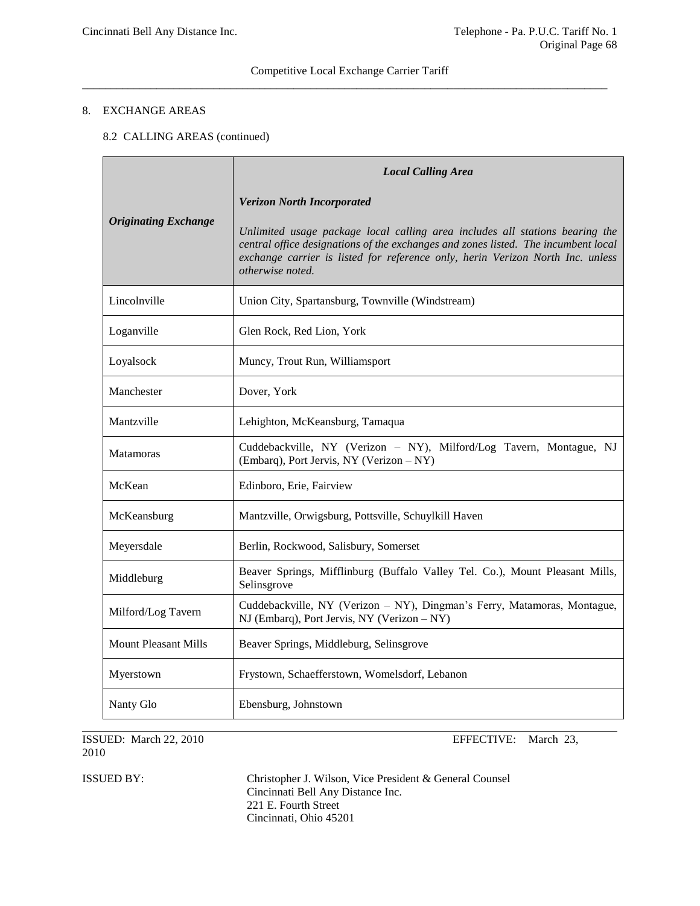Competitive Local Exchange Carrier Tariff

8. EXCHANGE AREAS

8.2 CALLING AREAS (continued)

| *Originating Exchange* | *Local Calling Area*<br><br>*Verizon North Incorporated*<br><br>*Unlimited usage package local calling area includes all stations bearing the central office designations of the exchanges and zones listed. The incumbent local exchange carrier is listed for reference only, herin Verizon North Inc. unless otherwise noted.* |
|---|---|
| Lincolnville | Union City, Spartansburg, Townville (Windstream) |
| Loganville | Glen Rock, Red Lion, York |
| Loyalsock | Muncy, Trout Run, Williamsport |
| Manchester | Dover, York |
| Mantzville | Lehighton, McKeansburg, Tamaqua |
| Matamoras | Cuddebackville, NY (Verizon – NY), Milford/Log Tavern, Montague, NJ (Embarq), Port Jervis, NY (Verizon – NY) |
| McKean | Edinboro, Erie, Fairview |
| McKeansburg | Mantzville, Orwigsburg, Pottsville, Schuylkill Haven |
| Meyersdale | Berlin, Rockwood, Salisbury, Somerset |
| Middleburg | Beaver Springs, Mifflinburg (Buffalo Valley Tel. Co.), Mount Pleasant Mills, Selinsgrove |
| Milford/Log Tavern | Cuddebackville, NY (Verizon – NY), Dingman's Ferry, Matamoras, Montague, NJ (Embarq), Port Jervis, NY (Verizon – NY) |
| Mount Pleasant Mills | Beaver Springs, Middleburg, Selinsgrove |
| Myerstown | Frystown, Schaefferstown, Womelsdorf, Lebanon |
| Nanty Glo | Ebensburg, Johnstown |

ISSUED: March 22, 2010 EFFECTIVE: March 23, 2010

ISSUED BY: Christopher J. Wilson, Vice President & General Counsel
Cincinnati Bell Any Distance Inc.
221 E. Fourth Street
Cincinnati, Ohio 45201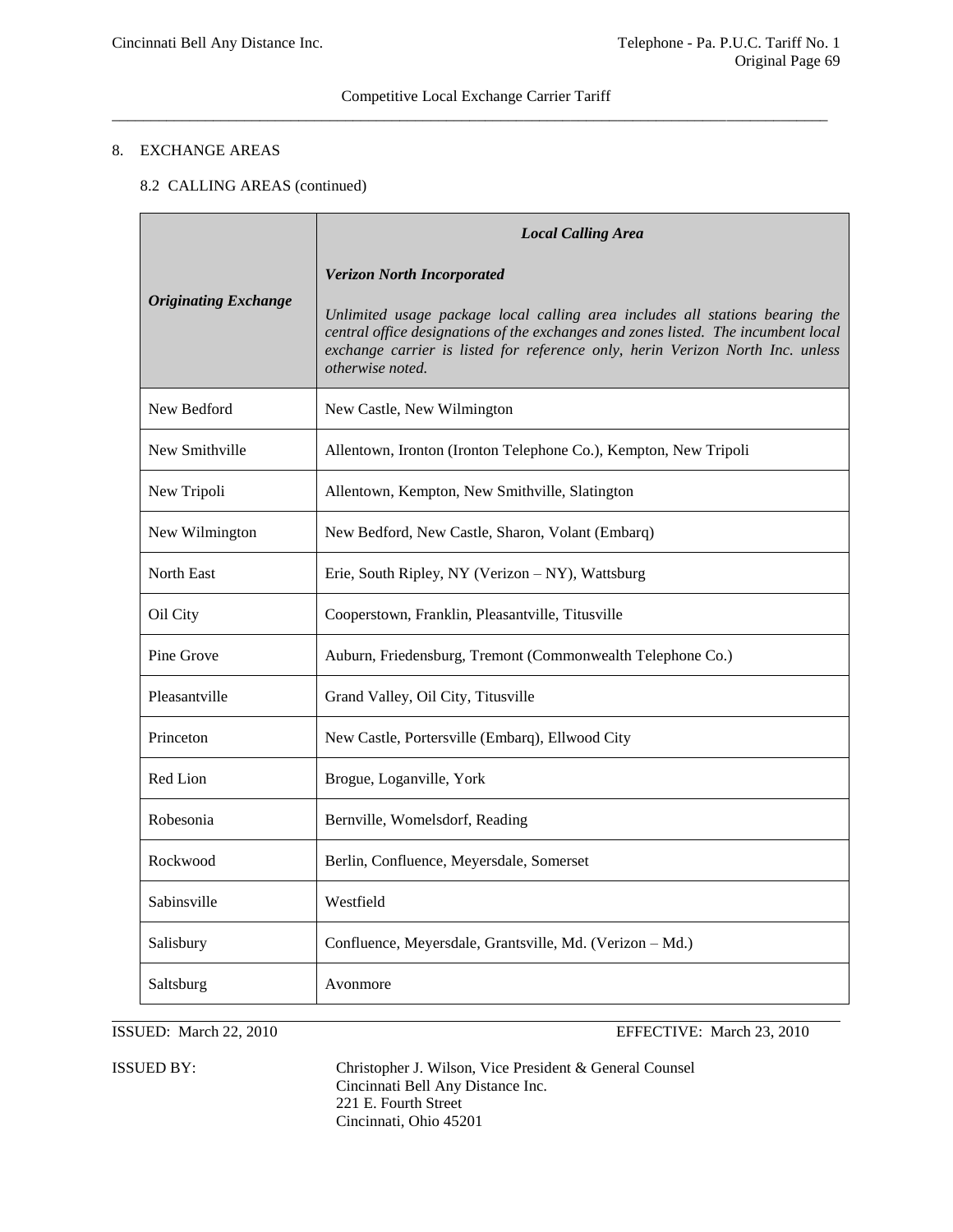Competitive Local Exchange Carrier Tariff

8. EXCHANGE AREAS

8.2 CALLING AREAS (continued)

| *Originating Exchange* | ***Local Calling Area*** ***Verizon North Incorporated*** *Unlimited usage package local calling area includes all stations bearing the central office designations of the exchanges and zones listed. The incumbent local exchange carrier is listed for reference only, herin Verizon North Inc. unless otherwise noted.* |
|---|---|
| New Bedford | New Castle, New Wilmington |
| New Smithville | Allentown, Ironton (Ironton Telephone Co.), Kempton, New Tripoli |
| New Tripoli | Allentown, Kempton, New Smithville, Slatington |
| New Wilmington | New Bedford, New Castle, Sharon, Volant (Embarq) |
| North East | Erie, South Ripley, NY (Verizon – NY), Wattsburg |
| Oil City | Cooperstown, Franklin, Pleasantville, Titusville |
| Pine Grove | Auburn, Friedensburg, Tremont (Commonwealth Telephone Co.) |
| Pleasantville | Grand Valley, Oil City, Titusville |
| Princeton | New Castle, Portersville (Embarq), Ellwood City |
| Red Lion | Brogue, Loganville, York |
| Robesonia | Bernville, Womelsdorf, Reading |
| Rockwood | Berlin, Confluence, Meyersdale, Somerset |
| Sabinsville | Westfield |
| Salisbury | Confluence, Meyersdale, Grantsville, Md. (Verizon – Md.) |
| Saltsburg | Avonmore |

ISSUED: March 22, 2010 EFFECTIVE: March 23, 2010

ISSUED BY: Christopher J. Wilson, Vice President & General Counsel
Cincinnati Bell Any Distance Inc.
221 E. Fourth Street
Cincinnati, Ohio 45201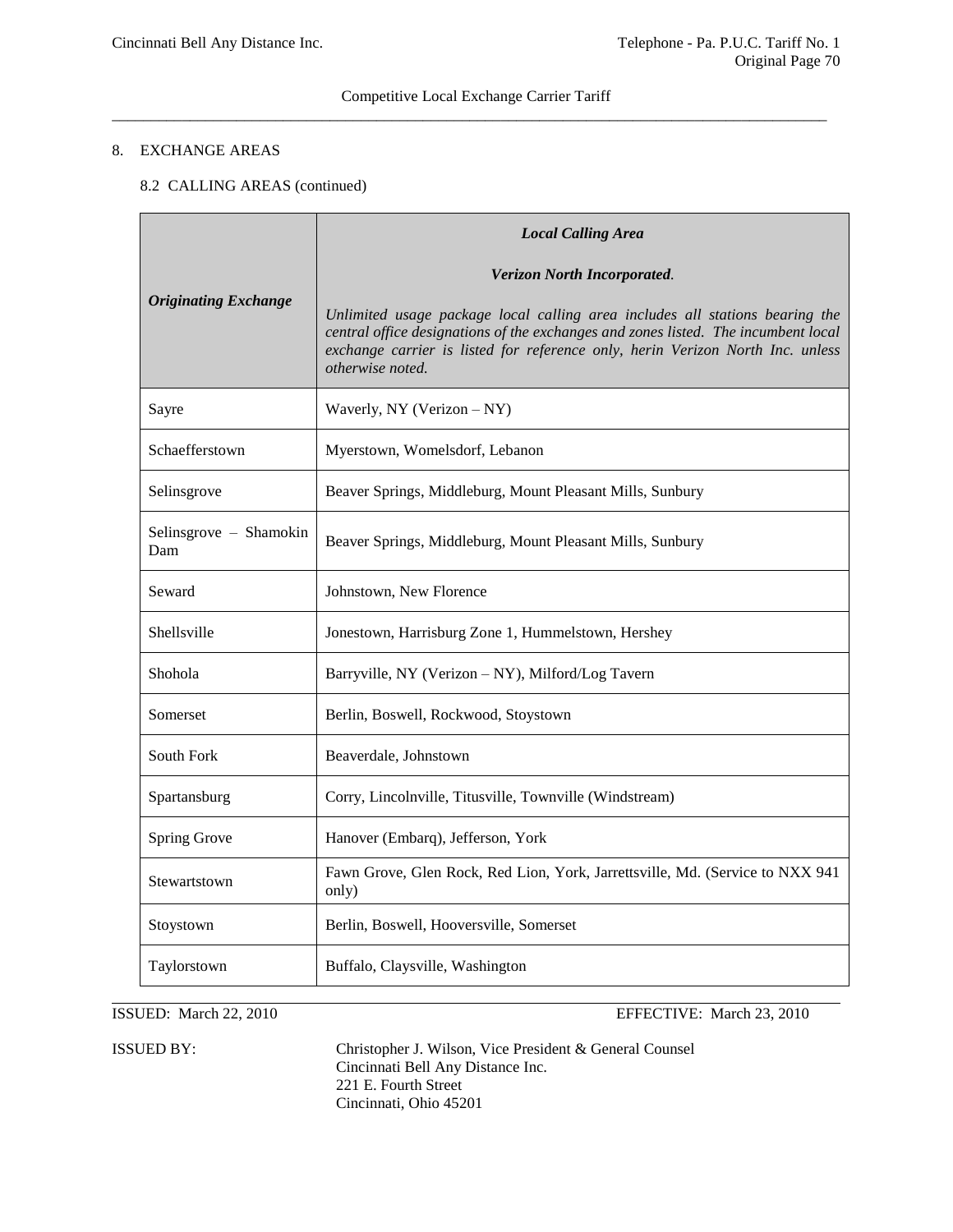## 8. EXCHANGE AREAS

### 8.2 CALLING AREAS (continued)

| *Originating Exchange* | ***Local Calling Area***<br><br>***Verizon North Incorporated.***<br><br>*Unlimited usage package local calling area includes all stations bearing the central office designations of the exchanges and zones listed. The incumbent local exchange carrier is listed for reference only, herin Verizon North Inc. unless otherwise noted.* |
|---|---|
| Sayre | Waverly, NY (Verizon – NY) |
| Schaefferstown | Myerstown, Womelsdorf, Lebanon |
| Selinsgrove | Beaver Springs, Middleburg, Mount Pleasant Mills, Sunbury |
| Selinsgrove – Shamokin Dam | Beaver Springs, Middleburg, Mount Pleasant Mills, Sunbury |
| Seward | Johnstown, New Florence |
| Shellsville | Jonestown, Harrisburg Zone 1, Hummelstown, Hershey |
| Shohola | Barryville, NY (Verizon – NY), Milford/Log Tavern |
| Somerset | Berlin, Boswell, Rockwood, Stoystown |
| South Fork | Beaverdale, Johnstown |
| Spartansburg | Corry, Lincolnville, Titusville, Townville (Windstream) |
| Spring Grove | Hanover (Embarq), Jefferson, York |
| Stewartstown | Fawn Grove, Glen Rock, Red Lion, York, Jarrettsville, Md. (Service to NXX 941 only) |
| Stoystown | Berlin, Boswell, Hooversville, Somerset |
| Taylorstown | Buffalo, Claysville, Washington |

ISSUED: March 22, 2010 EFFECTIVE: March 23, 2010

ISSUED BY: Christopher J. Wilson, Vice President & General Counsel
Cincinnati Bell Any Distance Inc.
221 E. Fourth Street
Cincinnati, Ohio 45201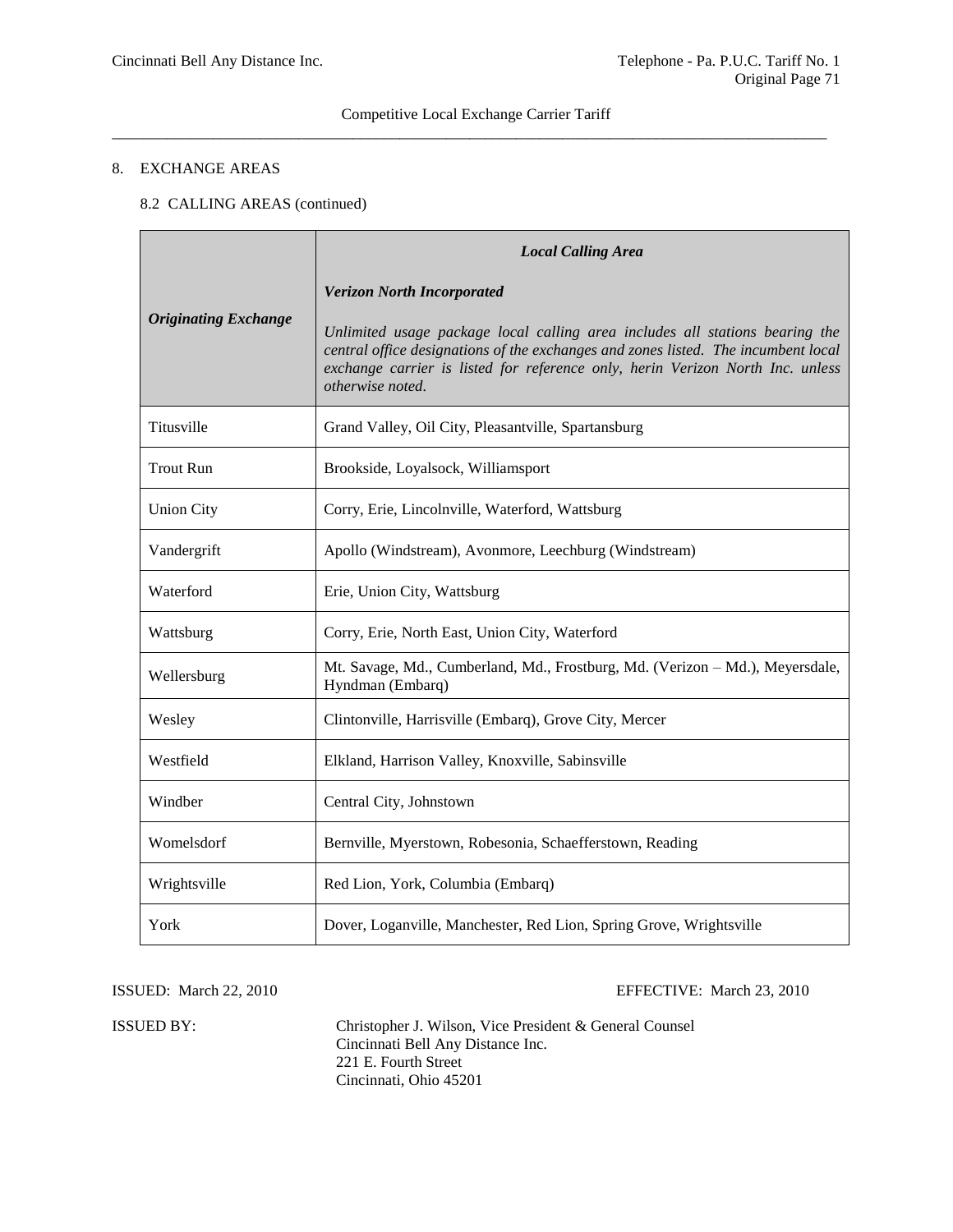8. EXCHANGE AREAS

8.2 CALLING AREAS (continued)

| *Originating Exchange* | ***Local Calling Area***<br><br>***Verizon North Incorporated***<br><br>*Unlimited usage package local calling area includes all stations bearing the central office designations of the exchanges and zones listed. The incumbent local exchange carrier is listed for reference only, herin Verizon North Inc. unless otherwise noted.* |
|---|---|
| Titusville | Grand Valley, Oil City, Pleasantville, Spartansburg |
| Trout Run | Brookside, Loyalsock, Williamsport |
| Union City | Corry, Erie, Lincolnville, Waterford, Wattsburg |
| Vandergrift | Apollo (Windstream), Avonmore, Leechburg (Windstream) |
| Waterford | Erie, Union City, Wattsburg |
| Wattsburg | Corry, Erie, North East, Union City, Waterford |
| Wellersburg | Mt. Savage, Md., Cumberland, Md., Frostburg, Md. (Verizon – Md.), Meyersdale, Hyndman (Embarq) |
| Wesley | Clintonville, Harrisville (Embarq), Grove City, Mercer |
| Westfield | Elkland, Harrison Valley, Knoxville, Sabinsville |
| Windber | Central City, Johnstown |
| Womelsdorf | Bernville, Myerstown, Robesonia, Schaefferstown, Reading |
| Wrightsville | Red Lion, York, Columbia (Embarq) |
| York | Dover, Loganville, Manchester, Red Lion, Spring Grove, Wrightsville |

ISSUED: March 22, 2010 EFFECTIVE: March 23, 2010

ISSUED BY: Christopher J. Wilson, Vice President & General Counsel
Cincinnati Bell Any Distance Inc.
221 E. Fourth Street
Cincinnati, Ohio 45201